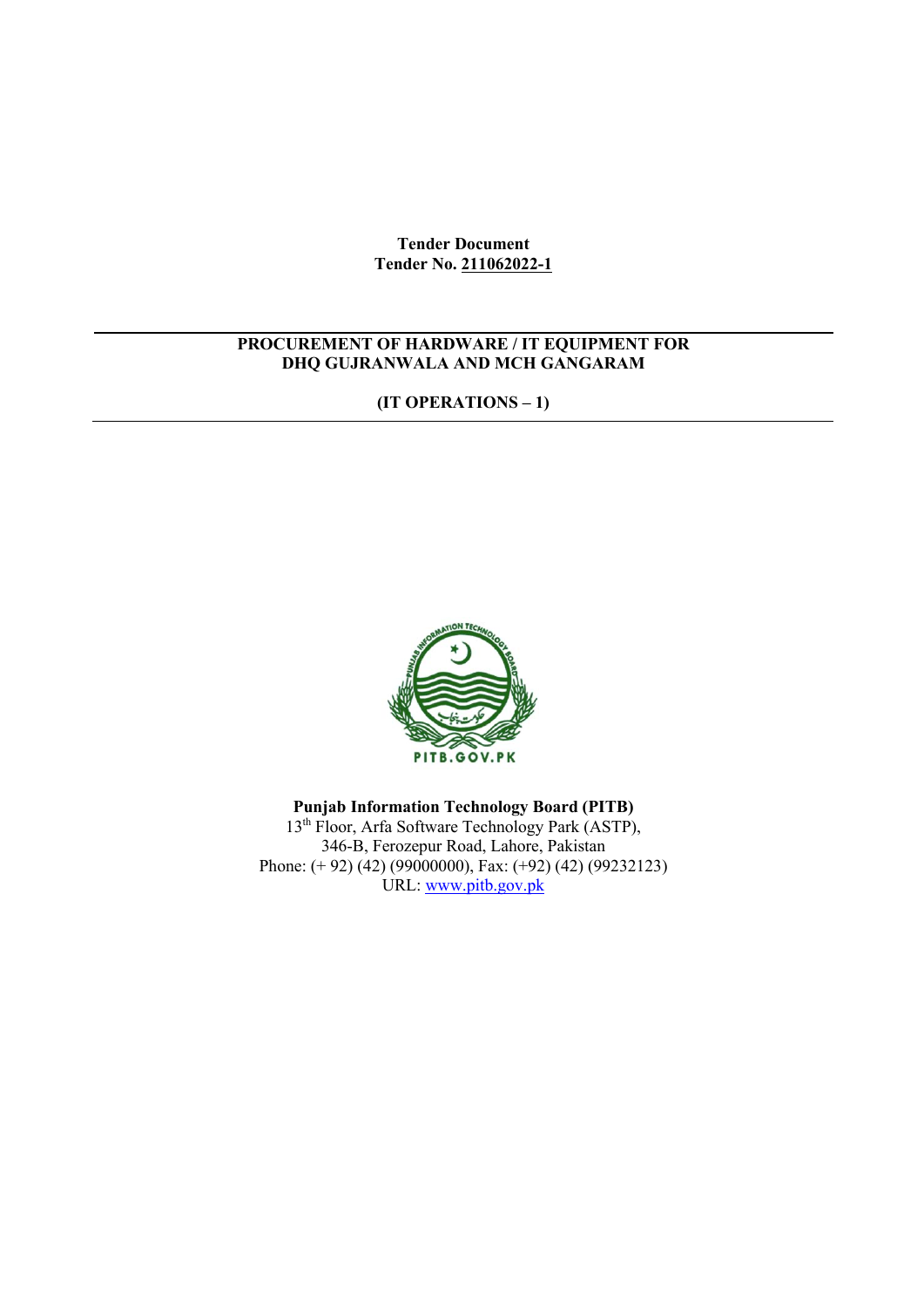**Tender Document**
**Tender No. 211062022-1**

---

# PROCUREMENT OF HARDWARE / IT EQUIPMENT FOR DHQ GUJRANWALA AND MCH GANGARAM

## (IT OPERATIONS – 1)

---

**Punjab Information Technology Board (PITB)**
13th Floor, Arfa Software Technology Park (ASTP),
346-B, Ferozepur Road, Lahore, Pakistan
Phone: (+ 92) (42) (99000000), Fax: (+92) (42) (99232123)
URL: www.pitb.gov.pk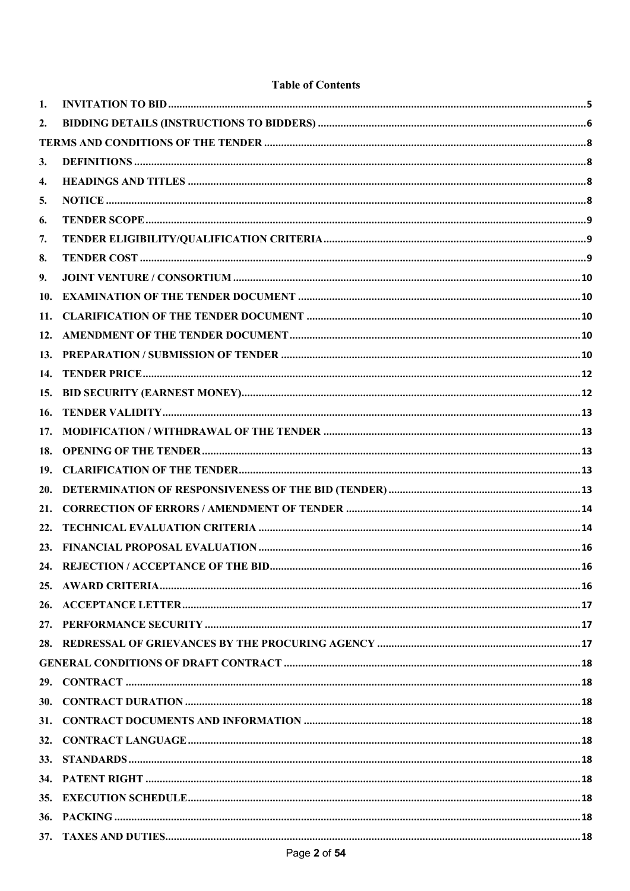**Table of Contents**

1. INVITATION TO BID ..... 5
2. BIDDING DETAILS (INSTRUCTIONS TO BIDDERS) ..... 6

TERMS AND CONDITIONS OF THE TENDER ..... 8

3. DEFINITIONS ..... 8
4. HEADINGS AND TITLES ..... 8
5. NOTICE ..... 8
6. TENDER SCOPE ..... 9
7. TENDER ELIGIBILITY/QUALIFICATION CRITERIA ..... 9
8. TENDER COST ..... 9
9. JOINT VENTURE / CONSORTIUM ..... 10
10. EXAMINATION OF THE TENDER DOCUMENT ..... 10
11. CLARIFICATION OF THE TENDER DOCUMENT ..... 10
12. AMENDMENT OF THE TENDER DOCUMENT ..... 10
13. PREPARATION / SUBMISSION OF TENDER ..... 10
14. TENDER PRICE ..... 12
15. BID SECURITY (EARNEST MONEY) ..... 12
16. TENDER VALIDITY ..... 13
17. MODIFICATION / WITHDRAWAL OF THE TENDER ..... 13
18. OPENING OF THE TENDER ..... 13
19. CLARIFICATION OF THE TENDER ..... 13
20. DETERMINATION OF RESPONSIVENESS OF THE BID (TENDER) ..... 13
21. CORRECTION OF ERRORS / AMENDMENT OF TENDER ..... 14
22. TECHNICAL EVALUATION CRITERIA ..... 14
23. FINANCIAL PROPOSAL EVALUATION ..... 16
24. REJECTION / ACCEPTANCE OF THE BID ..... 16
25. AWARD CRITERIA ..... 16
26. ACCEPTANCE LETTER ..... 17
27. PERFORMANCE SECURITY ..... 17
28. REDRESSAL OF GRIEVANCES BY THE PROCURING AGENCY ..... 17

GENERAL CONDITIONS OF DRAFT CONTRACT ..... 18

29. CONTRACT ..... 18
30. CONTRACT DURATION ..... 18
31. CONTRACT DOCUMENTS AND INFORMATION ..... 18
32. CONTRACT LANGUAGE ..... 18
33. STANDARDS ..... 18
34. PATENT RIGHT ..... 18
35. EXECUTION SCHEDULE ..... 18
36. PACKING ..... 18
37. TAXES AND DUTIES ..... 18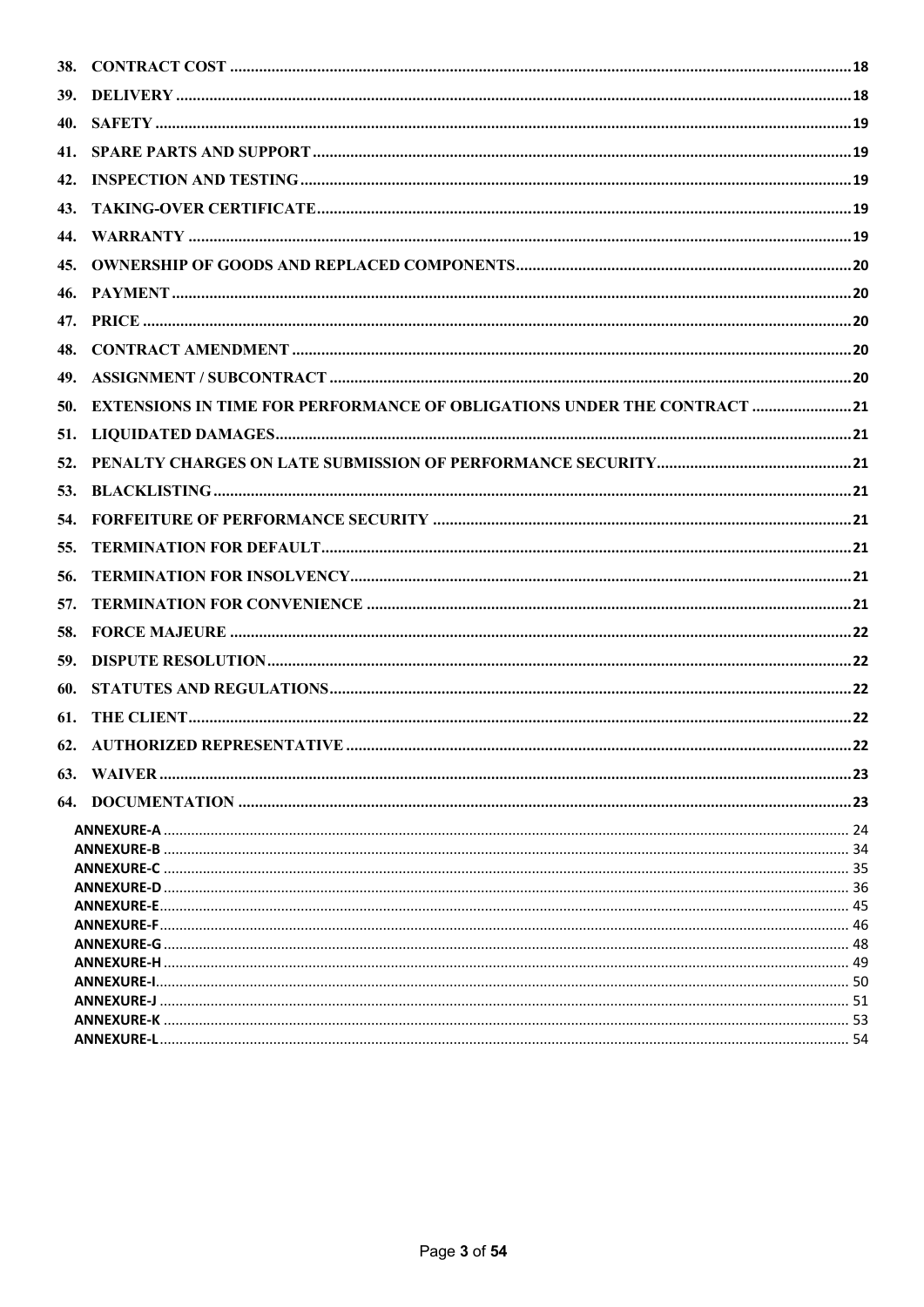38. **CONTRACT COST** ........ 18

39. **DELIVERY** ........ 18

40. **SAFETY** ........ 19

41. **SPARE PARTS AND SUPPORT** ........ 19

42. **INSPECTION AND TESTING** ........ 19

43. **TAKING-OVER CERTIFICATE** ........ 19

44. **WARRANTY** ........ 19

45. **OWNERSHIP OF GOODS AND REPLACED COMPONENTS** ........ 20

46. **PAYMENT** ........ 20

47. **PRICE** ........ 20

48. **CONTRACT AMENDMENT** ........ 20

49. **ASSIGNMENT / SUBCONTRACT** ........ 20

50. **EXTENSIONS IN TIME FOR PERFORMANCE OF OBLIGATIONS UNDER THE CONTRACT** ........ 21

51. **LIQUIDATED DAMAGES** ........ 21

52. **PENALTY CHARGES ON LATE SUBMISSION OF PERFORMANCE SECURITY** ........ 21

53. **BLACKLISTING** ........ 21

54. **FORFEITURE OF PERFORMANCE SECURITY** ........ 21

55. **TERMINATION FOR DEFAULT** ........ 21

56. **TERMINATION FOR INSOLVENCY** ........ 21

57. **TERMINATION FOR CONVENIENCE** ........ 21

58. **FORCE MAJEURE** ........ 22

59. **DISPUTE RESOLUTION** ........ 22

60. **STATUTES AND REGULATIONS** ........ 22

61. **THE CLIENT** ........ 22

62. **AUTHORIZED REPRESENTATIVE** ........ 22

63. **WAIVER** ........ 23

64. **DOCUMENTATION** ........ 23

**ANNEXURE-A** ........ 24
**ANNEXURE-B** ........ 34
**ANNEXURE-C** ........ 35
**ANNEXURE-D** ........ 36
**ANNEXURE-E** ........ 45
**ANNEXURE-F** ........ 46
**ANNEXURE-G** ........ 48
**ANNEXURE-H** ........ 49
**ANNEXURE-I** ........ 50
**ANNEXURE-J** ........ 51
**ANNEXURE-K** ........ 53
**ANNEXURE-L** ........ 54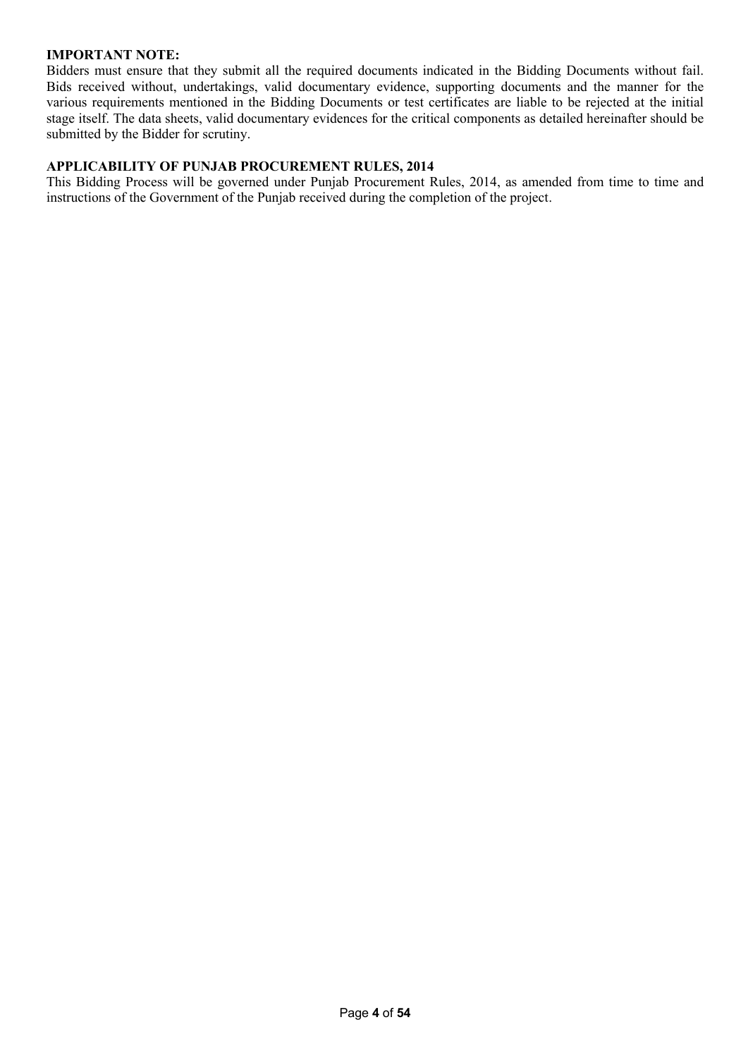**IMPORTANT NOTE:**

Bidders must ensure that they submit all the required documents indicated in the Bidding Documents without fail. Bids received without, undertakings, valid documentary evidence, supporting documents and the manner for the various requirements mentioned in the Bidding Documents or test certificates are liable to be rejected at the initial stage itself. The data sheets, valid documentary evidences for the critical components as detailed hereinafter should be submitted by the Bidder for scrutiny.

**APPLICABILITY OF PUNJAB PROCUREMENT RULES, 2014**

This Bidding Process will be governed under Punjab Procurement Rules, 2014, as amended from time to time and instructions of the Government of the Punjab received during the completion of the project.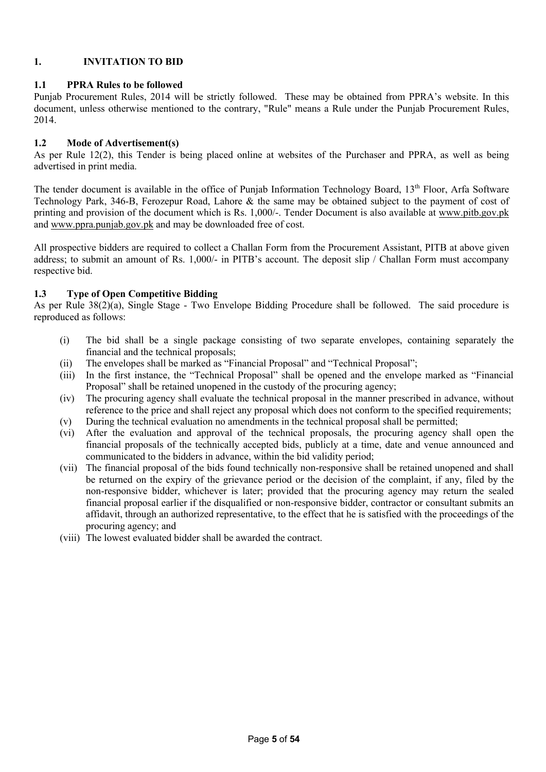## 1. INVITATION TO BID

### 1.1 PPRA Rules to be followed

Punjab Procurement Rules, 2014 will be strictly followed. These may be obtained from PPRA's website. In this document, unless otherwise mentioned to the contrary, "Rule" means a Rule under the Punjab Procurement Rules, 2014.

### 1.2 Mode of Advertisement(s)

As per Rule 12(2), this Tender is being placed online at websites of the Purchaser and PPRA, as well as being advertised in print media.

The tender document is available in the office of Punjab Information Technology Board, 13th Floor, Arfa Software Technology Park, 346-B, Ferozepur Road, Lahore & the same may be obtained subject to the payment of cost of printing and provision of the document which is Rs. 1,000/-. Tender Document is also available at www.pitb.gov.pk and www.ppra.punjab.gov.pk and may be downloaded free of cost.

All prospective bidders are required to collect a Challan Form from the Procurement Assistant, PITB at above given address; to submit an amount of Rs. 1,000/- in PITB's account. The deposit slip / Challan Form must accompany respective bid.

### 1.3 Type of Open Competitive Bidding

As per Rule 38(2)(a), Single Stage - Two Envelope Bidding Procedure shall be followed. The said procedure is reproduced as follows:

(i) The bid shall be a single package consisting of two separate envelopes, containing separately the financial and the technical proposals;

(ii) The envelopes shall be marked as "Financial Proposal" and "Technical Proposal";

(iii) In the first instance, the "Technical Proposal" shall be opened and the envelope marked as "Financial Proposal" shall be retained unopened in the custody of the procuring agency;

(iv) The procuring agency shall evaluate the technical proposal in the manner prescribed in advance, without reference to the price and shall reject any proposal which does not conform to the specified requirements;

(v) During the technical evaluation no amendments in the technical proposal shall be permitted;

(vi) After the evaluation and approval of the technical proposals, the procuring agency shall open the financial proposals of the technically accepted bids, publicly at a time, date and venue announced and communicated to the bidders in advance, within the bid validity period;

(vii) The financial proposal of the bids found technically non-responsive shall be retained unopened and shall be returned on the expiry of the grievance period or the decision of the complaint, if any, filed by the non-responsive bidder, whichever is later; provided that the procuring agency may return the sealed financial proposal earlier if the disqualified or non-responsive bidder, contractor or consultant submits an affidavit, through an authorized representative, to the effect that he is satisfied with the proceedings of the procuring agency; and

(viii) The lowest evaluated bidder shall be awarded the contract.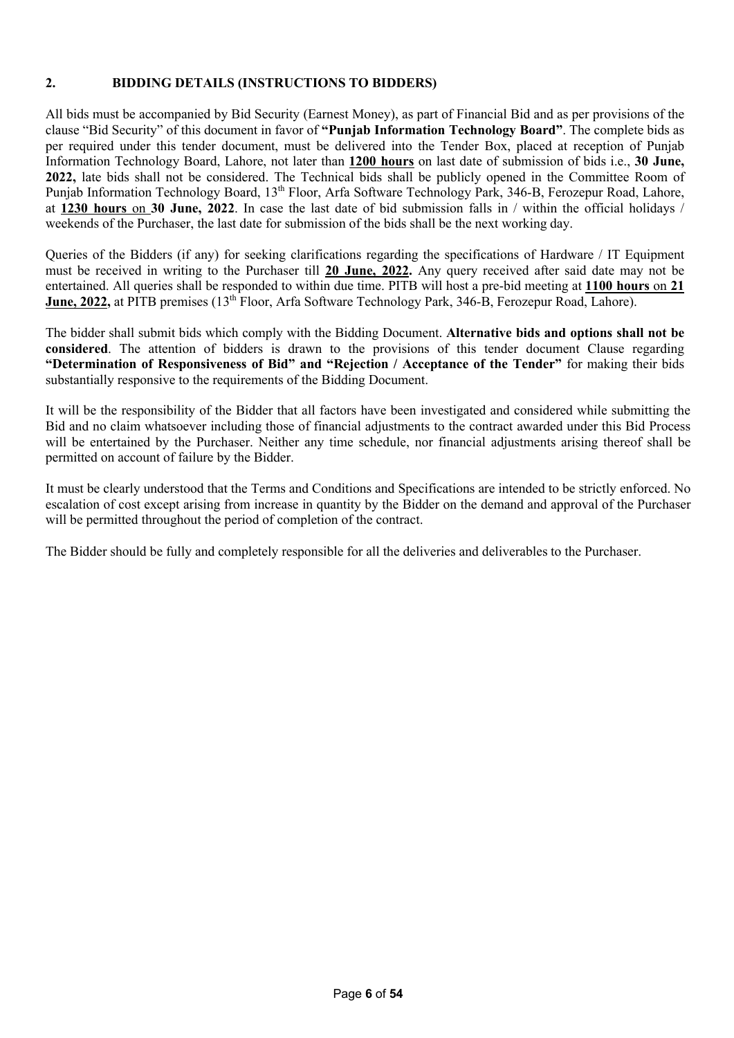## 2. BIDDING DETAILS (INSTRUCTIONS TO BIDDERS)

All bids must be accompanied by Bid Security (Earnest Money), as part of Financial Bid and as per provisions of the clause "Bid Security" of this document in favor of **"Punjab Information Technology Board"**. The complete bids as per required under this tender document, must be delivered into the Tender Box, placed at reception of Punjab Information Technology Board, Lahore, not later than **1200 hours** on last date of submission of bids i.e., **30 June, 2022,** late bids shall not be considered. The Technical bids shall be publicly opened in the Committee Room of Punjab Information Technology Board, 13th Floor, Arfa Software Technology Park, 346-B, Ferozepur Road, Lahore, at **1230 hours** on **30 June, 2022**. In case the last date of bid submission falls in / within the official holidays / weekends of the Purchaser, the last date for submission of the bids shall be the next working day.

Queries of the Bidders (if any) for seeking clarifications regarding the specifications of Hardware / IT Equipment must be received in writing to the Purchaser till **20 June, 2022.** Any query received after said date may not be entertained. All queries shall be responded to within due time. PITB will host a pre-bid meeting at **1100 hours** on **21 June, 2022,** at PITB premises (13th Floor, Arfa Software Technology Park, 346-B, Ferozepur Road, Lahore).

The bidder shall submit bids which comply with the Bidding Document. **Alternative bids and options shall not be considered**. The attention of bidders is drawn to the provisions of this tender document Clause regarding **"Determination of Responsiveness of Bid" and "Rejection / Acceptance of the Tender"** for making their bids substantially responsive to the requirements of the Bidding Document.

It will be the responsibility of the Bidder that all factors have been investigated and considered while submitting the Bid and no claim whatsoever including those of financial adjustments to the contract awarded under this Bid Process will be entertained by the Purchaser. Neither any time schedule, nor financial adjustments arising thereof shall be permitted on account of failure by the Bidder.

It must be clearly understood that the Terms and Conditions and Specifications are intended to be strictly enforced. No escalation of cost except arising from increase in quantity by the Bidder on the demand and approval of the Purchaser will be permitted throughout the period of completion of the contract.

The Bidder should be fully and completely responsible for all the deliveries and deliverables to the Purchaser.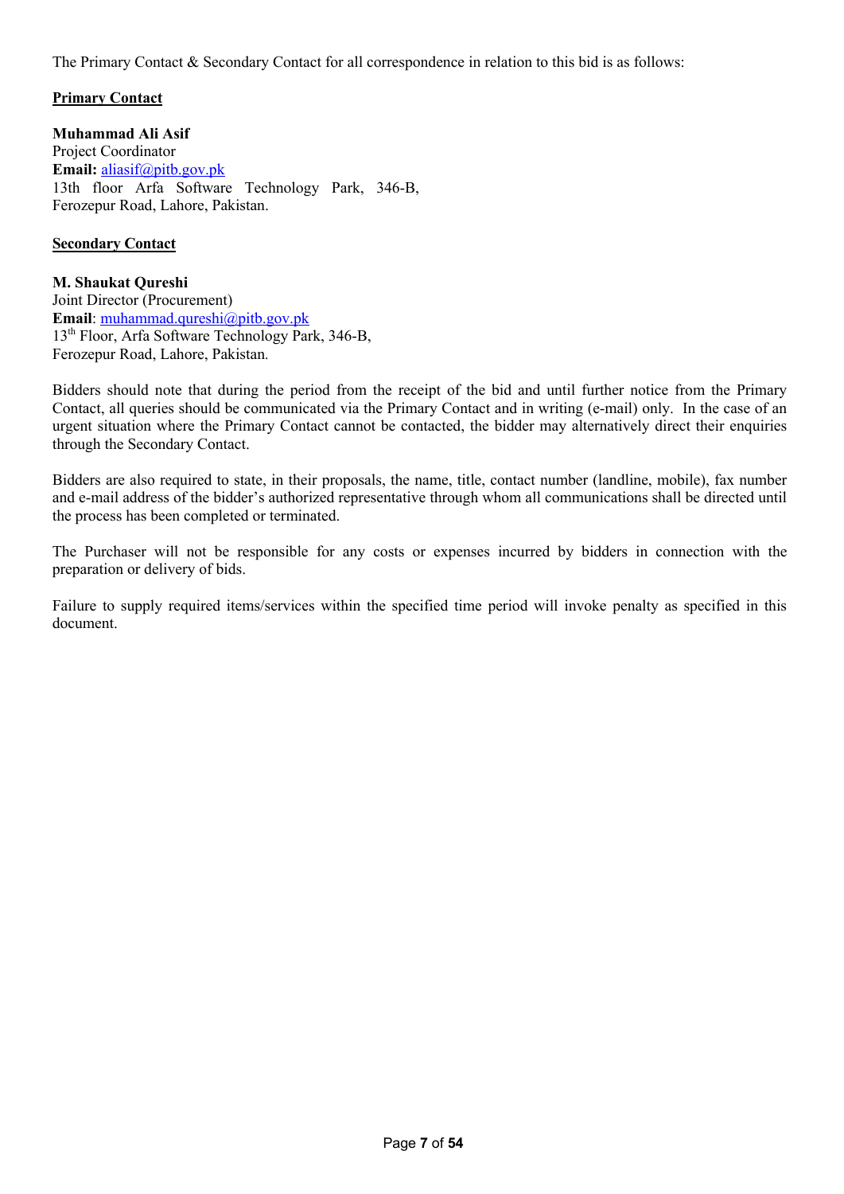The Primary Contact & Secondary Contact for all correspondence in relation to this bid is as follows:

**Primary Contact**

**Muhammad Ali Asif**
Project Coordinator
**Email:** aliasif@pitb.gov.pk
13th floor Arfa Software Technology Park, 346-B,
Ferozepur Road, Lahore, Pakistan.

**Secondary Contact**

**M. Shaukat Qureshi**
Joint Director (Procurement)
**Email**: muhammad.qureshi@pitb.gov.pk
13th Floor, Arfa Software Technology Park, 346-B,
Ferozepur Road, Lahore, Pakistan.

Bidders should note that during the period from the receipt of the bid and until further notice from the Primary Contact, all queries should be communicated via the Primary Contact and in writing (e-mail) only. In the case of an urgent situation where the Primary Contact cannot be contacted, the bidder may alternatively direct their enquiries through the Secondary Contact.

Bidders are also required to state, in their proposals, the name, title, contact number (landline, mobile), fax number and e-mail address of the bidder's authorized representative through whom all communications shall be directed until the process has been completed or terminated.

The Purchaser will not be responsible for any costs or expenses incurred by bidders in connection with the preparation or delivery of bids.

Failure to supply required items/services within the specified time period will invoke penalty as specified in this document.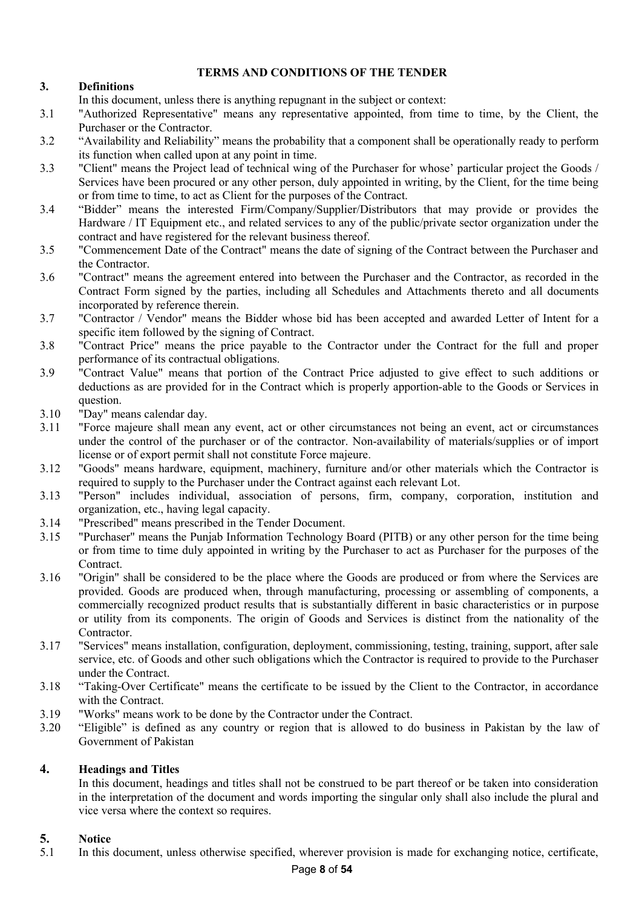**TERMS AND CONDITIONS OF THE TENDER**

## 3. Definitions

In this document, unless there is anything repugnant in the subject or context:

3.1 "Authorized Representative" means any representative appointed, from time to time, by the Client, the Purchaser or the Contractor.

3.2 "Availability and Reliability" means the probability that a component shall be operationally ready to perform its function when called upon at any point in time.

3.3 "Client" means the Project lead of technical wing of the Purchaser for whose' particular project the Goods / Services have been procured or any other person, duly appointed in writing, by the Client, for the time being or from time to time, to act as Client for the purposes of the Contract.

3.4 "Bidder" means the interested Firm/Company/Supplier/Distributors that may provide or provides the Hardware / IT Equipment etc., and related services to any of the public/private sector organization under the contract and have registered for the relevant business thereof.

3.5 "Commencement Date of the Contract" means the date of signing of the Contract between the Purchaser and the Contractor.

3.6 "Contract" means the agreement entered into between the Purchaser and the Contractor, as recorded in the Contract Form signed by the parties, including all Schedules and Attachments thereto and all documents incorporated by reference therein.

3.7 "Contractor / Vendor" means the Bidder whose bid has been accepted and awarded Letter of Intent for a specific item followed by the signing of Contract.

3.8 "Contract Price" means the price payable to the Contractor under the Contract for the full and proper performance of its contractual obligations.

3.9 "Contract Value" means that portion of the Contract Price adjusted to give effect to such additions or deductions as are provided for in the Contract which is properly apportion-able to the Goods or Services in question.

3.10 "Day" means calendar day.

3.11 "Force majeure shall mean any event, act or other circumstances not being an event, act or circumstances under the control of the purchaser or of the contractor. Non-availability of materials/supplies or of import license or of export permit shall not constitute Force majeure.

3.12 "Goods" means hardware, equipment, machinery, furniture and/or other materials which the Contractor is required to supply to the Purchaser under the Contract against each relevant Lot.

3.13 "Person" includes individual, association of persons, firm, company, corporation, institution and organization, etc., having legal capacity.

3.14 "Prescribed" means prescribed in the Tender Document.

3.15 "Purchaser" means the Punjab Information Technology Board (PITB) or any other person for the time being or from time to time duly appointed in writing by the Purchaser to act as Purchaser for the purposes of the Contract.

3.16 "Origin" shall be considered to be the place where the Goods are produced or from where the Services are provided. Goods are produced when, through manufacturing, processing or assembling of components, a commercially recognized product results that is substantially different in basic characteristics or in purpose or utility from its components. The origin of Goods and Services is distinct from the nationality of the Contractor.

3.17 "Services" means installation, configuration, deployment, commissioning, testing, training, support, after sale service, etc. of Goods and other such obligations which the Contractor is required to provide to the Purchaser under the Contract.

3.18 "Taking-Over Certificate" means the certificate to be issued by the Client to the Contractor, in accordance with the Contract.

3.19 "Works" means work to be done by the Contractor under the Contract.

3.20 "Eligible" is defined as any country or region that is allowed to do business in Pakistan by the law of Government of Pakistan

## 4. Headings and Titles

In this document, headings and titles shall not be construed to be part thereof or be taken into consideration in the interpretation of the document and words importing the singular only shall also include the plural and vice versa where the context so requires.

## 5. Notice

5.1 In this document, unless otherwise specified, wherever provision is made for exchanging notice, certificate,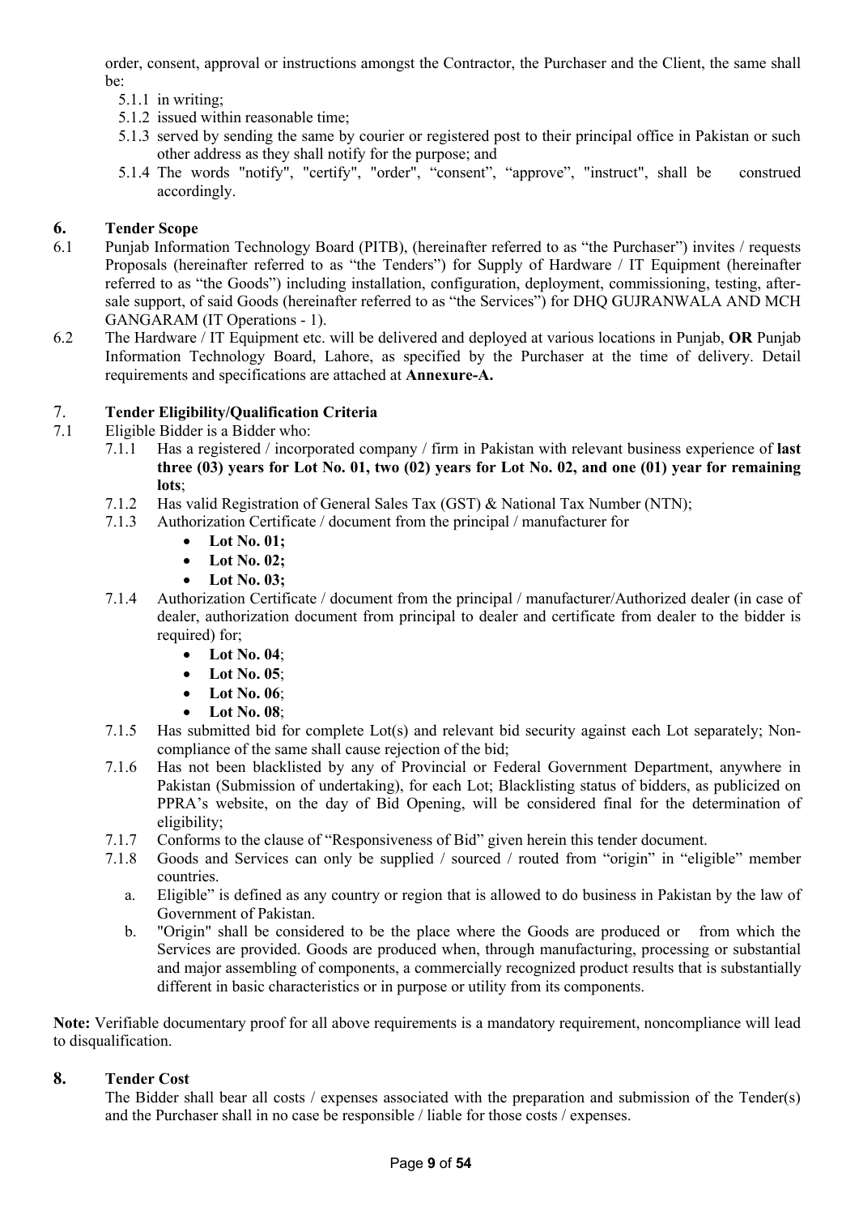order, consent, approval or instructions amongst the Contractor, the Purchaser and the Client, the same shall be:

- 5.1.1 in writing;
- 5.1.2 issued within reasonable time;
- 5.1.3 served by sending the same by courier or registered post to their principal office in Pakistan or such other address as they shall notify for the purpose; and
- 5.1.4 The words "notify", "certify", "order", "consent", "approve", "instruct", shall be construed accordingly.

## 6. Tender Scope

6.1 Punjab Information Technology Board (PITB), (hereinafter referred to as "the Purchaser") invites / requests Proposals (hereinafter referred to as "the Tenders") for Supply of Hardware / IT Equipment (hereinafter referred to as "the Goods") including installation, configuration, deployment, commissioning, testing, after-sale support, of said Goods (hereinafter referred to as "the Services") for DHQ GUJRANWALA AND MCH GANGARAM (IT Operations - 1).

6.2 The Hardware / IT Equipment etc. will be delivered and deployed at various locations in Punjab, **OR** Punjab Information Technology Board, Lahore, as specified by the Purchaser at the time of delivery. Detail requirements and specifications are attached at **Annexure-A.**

## 7. Tender Eligibility/Qualification Criteria

7.1 Eligible Bidder is a Bidder who:

- 7.1.1 Has a registered / incorporated company / firm in Pakistan with relevant business experience of **last three (03) years for Lot No. 01, two (02) years for Lot No. 02, and one (01) year for remaining lots**;
- 7.1.2 Has valid Registration of General Sales Tax (GST) & National Tax Number (NTN);
- 7.1.3 Authorization Certificate / document from the principal / manufacturer for
  - **Lot No. 01;**
  - **Lot No. 02;**
  - **Lot No. 03;**
- 7.1.4 Authorization Certificate / document from the principal / manufacturer/Authorized dealer (in case of dealer, authorization document from principal to dealer and certificate from dealer to the bidder is required) for;
  - **Lot No. 04**;
  - **Lot No. 05**;
  - **Lot No. 06**;
  - **Lot No. 08**;
- 7.1.5 Has submitted bid for complete Lot(s) and relevant bid security against each Lot separately; Non-compliance of the same shall cause rejection of the bid;
- 7.1.6 Has not been blacklisted by any of Provincial or Federal Government Department, anywhere in Pakistan (Submission of undertaking), for each Lot; Blacklisting status of bidders, as publicized on PPRA's website, on the day of Bid Opening, will be considered final for the determination of eligibility;
- 7.1.7 Conforms to the clause of "Responsiveness of Bid" given herein this tender document.
- 7.1.8 Goods and Services can only be supplied / sourced / routed from "origin" in "eligible" member countries.
  - a. Eligible" is defined as any country or region that is allowed to do business in Pakistan by the law of Government of Pakistan.
  - b. "Origin" shall be considered to be the place where the Goods are produced or from which the Services are provided. Goods are produced when, through manufacturing, processing or substantial and major assembling of components, a commercially recognized product results that is substantially different in basic characteristics or in purpose or utility from its components.

**Note:** Verifiable documentary proof for all above requirements is a mandatory requirement, noncompliance will lead to disqualification.

## 8. Tender Cost

The Bidder shall bear all costs / expenses associated with the preparation and submission of the Tender(s) and the Purchaser shall in no case be responsible / liable for those costs / expenses.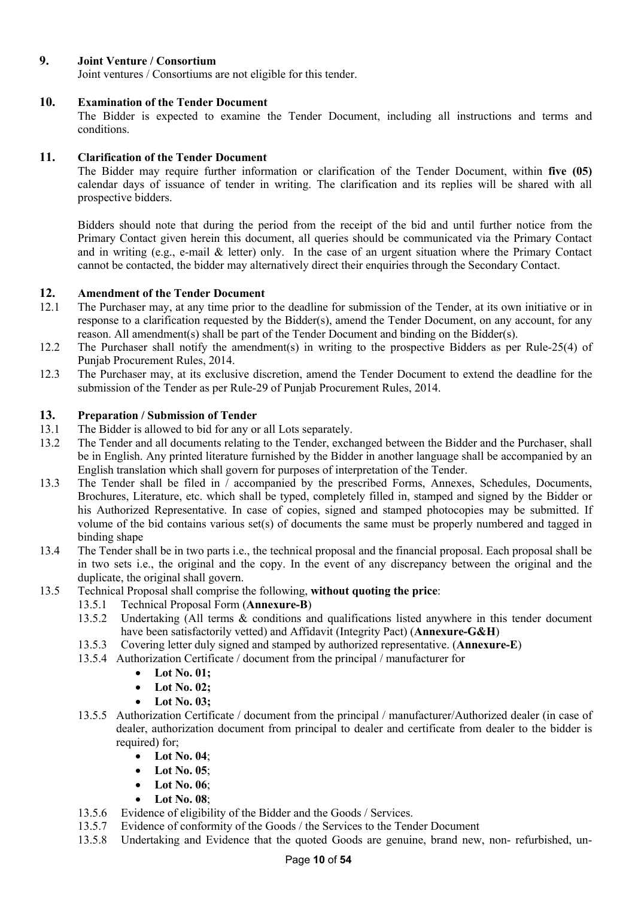## 9. Joint Venture / Consortium

Joint ventures / Consortiums are not eligible for this tender.

## 10. Examination of the Tender Document

The Bidder is expected to examine the Tender Document, including all instructions and terms and conditions.

## 11. Clarification of the Tender Document

The Bidder may require further information or clarification of the Tender Document, within **five (05)** calendar days of issuance of tender in writing. The clarification and its replies will be shared with all prospective bidders.

Bidders should note that during the period from the receipt of the bid and until further notice from the Primary Contact given herein this document, all queries should be communicated via the Primary Contact and in writing (e.g., e-mail & letter) only. In the case of an urgent situation where the Primary Contact cannot be contacted, the bidder may alternatively direct their enquiries through the Secondary Contact.

## 12. Amendment of the Tender Document

12.1 The Purchaser may, at any time prior to the deadline for submission of the Tender, at its own initiative or in response to a clarification requested by the Bidder(s), amend the Tender Document, on any account, for any reason. All amendment(s) shall be part of the Tender Document and binding on the Bidder(s).

12.2 The Purchaser shall notify the amendment(s) in writing to the prospective Bidders as per Rule-25(4) of Punjab Procurement Rules, 2014.

12.3 The Purchaser may, at its exclusive discretion, amend the Tender Document to extend the deadline for the submission of the Tender as per Rule-29 of Punjab Procurement Rules, 2014.

## 13. Preparation / Submission of Tender

13.1 The Bidder is allowed to bid for any or all Lots separately.

13.2 The Tender and all documents relating to the Tender, exchanged between the Bidder and the Purchaser, shall be in English. Any printed literature furnished by the Bidder in another language shall be accompanied by an English translation which shall govern for purposes of interpretation of the Tender.

13.3 The Tender shall be filed in / accompanied by the prescribed Forms, Annexes, Schedules, Documents, Brochures, Literature, etc. which shall be typed, completely filled in, stamped and signed by the Bidder or his Authorized Representative. In case of copies, signed and stamped photocopies may be submitted. If volume of the bid contains various set(s) of documents the same must be properly numbered and tagged in binding shape

13.4 The Tender shall be in two parts i.e., the technical proposal and the financial proposal. Each proposal shall be in two sets i.e., the original and the copy. In the event of any discrepancy between the original and the duplicate, the original shall govern.

13.5 Technical Proposal shall comprise the following, **without quoting the price**:

- 13.5.1 Technical Proposal Form (**Annexure-B**)
- 13.5.2 Undertaking (All terms & conditions and qualifications listed anywhere in this tender document have been satisfactorily vetted) and Affidavit (Integrity Pact) (**Annexure-G&H**)
- 13.5.3 Covering letter duly signed and stamped by authorized representative. (**Annexure-E**)
- 13.5.4 Authorization Certificate / document from the principal / manufacturer for
  - **Lot No. 01;**
  - **Lot No. 02;**
  - **Lot No. 03;**
- 13.5.5 Authorization Certificate / document from the principal / manufacturer/Authorized dealer (in case of dealer, authorization document from principal to dealer and certificate from dealer to the bidder is required) for;
  - **Lot No. 04**;
  - **Lot No. 05**;
  - **Lot No. 06**;
  - **Lot No. 08**;
- 13.5.6 Evidence of eligibility of the Bidder and the Goods / Services.
- 13.5.7 Evidence of conformity of the Goods / the Services to the Tender Document
- 13.5.8 Undertaking and Evidence that the quoted Goods are genuine, brand new, non- refurbished, un-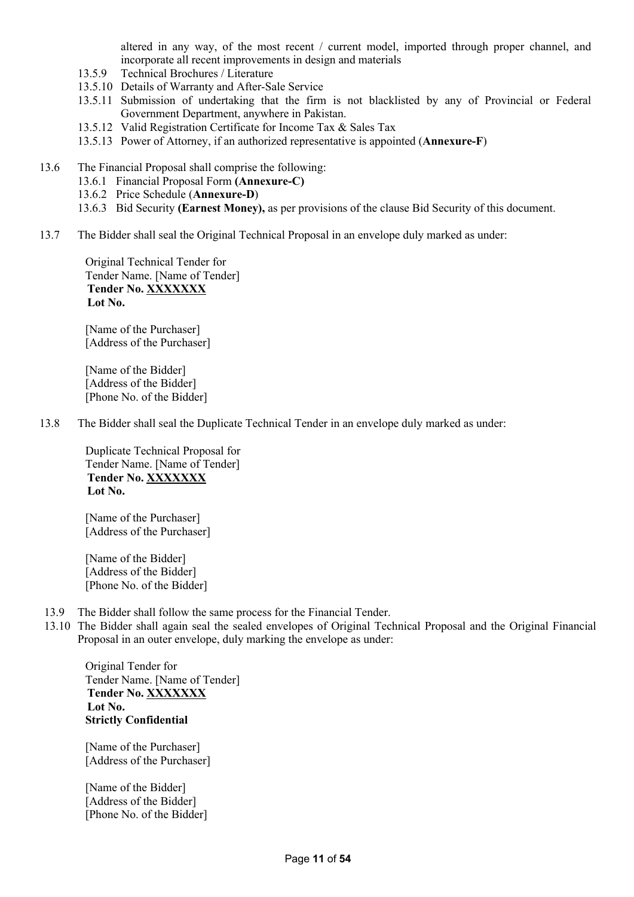altered in any way, of the most recent / current model, imported through proper channel, and incorporate all recent improvements in design and materials

13.5.9 Technical Brochures / Literature

13.5.10 Details of Warranty and After-Sale Service

13.5.11 Submission of undertaking that the firm is not blacklisted by any of Provincial or Federal Government Department, anywhere in Pakistan.

13.5.12 Valid Registration Certificate for Income Tax & Sales Tax

13.5.13 Power of Attorney, if an authorized representative is appointed (**Annexure-F**)

13.6 The Financial Proposal shall comprise the following:

13.6.1 Financial Proposal Form **(Annexure-C)**

13.6.2 Price Schedule (**Annexure-D**)

13.6.3 Bid Security **(Earnest Money),** as per provisions of the clause Bid Security of this document.

13.7 The Bidder shall seal the Original Technical Proposal in an envelope duly marked as under:

Original Technical Tender for
Tender Name. [Name of Tender]
**Tender No. <u>XXXXXXX</u>**
**Lot No.**

[Name of the Purchaser]
[Address of the Purchaser]

[Name of the Bidder]
[Address of the Bidder]
[Phone No. of the Bidder]

13.8 The Bidder shall seal the Duplicate Technical Tender in an envelope duly marked as under:

Duplicate Technical Proposal for
Tender Name. [Name of Tender]
**Tender No. <u>XXXXXXX</u>**
**Lot No.**

[Name of the Purchaser]
[Address of the Purchaser]

[Name of the Bidder]
[Address of the Bidder]
[Phone No. of the Bidder]

13.9 The Bidder shall follow the same process for the Financial Tender.

13.10 The Bidder shall again seal the sealed envelopes of Original Technical Proposal and the Original Financial Proposal in an outer envelope, duly marking the envelope as under:

Original Tender for
Tender Name. [Name of Tender]
**Tender No. <u>XXXXXXX</u>**
**Lot No.**
**Strictly Confidential**

[Name of the Purchaser]
[Address of the Purchaser]

[Name of the Bidder]
[Address of the Bidder]
[Phone No. of the Bidder]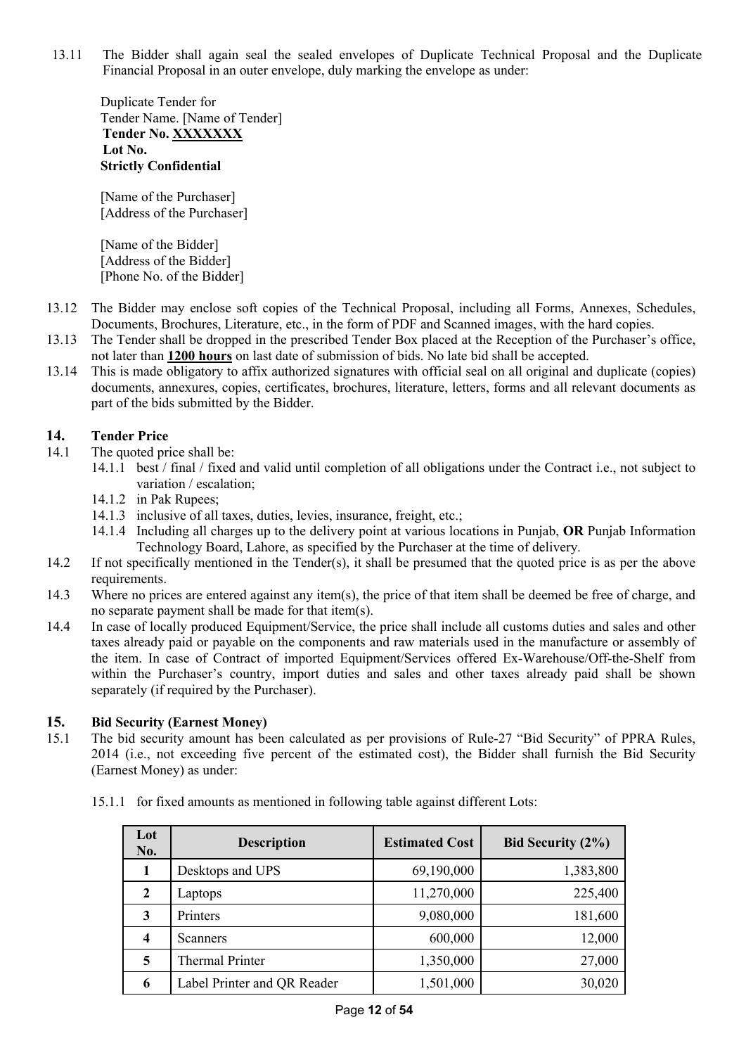13.11 The Bidder shall again seal the sealed envelopes of Duplicate Technical Proposal and the Duplicate Financial Proposal in an outer envelope, duly marking the envelope as under:

> Duplicate Tender for
> Tender Name. [Name of Tender]
> **Tender No. <u>XXXXXXX</u>**
> **Lot No.**
> **Strictly Confidential**
>
> [Name of the Purchaser]
> [Address of the Purchaser]
>
> [Name of the Bidder]
> [Address of the Bidder]
> [Phone No. of the Bidder]

13.12 The Bidder may enclose soft copies of the Technical Proposal, including all Forms, Annexes, Schedules, Documents, Brochures, Literature, etc., in the form of PDF and Scanned images, with the hard copies.

13.13 The Tender shall be dropped in the prescribed Tender Box placed at the Reception of the Purchaser's office, not later than **<u>1200 hours</u>** on last date of submission of bids. No late bid shall be accepted.

13.14 This is made obligatory to affix authorized signatures with official seal on all original and duplicate (copies) documents, annexures, copies, certificates, brochures, literature, letters, forms and all relevant documents as part of the bids submitted by the Bidder.

## 14. Tender Price

14.1 The quoted price shall be:

- 14.1.1 best / final / fixed and valid until completion of all obligations under the Contract i.e., not subject to variation / escalation;
- 14.1.2 in Pak Rupees;
- 14.1.3 inclusive of all taxes, duties, levies, insurance, freight, etc.;
- 14.1.4 Including all charges up to the delivery point at various locations in Punjab, **OR** Punjab Information Technology Board, Lahore, as specified by the Purchaser at the time of delivery.

14.2 If not specifically mentioned in the Tender(s), it shall be presumed that the quoted price is as per the above requirements.

14.3 Where no prices are entered against any item(s), the price of that item shall be deemed be free of charge, and no separate payment shall be made for that item(s).

14.4 In case of locally produced Equipment/Service, the price shall include all customs duties and sales and other taxes already paid or payable on the components and raw materials used in the manufacture or assembly of the item. In case of Contract of imported Equipment/Services offered Ex-Warehouse/Off-the-Shelf from within the Purchaser's country, import duties and sales and other taxes already paid shall be shown separately (if required by the Purchaser).

## 15. Bid Security (Earnest Money)

15.1 The bid security amount has been calculated as per provisions of Rule-27 "Bid Security" of PPRA Rules, 2014 (i.e., not exceeding five percent of the estimated cost), the Bidder shall furnish the Bid Security (Earnest Money) as under:

15.1.1 for fixed amounts as mentioned in following table against different Lots:

| Lot No. | Description | Estimated Cost | Bid Security (2%) |
|---|---|---|---|
| 1 | Desktops and UPS | 69,190,000 | 1,383,800 |
| 2 | Laptops | 11,270,000 | 225,400 |
| 3 | Printers | 9,080,000 | 181,600 |
| 4 | Scanners | 600,000 | 12,000 |
| 5 | Thermal Printer | 1,350,000 | 27,000 |
| 6 | Label Printer and QR Reader | 1,501,000 | 30,020 |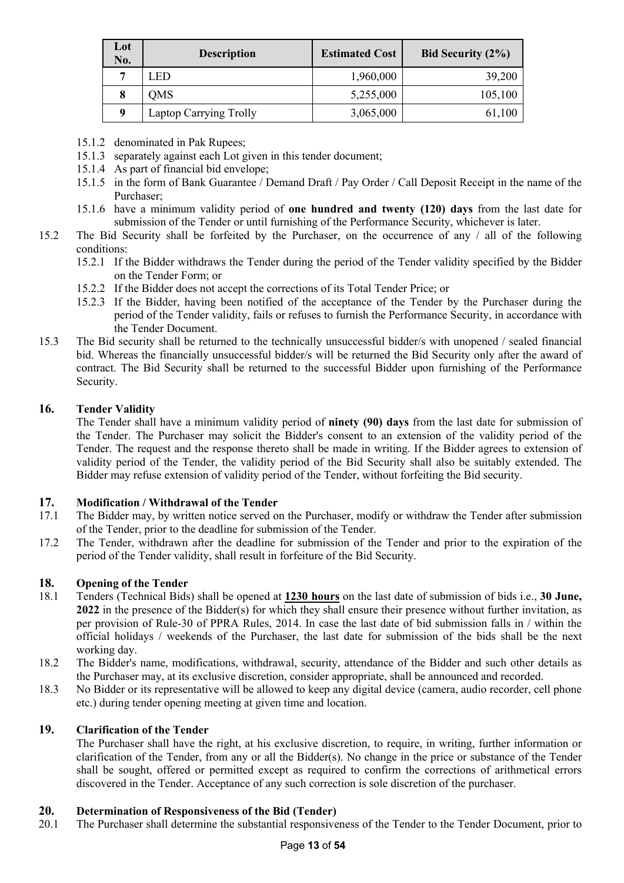| Lot No. | Description | Estimated Cost | Bid Security (2%) |
|---|---|---|---|
| 7 | LED | 1,960,000 | 39,200 |
| 8 | QMS | 5,255,000 | 105,100 |
| 9 | Laptop Carrying Trolly | 3,065,000 | 61,100 |

15.1.2 denominated in Pak Rupees;

15.1.3 separately against each Lot given in this tender document;

15.1.4 As part of financial bid envelope;

15.1.5 in the form of Bank Guarantee / Demand Draft / Pay Order / Call Deposit Receipt in the name of the Purchaser;

15.1.6 have a minimum validity period of **one hundred and twenty (120) days** from the last date for submission of the Tender or until furnishing of the Performance Security, whichever is later.

15.2 The Bid Security shall be forfeited by the Purchaser, on the occurrence of any / all of the following conditions:

15.2.1 If the Bidder withdraws the Tender during the period of the Tender validity specified by the Bidder on the Tender Form; or

15.2.2 If the Bidder does not accept the corrections of its Total Tender Price; or

15.2.3 If the Bidder, having been notified of the acceptance of the Tender by the Purchaser during the period of the Tender validity, fails or refuses to furnish the Performance Security, in accordance with the Tender Document.

15.3 The Bid security shall be returned to the technically unsuccessful bidder/s with unopened / sealed financial bid. Whereas the financially unsuccessful bidder/s will be returned the Bid Security only after the award of contract. The Bid Security shall be returned to the successful Bidder upon furnishing of the Performance Security.

## 16. Tender Validity

The Tender shall have a minimum validity period of **ninety (90) days** from the last date for submission of the Tender. The Purchaser may solicit the Bidder's consent to an extension of the validity period of the Tender. The request and the response thereto shall be made in writing. If the Bidder agrees to extension of validity period of the Tender, the validity period of the Bid Security shall also be suitably extended. The Bidder may refuse extension of validity period of the Tender, without forfeiting the Bid security.

## 17. Modification / Withdrawal of the Tender

17.1 The Bidder may, by written notice served on the Purchaser, modify or withdraw the Tender after submission of the Tender, prior to the deadline for submission of the Tender.

17.2 The Tender, withdrawn after the deadline for submission of the Tender and prior to the expiration of the period of the Tender validity, shall result in forfeiture of the Bid Security.

## 18. Opening of the Tender

18.1 Tenders (Technical Bids) shall be opened at **1230 hours** on the last date of submission of bids i.e., **30 June, 2022** in the presence of the Bidder(s) for which they shall ensure their presence without further invitation, as per provision of Rule-30 of PPRA Rules, 2014. In case the last date of bid submission falls in / within the official holidays / weekends of the Purchaser, the last date for submission of the bids shall be the next working day.

18.2 The Bidder's name, modifications, withdrawal, security, attendance of the Bidder and such other details as the Purchaser may, at its exclusive discretion, consider appropriate, shall be announced and recorded.

18.3 No Bidder or its representative will be allowed to keep any digital device (camera, audio recorder, cell phone etc.) during tender opening meeting at given time and location.

## 19. Clarification of the Tender

The Purchaser shall have the right, at his exclusive discretion, to require, in writing, further information or clarification of the Tender, from any or all the Bidder(s). No change in the price or substance of the Tender shall be sought, offered or permitted except as required to confirm the corrections of arithmetical errors discovered in the Tender. Acceptance of any such correction is sole discretion of the purchaser.

## 20. Determination of Responsiveness of the Bid (Tender)

20.1 The Purchaser shall determine the substantial responsiveness of the Tender to the Tender Document, prior to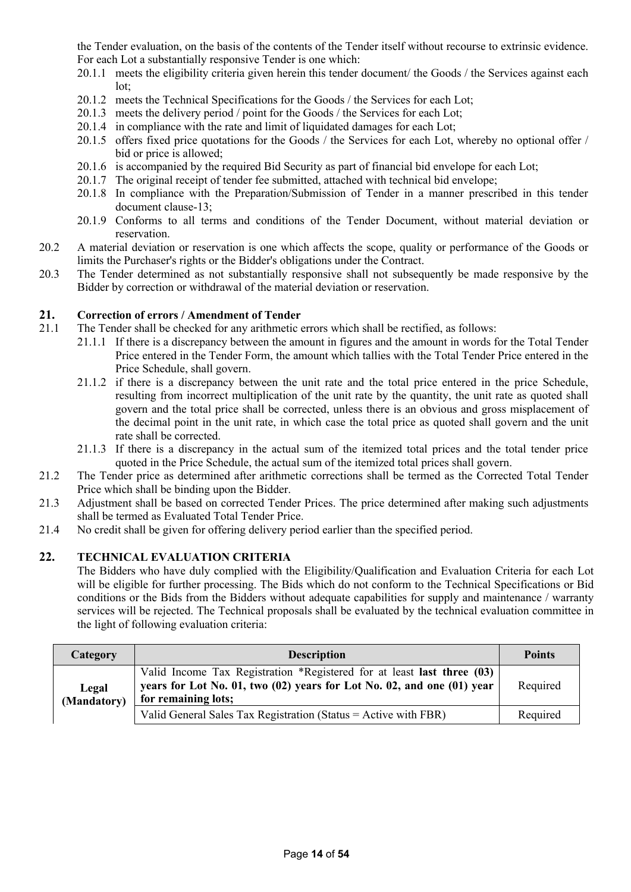the Tender evaluation, on the basis of the contents of the Tender itself without recourse to extrinsic evidence. For each Lot a substantially responsive Tender is one which:

- 20.1.1 meets the eligibility criteria given herein this tender document/ the Goods / the Services against each lot;
- 20.1.2 meets the Technical Specifications for the Goods / the Services for each Lot;
- 20.1.3 meets the delivery period / point for the Goods / the Services for each Lot;
- 20.1.4 in compliance with the rate and limit of liquidated damages for each Lot;
- 20.1.5 offers fixed price quotations for the Goods / the Services for each Lot, whereby no optional offer / bid or price is allowed;
- 20.1.6 is accompanied by the required Bid Security as part of financial bid envelope for each Lot;
- 20.1.7 The original receipt of tender fee submitted, attached with technical bid envelope;
- 20.1.8 In compliance with the Preparation/Submission of Tender in a manner prescribed in this tender document clause-13;
- 20.1.9 Conforms to all terms and conditions of the Tender Document, without material deviation or reservation.

20.2 A material deviation or reservation is one which affects the scope, quality or performance of the Goods or limits the Purchaser's rights or the Bidder's obligations under the Contract.

20.3 The Tender determined as not substantially responsive shall not subsequently be made responsive by the Bidder by correction or withdrawal of the material deviation or reservation.

## 21. Correction of errors / Amendment of Tender

21.1 The Tender shall be checked for any arithmetic errors which shall be rectified, as follows:

- 21.1.1 If there is a discrepancy between the amount in figures and the amount in words for the Total Tender Price entered in the Tender Form, the amount which tallies with the Total Tender Price entered in the Price Schedule, shall govern.
- 21.1.2 if there is a discrepancy between the unit rate and the total price entered in the price Schedule, resulting from incorrect multiplication of the unit rate by the quantity, the unit rate as quoted shall govern and the total price shall be corrected, unless there is an obvious and gross misplacement of the decimal point in the unit rate, in which case the total price as quoted shall govern and the unit rate shall be corrected.
- 21.1.3 If there is a discrepancy in the actual sum of the itemized total prices and the total tender price quoted in the Price Schedule, the actual sum of the itemized total prices shall govern.

21.2 The Tender price as determined after arithmetic corrections shall be termed as the Corrected Total Tender Price which shall be binding upon the Bidder.

21.3 Adjustment shall be based on corrected Tender Prices. The price determined after making such adjustments shall be termed as Evaluated Total Tender Price.

21.4 No credit shall be given for offering delivery period earlier than the specified period.

## 22. TECHNICAL EVALUATION CRITERIA

The Bidders who have duly complied with the Eligibility/Qualification and Evaluation Criteria for each Lot will be eligible for further processing. The Bids which do not conform to the Technical Specifications or Bid conditions or the Bids from the Bidders without adequate capabilities for supply and maintenance / warranty services will be rejected. The Technical proposals shall be evaluated by the technical evaluation committee in the light of following evaluation criteria:

| Category | Description | Points |
|---|---|---|
| **Legal (Mandatory)** | Valid Income Tax Registration *Registered for at least **last three (03) years for Lot No. 01, two (02) years for Lot No. 02, and one (01) year for remaining lots;** | Required |
| | Valid General Sales Tax Registration (Status = Active with FBR) | Required |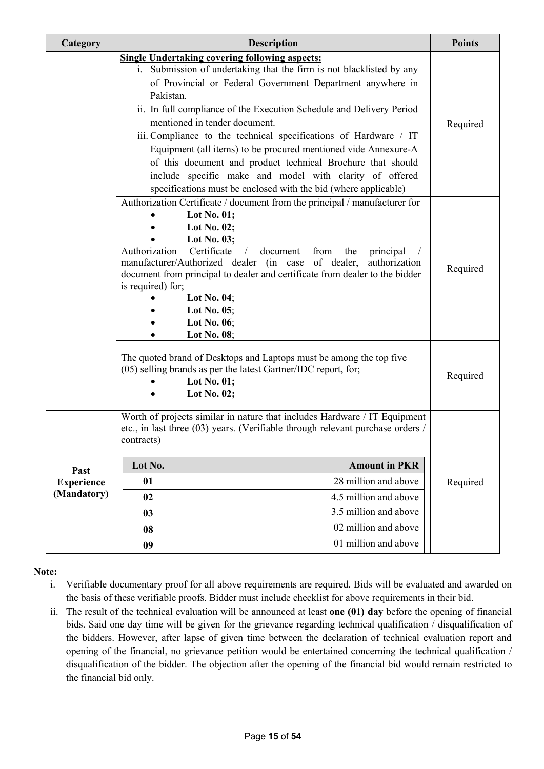| Category | Description | Points |
|---|---|---|
| | **Single Undertaking covering following aspects:**<br>i. Submission of undertaking that the firm is not blacklisted by any of Provincial or Federal Government Department anywhere in Pakistan.<br>ii. In full compliance of the Execution Schedule and Delivery Period mentioned in tender document.<br>iii. Compliance to the technical specifications of Hardware / IT Equipment (all items) to be procured mentioned vide Annexure-A of this document and product technical Brochure that should include specific make and model with clarity of offered specifications must be enclosed with the bid (where applicable) | Required |
| | Authorization Certificate / document from the principal / manufacturer for<br>• **Lot No. 01;**<br>• **Lot No. 02;**<br>• **Lot No. 03;**<br>Authorization Certificate / document from the principal / manufacturer/Authorized dealer (in case of dealer, authorization document from principal to dealer and certificate from dealer to the bidder is required) for;<br>• **Lot No. 04**;<br>• **Lot No. 05**;<br>• **Lot No. 06**;<br>• **Lot No. 08**; | Required |
| | The quoted brand of Desktops and Laptops must be among the top five (05) selling brands as per the latest Gartner/IDC report, for;<br>• **Lot No. 01;**<br>• **Lot No. 02;** | Required |
| **Past Experience (Mandatory)** | Worth of projects similar in nature that includes Hardware / IT Equipment etc., in last three (03) years. (Verifiable through relevant purchase orders / contracts)<br><br>**Lot No.** — **Amount in PKR**<br>**01** — 28 million and above<br>**02** — 4.5 million and above<br>**03** — 3.5 million and above<br>**08** — 02 million and above<br>**09** — 01 million and above | Required |

**Note:**

i. Verifiable documentary proof for all above requirements are required. Bids will be evaluated and awarded on the basis of these verifiable proofs. Bidder must include checklist for above requirements in their bid.

ii. The result of the technical evaluation will be announced at least **one (01) day** before the opening of financial bids. Said one day time will be given for the grievance regarding technical qualification / disqualification of the bidders. However, after lapse of given time between the declaration of technical evaluation report and opening of the financial, no grievance petition would be entertained concerning the technical qualification / disqualification of the bidder. The objection after the opening of the financial bid would remain restricted to the financial bid only.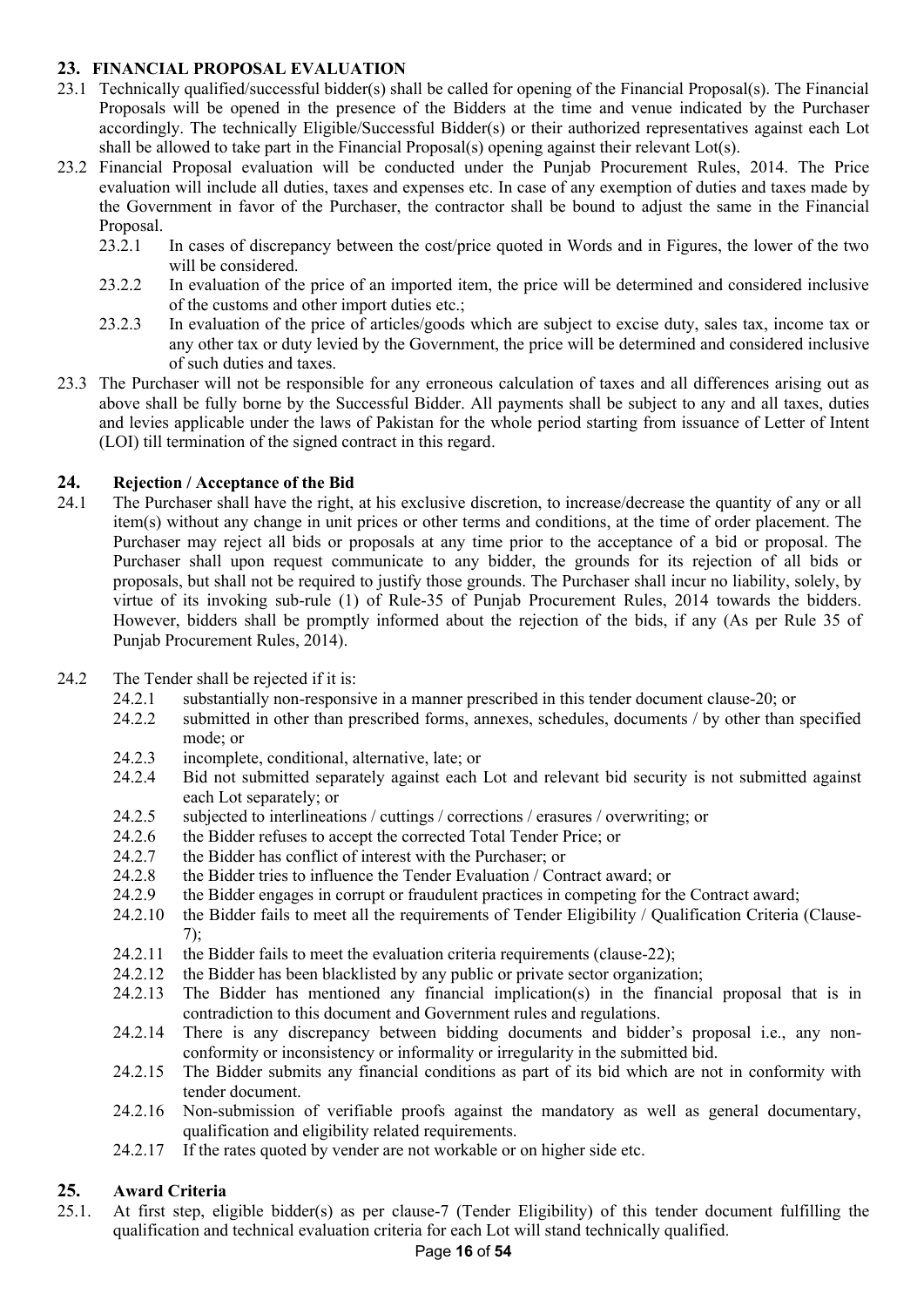## 23. FINANCIAL PROPOSAL EVALUATION

23.1 Technically qualified/successful bidder(s) shall be called for opening of the Financial Proposal(s). The Financial Proposals will be opened in the presence of the Bidders at the time and venue indicated by the Purchaser accordingly. The technically Eligible/Successful Bidder(s) or their authorized representatives against each Lot shall be allowed to take part in the Financial Proposal(s) opening against their relevant Lot(s).

23.2 Financial Proposal evaluation will be conducted under the Punjab Procurement Rules, 2014. The Price evaluation will include all duties, taxes and expenses etc. In case of any exemption of duties and taxes made by the Government in favor of the Purchaser, the contractor shall be bound to adjust the same in the Financial Proposal.

- 23.2.1 In cases of discrepancy between the cost/price quoted in Words and in Figures, the lower of the two will be considered.
- 23.2.2 In evaluation of the price of an imported item, the price will be determined and considered inclusive of the customs and other import duties etc.;
- 23.2.3 In evaluation of the price of articles/goods which are subject to excise duty, sales tax, income tax or any other tax or duty levied by the Government, the price will be determined and considered inclusive of such duties and taxes.

23.3 The Purchaser will not be responsible for any erroneous calculation of taxes and all differences arising out as above shall be fully borne by the Successful Bidder. All payments shall be subject to any and all taxes, duties and levies applicable under the laws of Pakistan for the whole period starting from issuance of Letter of Intent (LOI) till termination of the signed contract in this regard.

## 24. Rejection / Acceptance of the Bid

24.1 The Purchaser shall have the right, at his exclusive discretion, to increase/decrease the quantity of any or all item(s) without any change in unit prices or other terms and conditions, at the time of order placement. The Purchaser may reject all bids or proposals at any time prior to the acceptance of a bid or proposal. The Purchaser shall upon request communicate to any bidder, the grounds for its rejection of all bids or proposals, but shall not be required to justify those grounds. The Purchaser shall incur no liability, solely, by virtue of its invoking sub-rule (1) of Rule-35 of Punjab Procurement Rules, 2014 towards the bidders. However, bidders shall be promptly informed about the rejection of the bids, if any (As per Rule 35 of Punjab Procurement Rules, 2014).

24.2 The Tender shall be rejected if it is:

- 24.2.1 substantially non-responsive in a manner prescribed in this tender document clause-20; or
- 24.2.2 submitted in other than prescribed forms, annexes, schedules, documents / by other than specified mode; or
- 24.2.3 incomplete, conditional, alternative, late; or
- 24.2.4 Bid not submitted separately against each Lot and relevant bid security is not submitted against each Lot separately; or
- 24.2.5 subjected to interlineations / cuttings / corrections / erasures / overwriting; or
- 24.2.6 the Bidder refuses to accept the corrected Total Tender Price; or
- 24.2.7 the Bidder has conflict of interest with the Purchaser; or
- 24.2.8 the Bidder tries to influence the Tender Evaluation / Contract award; or
- 24.2.9 the Bidder engages in corrupt or fraudulent practices in competing for the Contract award;
- 24.2.10 the Bidder fails to meet all the requirements of Tender Eligibility / Qualification Criteria (Clause-7);
- 24.2.11 the Bidder fails to meet the evaluation criteria requirements (clause-22);
- 24.2.12 the Bidder has been blacklisted by any public or private sector organization;
- 24.2.13 The Bidder has mentioned any financial implication(s) in the financial proposal that is in contradiction to this document and Government rules and regulations.
- 24.2.14 There is any discrepancy between bidding documents and bidder's proposal i.e., any non-conformity or inconsistency or informality or irregularity in the submitted bid.
- 24.2.15 The Bidder submits any financial conditions as part of its bid which are not in conformity with tender document.
- 24.2.16 Non-submission of verifiable proofs against the mandatory as well as general documentary, qualification and eligibility related requirements.
- 24.2.17 If the rates quoted by vender are not workable or on higher side etc.

## 25. Award Criteria

25.1. At first step, eligible bidder(s) as per clause-7 (Tender Eligibility) of this tender document fulfilling the qualification and technical evaluation criteria for each Lot will stand technically qualified.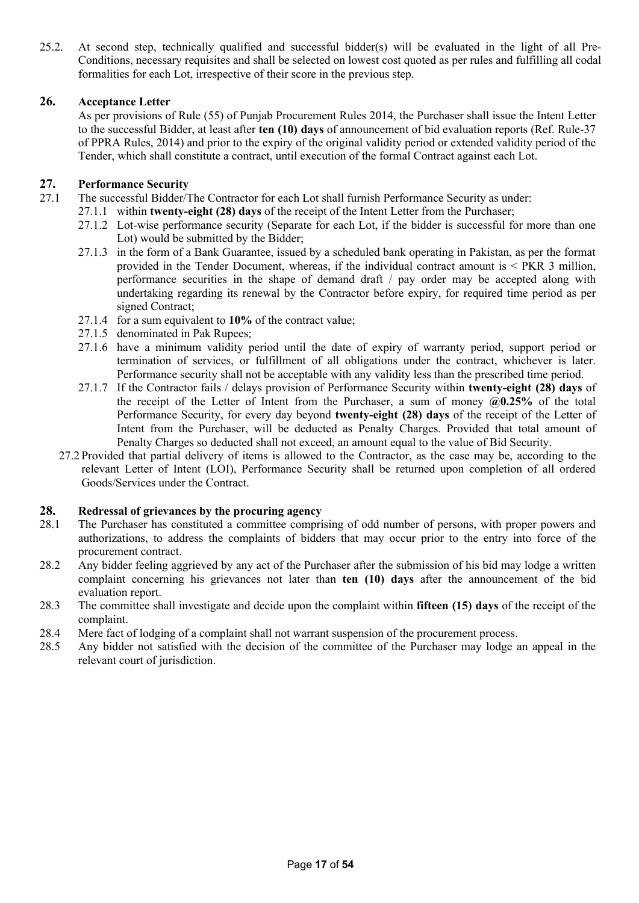25.2. At second step, technically qualified and successful bidder(s) will be evaluated in the light of all Pre-Conditions, necessary requisites and shall be selected on lowest cost quoted as per rules and fulfilling all codal formalities for each Lot, irrespective of their score in the previous step.

## 26. Acceptance Letter

As per provisions of Rule (55) of Punjab Procurement Rules 2014, the Purchaser shall issue the Intent Letter to the successful Bidder, at least after **ten (10) days** of announcement of bid evaluation reports (Ref. Rule-37 of PPRA Rules, 2014) and prior to the expiry of the original validity period or extended validity period of the Tender, which shall constitute a contract, until execution of the formal Contract against each Lot.

## 27. Performance Security

27.1 The successful Bidder/The Contractor for each Lot shall furnish Performance Security as under:

- 27.1.1 within **twenty-eight (28) days** of the receipt of the Intent Letter from the Purchaser;
- 27.1.2 Lot-wise performance security (Separate for each Lot, if the bidder is successful for more than one Lot) would be submitted by the Bidder;
- 27.1.3 in the form of a Bank Guarantee, issued by a scheduled bank operating in Pakistan, as per the format provided in the Tender Document, whereas, if the individual contract amount is < PKR 3 million, performance securities in the shape of demand draft / pay order may be accepted along with undertaking regarding its renewal by the Contractor before expiry, for required time period as per signed Contract;
- 27.1.4 for a sum equivalent to **10%** of the contract value;
- 27.1.5 denominated in Pak Rupees;
- 27.1.6 have a minimum validity period until the date of expiry of warranty period, support period or termination of services, or fulfillment of all obligations under the contract, whichever is later. Performance security shall not be acceptable with any validity less than the prescribed time period.
- 27.1.7 If the Contractor fails / delays provision of Performance Security within **twenty-eight (28) days** of the receipt of the Letter of Intent from the Purchaser, a sum of money **@0.25%** of the total Performance Security, for every day beyond **twenty-eight (28) days** of the receipt of the Letter of Intent from the Purchaser, will be deducted as Penalty Charges. Provided that total amount of Penalty Charges so deducted shall not exceed, an amount equal to the value of Bid Security.

27.2 Provided that partial delivery of items is allowed to the Contractor, as the case may be, according to the relevant Letter of Intent (LOI), Performance Security shall be returned upon completion of all ordered Goods/Services under the Contract.

## 28. Redressal of grievances by the procuring agency

28.1 The Purchaser has constituted a committee comprising of odd number of persons, with proper powers and authorizations, to address the complaints of bidders that may occur prior to the entry into force of the procurement contract.

28.2 Any bidder feeling aggrieved by any act of the Purchaser after the submission of his bid may lodge a written complaint concerning his grievances not later than **ten (10) days** after the announcement of the bid evaluation report.

28.3 The committee shall investigate and decide upon the complaint within **fifteen (15) days** of the receipt of the complaint.

28.4 Mere fact of lodging of a complaint shall not warrant suspension of the procurement process.

28.5 Any bidder not satisfied with the decision of the committee of the Purchaser may lodge an appeal in the relevant court of jurisdiction.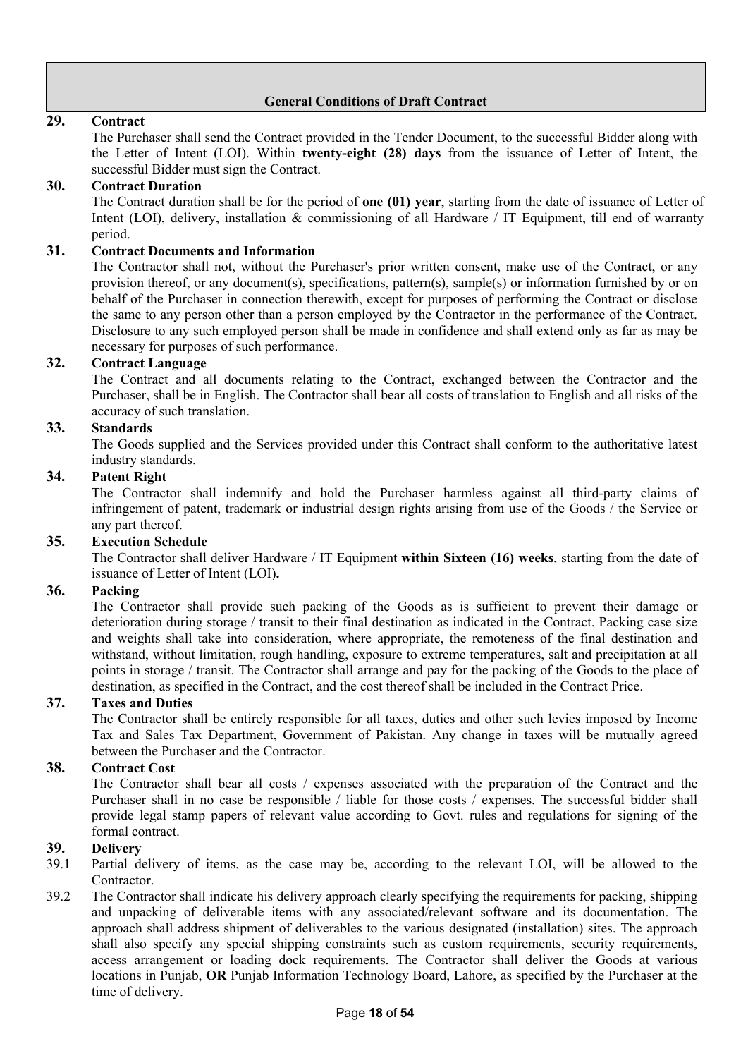## General Conditions of Draft Contract

### 29. Contract

The Purchaser shall send the Contract provided in the Tender Document, to the successful Bidder along with the Letter of Intent (LOI). Within **twenty-eight (28) days** from the issuance of Letter of Intent, the successful Bidder must sign the Contract.

### 30. Contract Duration

The Contract duration shall be for the period of **one (01) year**, starting from the date of issuance of Letter of Intent (LOI), delivery, installation & commissioning of all Hardware / IT Equipment, till end of warranty period.

### 31. Contract Documents and Information

The Contractor shall not, without the Purchaser's prior written consent, make use of the Contract, or any provision thereof, or any document(s), specifications, pattern(s), sample(s) or information furnished by or on behalf of the Purchaser in connection therewith, except for purposes of performing the Contract or disclose the same to any person other than a person employed by the Contractor in the performance of the Contract. Disclosure to any such employed person shall be made in confidence and shall extend only as far as may be necessary for purposes of such performance.

### 32. Contract Language

The Contract and all documents relating to the Contract, exchanged between the Contractor and the Purchaser, shall be in English. The Contractor shall bear all costs of translation to English and all risks of the accuracy of such translation.

### 33. Standards

The Goods supplied and the Services provided under this Contract shall conform to the authoritative latest industry standards.

### 34. Patent Right

The Contractor shall indemnify and hold the Purchaser harmless against all third-party claims of infringement of patent, trademark or industrial design rights arising from use of the Goods / the Service or any part thereof.

### 35. Execution Schedule

The Contractor shall deliver Hardware / IT Equipment **within Sixteen (16) weeks**, starting from the date of issuance of Letter of Intent (LOI)**.**

### 36. Packing

The Contractor shall provide such packing of the Goods as is sufficient to prevent their damage or deterioration during storage / transit to their final destination as indicated in the Contract. Packing case size and weights shall take into consideration, where appropriate, the remoteness of the final destination and withstand, without limitation, rough handling, exposure to extreme temperatures, salt and precipitation at all points in storage / transit. The Contractor shall arrange and pay for the packing of the Goods to the place of destination, as specified in the Contract, and the cost thereof shall be included in the Contract Price.

### 37. Taxes and Duties

The Contractor shall be entirely responsible for all taxes, duties and other such levies imposed by Income Tax and Sales Tax Department, Government of Pakistan. Any change in taxes will be mutually agreed between the Purchaser and the Contractor.

### 38. Contract Cost

The Contractor shall bear all costs / expenses associated with the preparation of the Contract and the Purchaser shall in no case be responsible / liable for those costs / expenses. The successful bidder shall provide legal stamp papers of relevant value according to Govt. rules and regulations for signing of the formal contract.

### 39. Delivery

39.1 Partial delivery of items, as the case may be, according to the relevant LOI, will be allowed to the Contractor.

39.2 The Contractor shall indicate his delivery approach clearly specifying the requirements for packing, shipping and unpacking of deliverable items with any associated/relevant software and its documentation. The approach shall address shipment of deliverables to the various designated (installation) sites. The approach shall also specify any special shipping constraints such as custom requirements, security requirements, access arrangement or loading dock requirements. The Contractor shall deliver the Goods at various locations in Punjab, **OR** Punjab Information Technology Board, Lahore, as specified by the Purchaser at the time of delivery.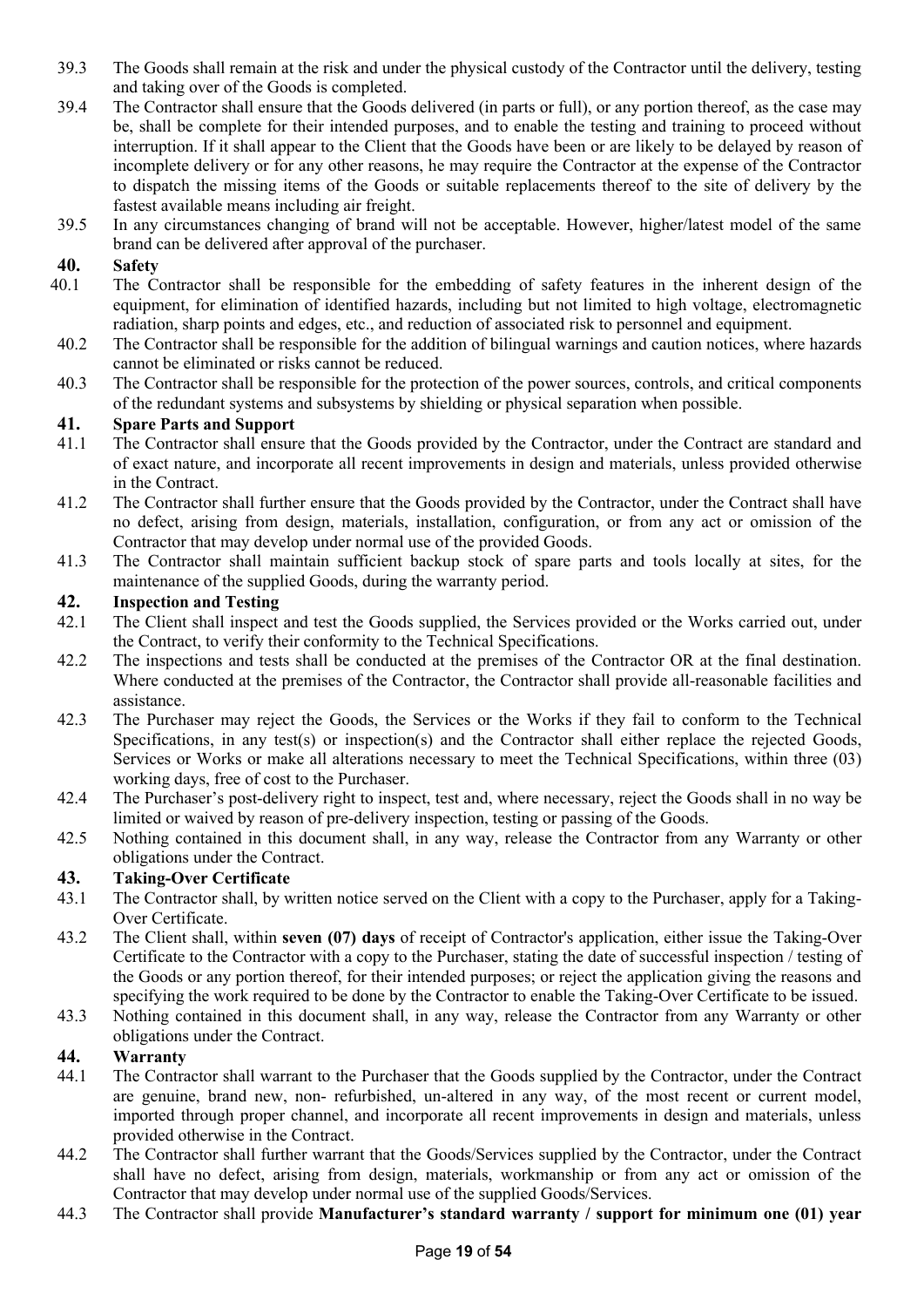39.3 The Goods shall remain at the risk and under the physical custody of the Contractor until the delivery, testing and taking over of the Goods is completed.

39.4 The Contractor shall ensure that the Goods delivered (in parts or full), or any portion thereof, as the case may be, shall be complete for their intended purposes, and to enable the testing and training to proceed without interruption. If it shall appear to the Client that the Goods have been or are likely to be delayed by reason of incomplete delivery or for any other reasons, he may require the Contractor at the expense of the Contractor to dispatch the missing items of the Goods or suitable replacements thereof to the site of delivery by the fastest available means including air freight.

39.5 In any circumstances changing of brand will not be acceptable. However, higher/latest model of the same brand can be delivered after approval of the purchaser.

## 40. Safety

40.1 The Contractor shall be responsible for the embedding of safety features in the inherent design of the equipment, for elimination of identified hazards, including but not limited to high voltage, electromagnetic radiation, sharp points and edges, etc., and reduction of associated risk to personnel and equipment.

40.2 The Contractor shall be responsible for the addition of bilingual warnings and caution notices, where hazards cannot be eliminated or risks cannot be reduced.

40.3 The Contractor shall be responsible for the protection of the power sources, controls, and critical components of the redundant systems and subsystems by shielding or physical separation when possible.

## 41. Spare Parts and Support

41.1 The Contractor shall ensure that the Goods provided by the Contractor, under the Contract are standard and of exact nature, and incorporate all recent improvements in design and materials, unless provided otherwise in the Contract.

41.2 The Contractor shall further ensure that the Goods provided by the Contractor, under the Contract shall have no defect, arising from design, materials, installation, configuration, or from any act or omission of the Contractor that may develop under normal use of the provided Goods.

41.3 The Contractor shall maintain sufficient backup stock of spare parts and tools locally at sites, for the maintenance of the supplied Goods, during the warranty period.

## 42. Inspection and Testing

42.1 The Client shall inspect and test the Goods supplied, the Services provided or the Works carried out, under the Contract, to verify their conformity to the Technical Specifications.

42.2 The inspections and tests shall be conducted at the premises of the Contractor OR at the final destination. Where conducted at the premises of the Contractor, the Contractor shall provide all-reasonable facilities and assistance.

42.3 The Purchaser may reject the Goods, the Services or the Works if they fail to conform to the Technical Specifications, in any test(s) or inspection(s) and the Contractor shall either replace the rejected Goods, Services or Works or make all alterations necessary to meet the Technical Specifications, within three (03) working days, free of cost to the Purchaser.

42.4 The Purchaser's post-delivery right to inspect, test and, where necessary, reject the Goods shall in no way be limited or waived by reason of pre-delivery inspection, testing or passing of the Goods.

42.5 Nothing contained in this document shall, in any way, release the Contractor from any Warranty or other obligations under the Contract.

## 43. Taking-Over Certificate

43.1 The Contractor shall, by written notice served on the Client with a copy to the Purchaser, apply for a Taking-Over Certificate.

43.2 The Client shall, within **seven (07) days** of receipt of Contractor's application, either issue the Taking-Over Certificate to the Contractor with a copy to the Purchaser, stating the date of successful inspection / testing of the Goods or any portion thereof, for their intended purposes; or reject the application giving the reasons and specifying the work required to be done by the Contractor to enable the Taking-Over Certificate to be issued.

43.3 Nothing contained in this document shall, in any way, release the Contractor from any Warranty or other obligations under the Contract.

## 44. Warranty

44.1 The Contractor shall warrant to the Purchaser that the Goods supplied by the Contractor, under the Contract are genuine, brand new, non- refurbished, un-altered in any way, of the most recent or current model, imported through proper channel, and incorporate all recent improvements in design and materials, unless provided otherwise in the Contract.

44.2 The Contractor shall further warrant that the Goods/Services supplied by the Contractor, under the Contract shall have no defect, arising from design, materials, workmanship or from any act or omission of the Contractor that may develop under normal use of the supplied Goods/Services.

44.3 The Contractor shall provide **Manufacturer's standard warranty / support for minimum one (01) year**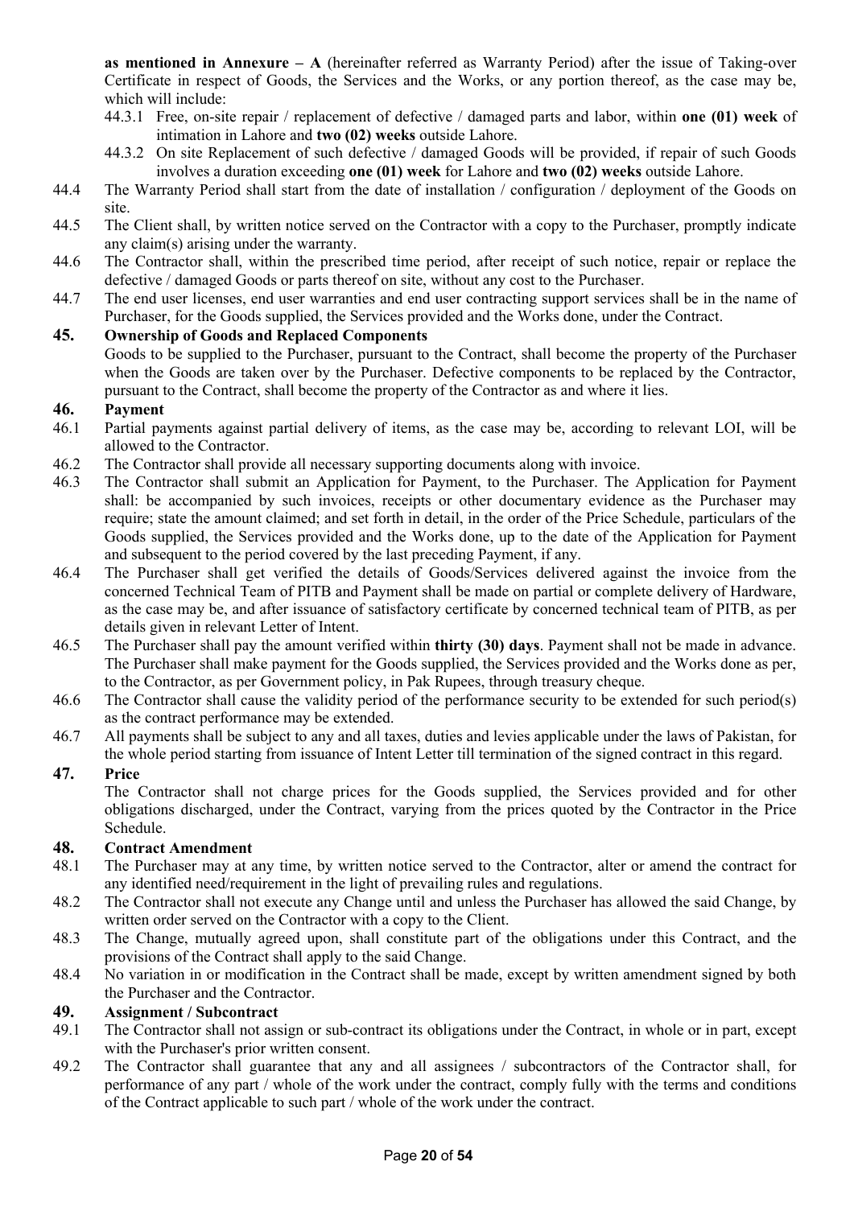**as mentioned in Annexure – A** (hereinafter referred as Warranty Period) after the issue of Taking-over Certificate in respect of Goods, the Services and the Works, or any portion thereof, as the case may be, which will include:

44.3.1 Free, on-site repair / replacement of defective / damaged parts and labor, within **one (01) week** of intimation in Lahore and **two (02) weeks** outside Lahore.

44.3.2 On site Replacement of such defective / damaged Goods will be provided, if repair of such Goods involves a duration exceeding **one (01) week** for Lahore and **two (02) weeks** outside Lahore.

44.4 The Warranty Period shall start from the date of installation / configuration / deployment of the Goods on site.

44.5 The Client shall, by written notice served on the Contractor with a copy to the Purchaser, promptly indicate any claim(s) arising under the warranty.

44.6 The Contractor shall, within the prescribed time period, after receipt of such notice, repair or replace the defective / damaged Goods or parts thereof on site, without any cost to the Purchaser.

44.7 The end user licenses, end user warranties and end user contracting support services shall be in the name of Purchaser, for the Goods supplied, the Services provided and the Works done, under the Contract.

## 45. Ownership of Goods and Replaced Components

Goods to be supplied to the Purchaser, pursuant to the Contract, shall become the property of the Purchaser when the Goods are taken over by the Purchaser. Defective components to be replaced by the Contractor, pursuant to the Contract, shall become the property of the Contractor as and where it lies.

## 46. Payment

46.1 Partial payments against partial delivery of items, as the case may be, according to relevant LOI, will be allowed to the Contractor.

46.2 The Contractor shall provide all necessary supporting documents along with invoice.

46.3 The Contractor shall submit an Application for Payment, to the Purchaser. The Application for Payment shall: be accompanied by such invoices, receipts or other documentary evidence as the Purchaser may require; state the amount claimed; and set forth in detail, in the order of the Price Schedule, particulars of the Goods supplied, the Services provided and the Works done, up to the date of the Application for Payment and subsequent to the period covered by the last preceding Payment, if any.

46.4 The Purchaser shall get verified the details of Goods/Services delivered against the invoice from the concerned Technical Team of PITB and Payment shall be made on partial or complete delivery of Hardware, as the case may be, and after issuance of satisfactory certificate by concerned technical team of PITB, as per details given in relevant Letter of Intent.

46.5 The Purchaser shall pay the amount verified within **thirty (30) days**. Payment shall not be made in advance. The Purchaser shall make payment for the Goods supplied, the Services provided and the Works done as per, to the Contractor, as per Government policy, in Pak Rupees, through treasury cheque.

46.6 The Contractor shall cause the validity period of the performance security to be extended for such period(s) as the contract performance may be extended.

46.7 All payments shall be subject to any and all taxes, duties and levies applicable under the laws of Pakistan, for the whole period starting from issuance of Intent Letter till termination of the signed contract in this regard.

## 47. Price

The Contractor shall not charge prices for the Goods supplied, the Services provided and for other obligations discharged, under the Contract, varying from the prices quoted by the Contractor in the Price Schedule.

## 48. Contract Amendment

48.1 The Purchaser may at any time, by written notice served to the Contractor, alter or amend the contract for any identified need/requirement in the light of prevailing rules and regulations.

48.2 The Contractor shall not execute any Change until and unless the Purchaser has allowed the said Change, by written order served on the Contractor with a copy to the Client.

48.3 The Change, mutually agreed upon, shall constitute part of the obligations under this Contract, and the provisions of the Contract shall apply to the said Change.

48.4 No variation in or modification in the Contract shall be made, except by written amendment signed by both the Purchaser and the Contractor.

## 49. Assignment / Subcontract

49.1 The Contractor shall not assign or sub-contract its obligations under the Contract, in whole or in part, except with the Purchaser's prior written consent.

49.2 The Contractor shall guarantee that any and all assignees / subcontractors of the Contractor shall, for performance of any part / whole of the work under the contract, comply fully with the terms and conditions of the Contract applicable to such part / whole of the work under the contract.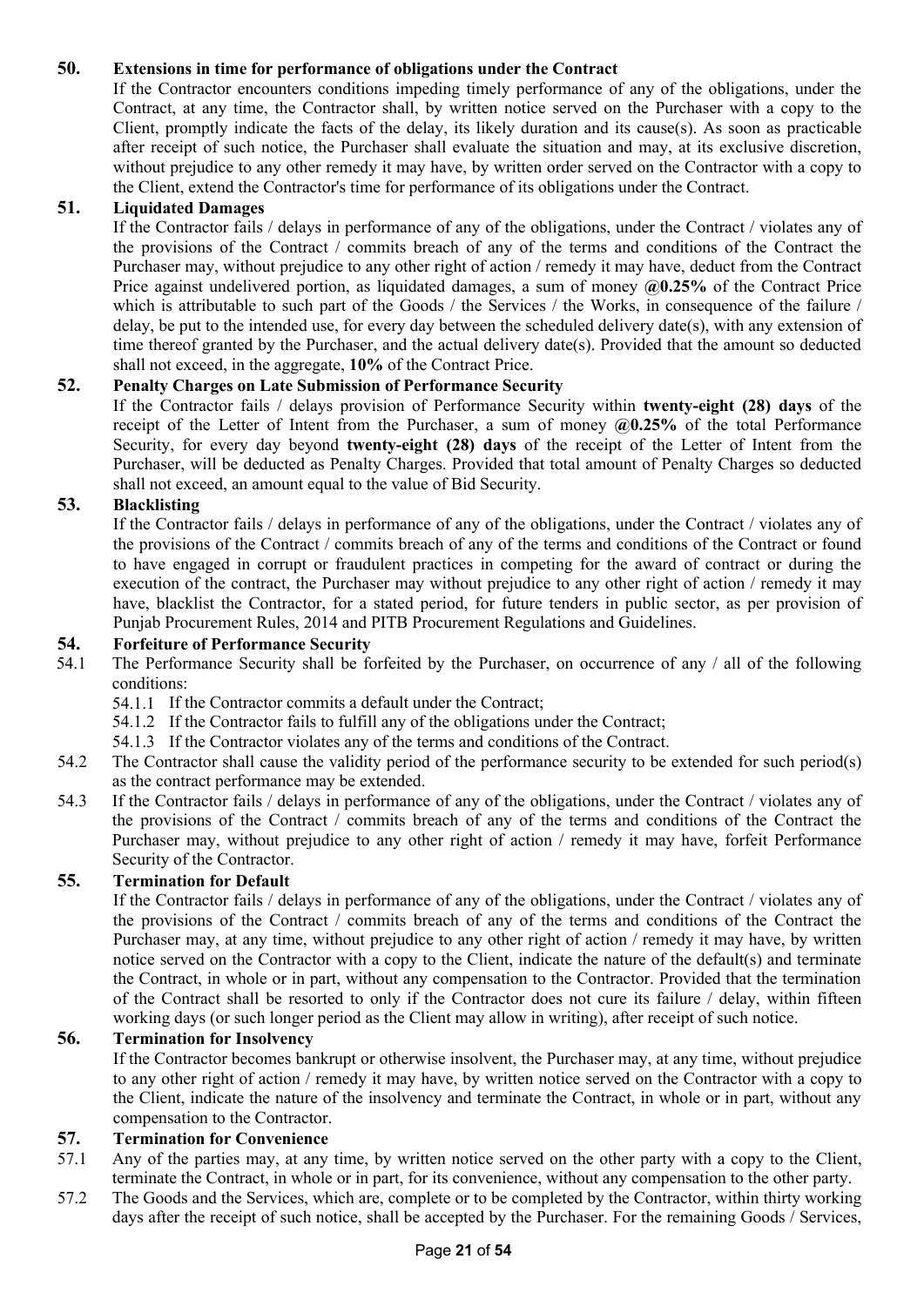### 50. Extensions in time for performance of obligations under the Contract

If the Contractor encounters conditions impeding timely performance of any of the obligations, under the Contract, at any time, the Contractor shall, by written notice served on the Purchaser with a copy to the Client, promptly indicate the facts of the delay, its likely duration and its cause(s). As soon as practicable after receipt of such notice, the Purchaser shall evaluate the situation and may, at its exclusive discretion, without prejudice to any other remedy it may have, by written order served on the Contractor with a copy to the Client, extend the Contractor's time for performance of its obligations under the Contract.

### 51. Liquidated Damages

If the Contractor fails / delays in performance of any of the obligations, under the Contract / violates any of the provisions of the Contract / commits breach of any of the terms and conditions of the Contract the Purchaser may, without prejudice to any other right of action / remedy it may have, deduct from the Contract Price against undelivered portion, as liquidated damages, a sum of money **@0.25%** of the Contract Price which is attributable to such part of the Goods / the Services / the Works, in consequence of the failure / delay, be put to the intended use, for every day between the scheduled delivery date(s), with any extension of time thereof granted by the Purchaser, and the actual delivery date(s). Provided that the amount so deducted shall not exceed, in the aggregate, **10%** of the Contract Price.

### 52. Penalty Charges on Late Submission of Performance Security

If the Contractor fails / delays provision of Performance Security within **twenty-eight (28) days** of the receipt of the Letter of Intent from the Purchaser, a sum of money **@0.25%** of the total Performance Security, for every day beyond **twenty-eight (28) days** of the receipt of the Letter of Intent from the Purchaser, will be deducted as Penalty Charges. Provided that total amount of Penalty Charges so deducted shall not exceed, an amount equal to the value of Bid Security.

### 53. Blacklisting

If the Contractor fails / delays in performance of any of the obligations, under the Contract / violates any of the provisions of the Contract / commits breach of any of the terms and conditions of the Contract or found to have engaged in corrupt or fraudulent practices in competing for the award of contract or during the execution of the contract, the Purchaser may without prejudice to any other right of action / remedy it may have, blacklist the Contractor, for a stated period, for future tenders in public sector, as per provision of Punjab Procurement Rules, 2014 and PITB Procurement Regulations and Guidelines.

### 54. Forfeiture of Performance Security

54.1 The Performance Security shall be forfeited by the Purchaser, on occurrence of any / all of the following conditions:

- 54.1.1 If the Contractor commits a default under the Contract;
- 54.1.2 If the Contractor fails to fulfill any of the obligations under the Contract;
- 54.1.3 If the Contractor violates any of the terms and conditions of the Contract.

54.2 The Contractor shall cause the validity period of the performance security to be extended for such period(s) as the contract performance may be extended.

54.3 If the Contractor fails / delays in performance of any of the obligations, under the Contract / violates any of the provisions of the Contract / commits breach of any of the terms and conditions of the Contract the Purchaser may, without prejudice to any other right of action / remedy it may have, forfeit Performance Security of the Contractor.

### 55. Termination for Default

If the Contractor fails / delays in performance of any of the obligations, under the Contract / violates any of the provisions of the Contract / commits breach of any of the terms and conditions of the Contract the Purchaser may, at any time, without prejudice to any other right of action / remedy it may have, by written notice served on the Contractor with a copy to the Client, indicate the nature of the default(s) and terminate the Contract, in whole or in part, without any compensation to the Contractor. Provided that the termination of the Contract shall be resorted to only if the Contractor does not cure its failure / delay, within fifteen working days (or such longer period as the Client may allow in writing), after receipt of such notice.

### 56. Termination for Insolvency

If the Contractor becomes bankrupt or otherwise insolvent, the Purchaser may, at any time, without prejudice to any other right of action / remedy it may have, by written notice served on the Contractor with a copy to the Client, indicate the nature of the insolvency and terminate the Contract, in whole or in part, without any compensation to the Contractor.

### 57. Termination for Convenience

57.1 Any of the parties may, at any time, by written notice served on the other party with a copy to the Client, terminate the Contract, in whole or in part, for its convenience, without any compensation to the other party.

57.2 The Goods and the Services, which are, complete or to be completed by the Contractor, within thirty working days after the receipt of such notice, shall be accepted by the Purchaser. For the remaining Goods / Services,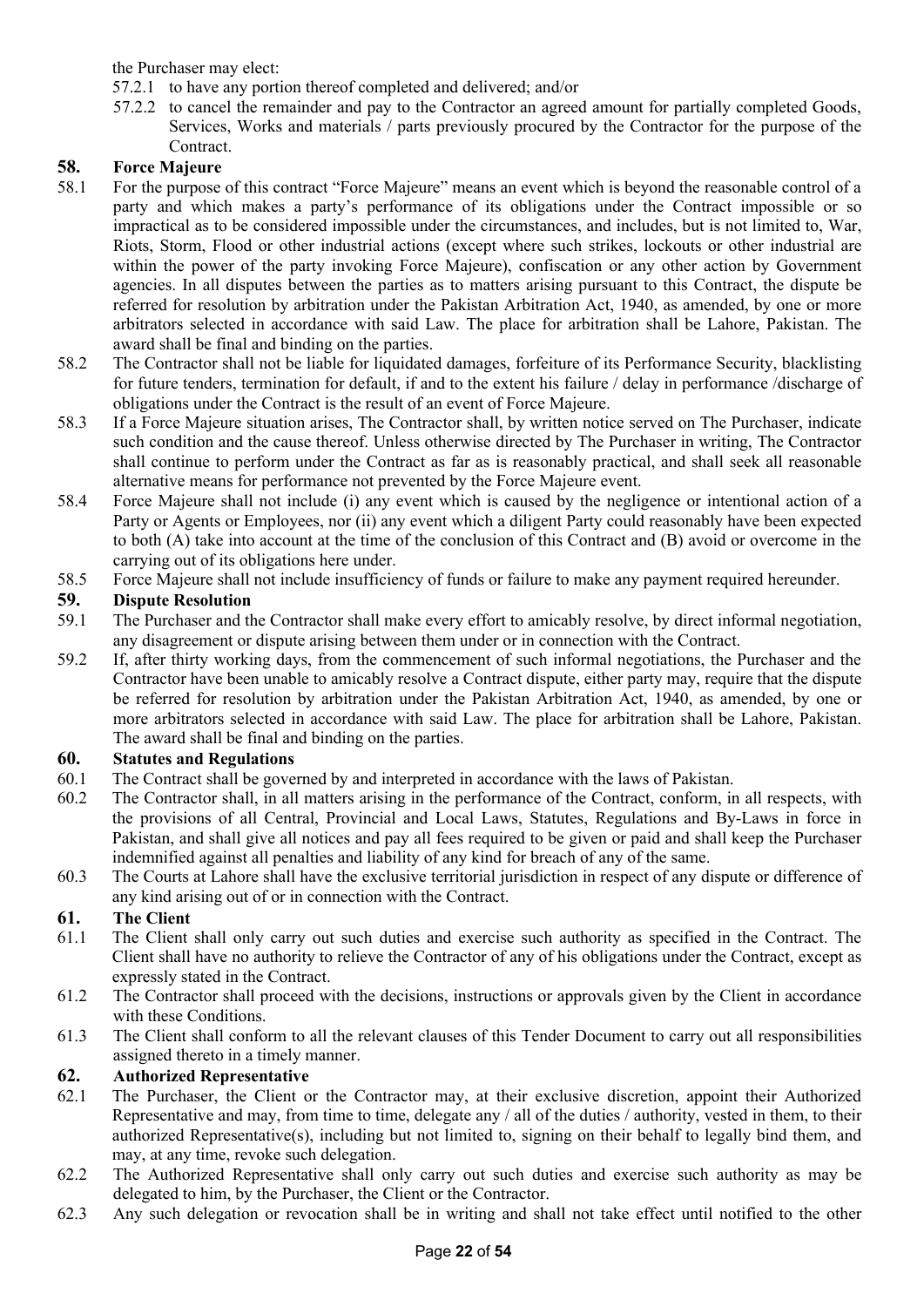the Purchaser may elect:

57.2.1 to have any portion thereof completed and delivered; and/or

57.2.2 to cancel the remainder and pay to the Contractor an agreed amount for partially completed Goods, Services, Works and materials / parts previously procured by the Contractor for the purpose of the Contract.

## 58. Force Majeure

58.1 For the purpose of this contract "Force Majeure" means an event which is beyond the reasonable control of a party and which makes a party's performance of its obligations under the Contract impossible or so impractical as to be considered impossible under the circumstances, and includes, but is not limited to, War, Riots, Storm, Flood or other industrial actions (except where such strikes, lockouts or other industrial are within the power of the party invoking Force Majeure), confiscation or any other action by Government agencies. In all disputes between the parties as to matters arising pursuant to this Contract, the dispute be referred for resolution by arbitration under the Pakistan Arbitration Act, 1940, as amended, by one or more arbitrators selected in accordance with said Law. The place for arbitration shall be Lahore, Pakistan. The award shall be final and binding on the parties.

58.2 The Contractor shall not be liable for liquidated damages, forfeiture of its Performance Security, blacklisting for future tenders, termination for default, if and to the extent his failure / delay in performance /discharge of obligations under the Contract is the result of an event of Force Majeure.

58.3 If a Force Majeure situation arises, The Contractor shall, by written notice served on The Purchaser, indicate such condition and the cause thereof. Unless otherwise directed by The Purchaser in writing, The Contractor shall continue to perform under the Contract as far as is reasonably practical, and shall seek all reasonable alternative means for performance not prevented by the Force Majeure event.

58.4 Force Majeure shall not include (i) any event which is caused by the negligence or intentional action of a Party or Agents or Employees, nor (ii) any event which a diligent Party could reasonably have been expected to both (A) take into account at the time of the conclusion of this Contract and (B) avoid or overcome in the carrying out of its obligations here under.

58.5 Force Majeure shall not include insufficiency of funds or failure to make any payment required hereunder.

## 59. Dispute Resolution

59.1 The Purchaser and the Contractor shall make every effort to amicably resolve, by direct informal negotiation, any disagreement or dispute arising between them under or in connection with the Contract.

59.2 If, after thirty working days, from the commencement of such informal negotiations, the Purchaser and the Contractor have been unable to amicably resolve a Contract dispute, either party may, require that the dispute be referred for resolution by arbitration under the Pakistan Arbitration Act, 1940, as amended, by one or more arbitrators selected in accordance with said Law. The place for arbitration shall be Lahore, Pakistan. The award shall be final and binding on the parties.

## 60. Statutes and Regulations

60.1 The Contract shall be governed by and interpreted in accordance with the laws of Pakistan.

60.2 The Contractor shall, in all matters arising in the performance of the Contract, conform, in all respects, with the provisions of all Central, Provincial and Local Laws, Statutes, Regulations and By-Laws in force in Pakistan, and shall give all notices and pay all fees required to be given or paid and shall keep the Purchaser indemnified against all penalties and liability of any kind for breach of any of the same.

60.3 The Courts at Lahore shall have the exclusive territorial jurisdiction in respect of any dispute or difference of any kind arising out of or in connection with the Contract.

## 61. The Client

61.1 The Client shall only carry out such duties and exercise such authority as specified in the Contract. The Client shall have no authority to relieve the Contractor of any of his obligations under the Contract, except as expressly stated in the Contract.

61.2 The Contractor shall proceed with the decisions, instructions or approvals given by the Client in accordance with these Conditions.

61.3 The Client shall conform to all the relevant clauses of this Tender Document to carry out all responsibilities assigned thereto in a timely manner.

## 62. Authorized Representative

62.1 The Purchaser, the Client or the Contractor may, at their exclusive discretion, appoint their Authorized Representative and may, from time to time, delegate any / all of the duties / authority, vested in them, to their authorized Representative(s), including but not limited to, signing on their behalf to legally bind them, and may, at any time, revoke such delegation.

62.2 The Authorized Representative shall only carry out such duties and exercise such authority as may be delegated to him, by the Purchaser, the Client or the Contractor.

62.3 Any such delegation or revocation shall be in writing and shall not take effect until notified to the other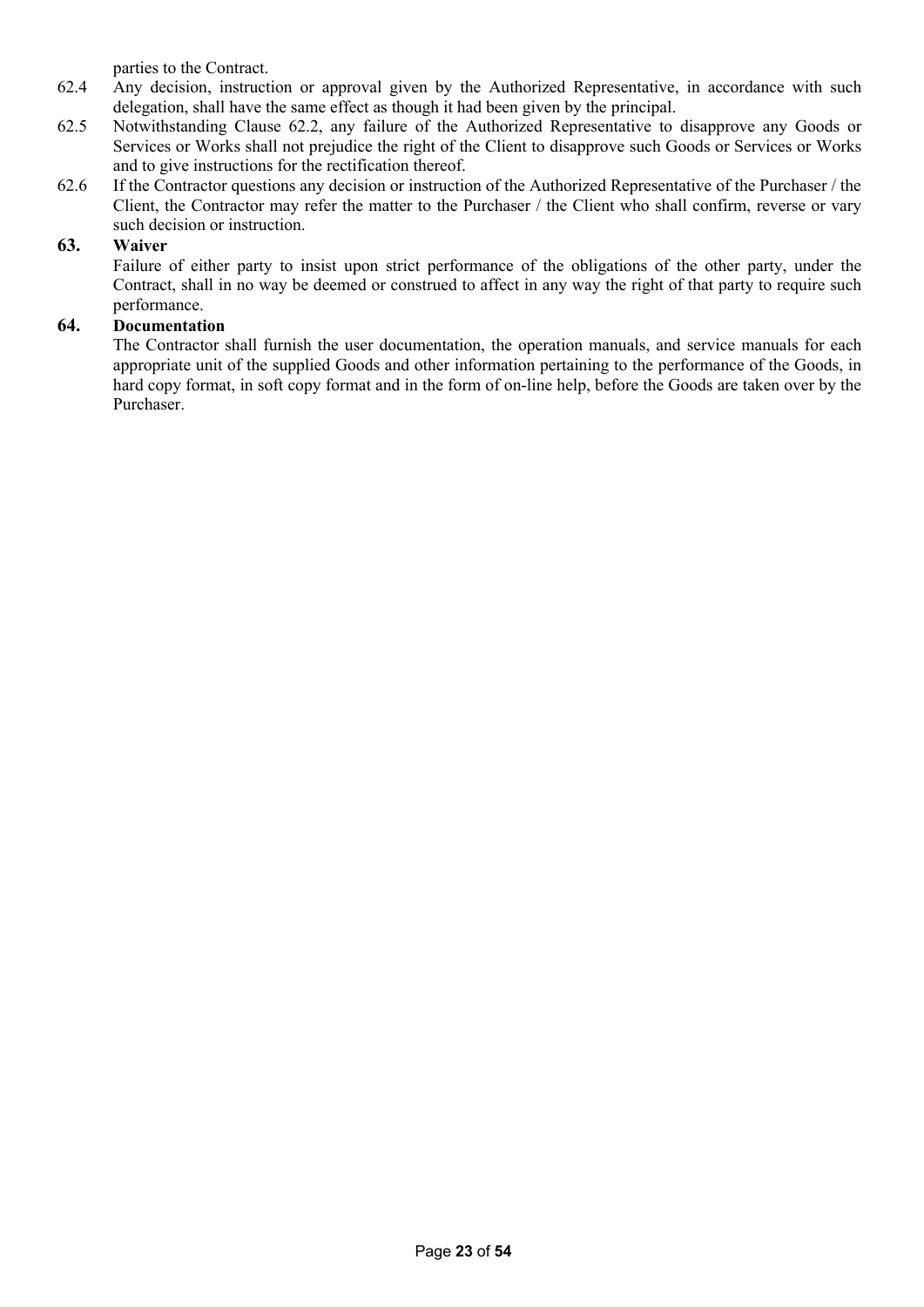parties to the Contract.

62.4 Any decision, instruction or approval given by the Authorized Representative, in accordance with such delegation, shall have the same effect as though it had been given by the principal.

62.5 Notwithstanding Clause 62.2, any failure of the Authorized Representative to disapprove any Goods or Services or Works shall not prejudice the right of the Client to disapprove such Goods or Services or Works and to give instructions for the rectification thereof.

62.6 If the Contractor questions any decision or instruction of the Authorized Representative of the Purchaser / the Client, the Contractor may refer the matter to the Purchaser / the Client who shall confirm, reverse or vary such decision or instruction.

## 63. Waiver

Failure of either party to insist upon strict performance of the obligations of the other party, under the Contract, shall in no way be deemed or construed to affect in any way the right of that party to require such performance.

## 64. Documentation

The Contractor shall furnish the user documentation, the operation manuals, and service manuals for each appropriate unit of the supplied Goods and other information pertaining to the performance of the Goods, in hard copy format, in soft copy format and in the form of on-line help, before the Goods are taken over by the Purchaser.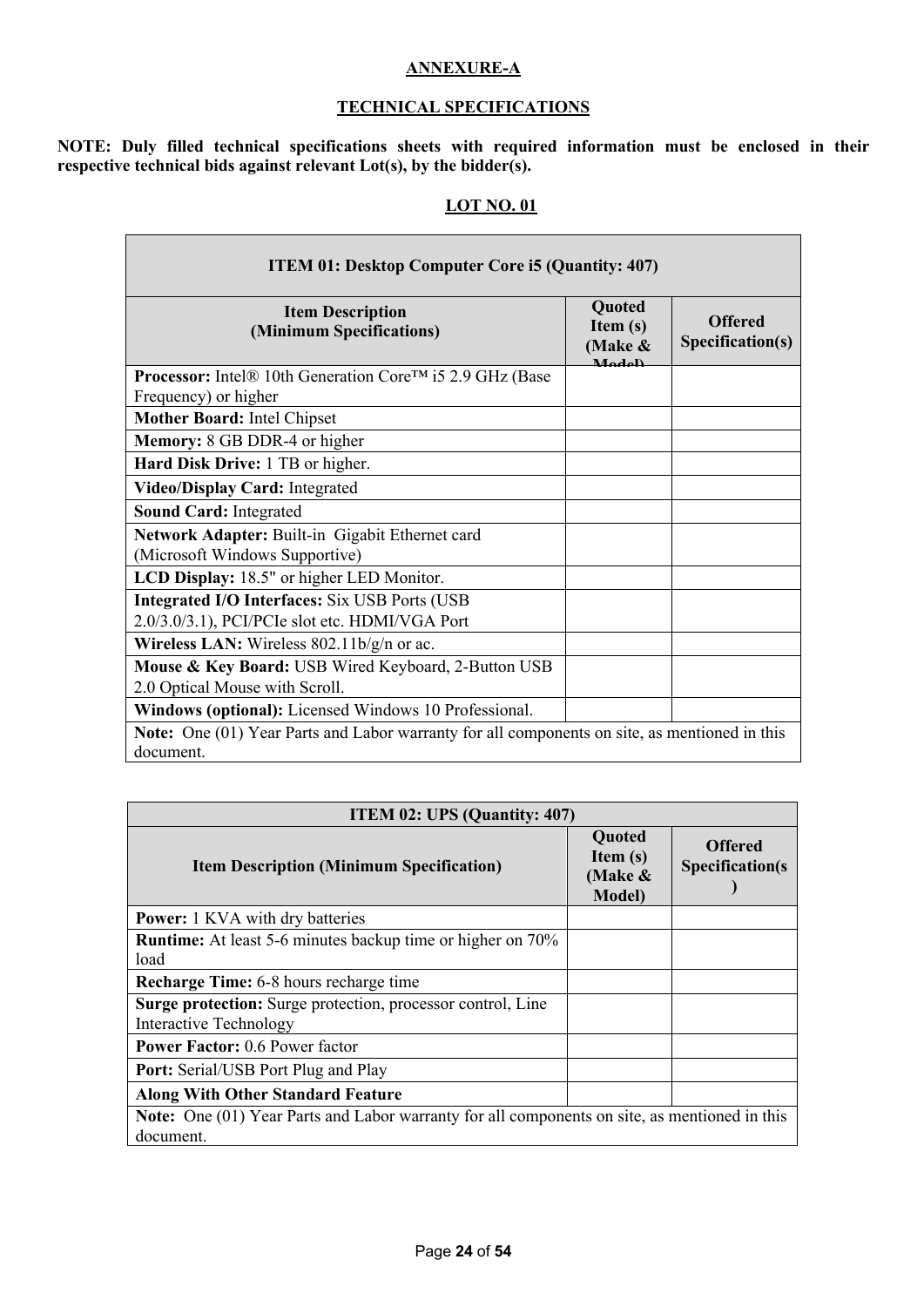**ANNEXURE-A**

**TECHNICAL SPECIFICATIONS**

**NOTE: Duly filled technical specifications sheets with required information must be enclosed in their respective technical bids against relevant Lot(s), by the bidder(s).**

**LOT NO. 01**

| **ITEM 01: Desktop Computer Core i5 (Quantity: 407)** | | |
|---|---|---|
| **Item Description (Minimum Specifications)** | **Quoted Item (s) (Make & Model)** | **Offered Specification(s)** |
| **Processor:** Intel® 10th Generation Core™ i5 2.9 GHz (Base Frequency) or higher | | |
| **Mother Board:** Intel Chipset | | |
| **Memory:** 8 GB DDR-4 or higher | | |
| **Hard Disk Drive:** 1 TB or higher. | | |
| **Video/Display Card:** Integrated | | |
| **Sound Card:** Integrated | | |
| **Network Adapter:** Built-in Gigabit Ethernet card (Microsoft Windows Supportive) | | |
| **LCD Display:** 18.5" or higher LED Monitor. | | |
| **Integrated I/O Interfaces:** Six USB Ports (USB 2.0/3.0/3.1), PCI/PCIe slot etc. HDMI/VGA Port | | |
| **Wireless LAN:** Wireless 802.11b/g/n or ac. | | |
| **Mouse & Key Board:** USB Wired Keyboard, 2-Button USB 2.0 Optical Mouse with Scroll. | | |
| **Windows (optional):** Licensed Windows 10 Professional. | | |
| **Note:** One (01) Year Parts and Labor warranty for all components on site, as mentioned in this document. | | |

| **ITEM 02: UPS (Quantity: 407)** | | |
|---|---|---|
| **Item Description (Minimum Specification)** | **Quoted Item (s) (Make & Model)** | **Offered Specification(s)** |
| **Power:** 1 KVA with dry batteries | | |
| **Runtime:** At least 5-6 minutes backup time or higher on 70% load | | |
| **Recharge Time:** 6-8 hours recharge time | | |
| **Surge protection:** Surge protection, processor control, Line Interactive Technology | | |
| **Power Factor:** 0.6 Power factor | | |
| **Port:** Serial/USB Port Plug and Play | | |
| **Along With Other Standard Feature** | | |
| **Note:** One (01) Year Parts and Labor warranty for all components on site, as mentioned in this document. | | |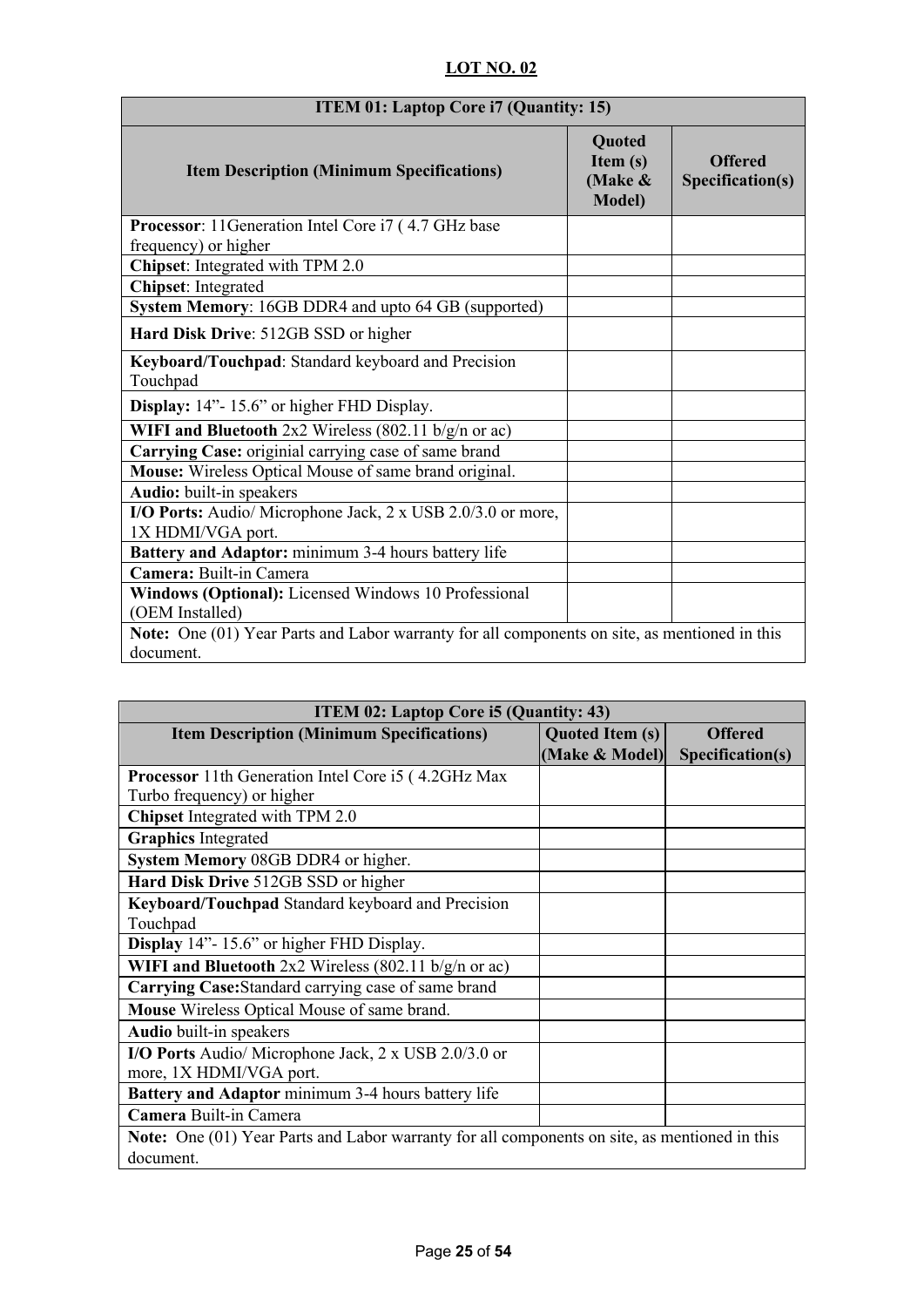## LOT NO. 02

| ITEM 01: Laptop Core i7 (Quantity: 15) | | |
|---|---|---|
| **Item Description (Minimum Specifications)** | **Quoted Item (s) (Make & Model)** | **Offered Specification(s)** |
| **Processor**: 11Generation Intel Core i7 ( 4.7 GHz base frequency) or higher | | |
| **Chipset**: Integrated with TPM 2.0 | | |
| **Chipset**: Integrated | | |
| **System Memory**: 16GB DDR4 and upto 64 GB (supported) | | |
| **Hard Disk Drive**: 512GB SSD or higher | | |
| **Keyboard/Touchpad**: Standard keyboard and Precision Touchpad | | |
| **Display:** 14”- 15.6” or higher FHD Display. | | |
| **WIFI and Bluetooth** 2x2 Wireless (802.11 b/g/n or ac) | | |
| **Carrying Case:** originial carrying case of same brand | | |
| **Mouse:** Wireless Optical Mouse of same brand original. | | |
| **Audio:** built-in speakers | | |
| **I/O Ports:** Audio/ Microphone Jack, 2 x USB 2.0/3.0 or more, 1X HDMI/VGA port. | | |
| **Battery and Adaptor:** minimum 3-4 hours battery life | | |
| **Camera:** Built-in Camera | | |
| **Windows (Optional):** Licensed Windows 10 Professional (OEM Installed) | | |
| **Note:** One (01) Year Parts and Labor warranty for all components on site, as mentioned in this document. | | |

| ITEM 02: Laptop Core i5 (Quantity: 43) | | |
|---|---|---|
| **Item Description (Minimum Specifications)** | **Quoted Item (s) (Make & Model)** | **Offered Specification(s)** |
| **Processor** 11th Generation Intel Core i5 ( 4.2GHz Max Turbo frequency) or higher | | |
| **Chipset** Integrated with TPM 2.0 | | |
| **Graphics** Integrated | | |
| **System Memory** 08GB DDR4 or higher. | | |
| **Hard Disk Drive** 512GB SSD or higher | | |
| **Keyboard/Touchpad** Standard keyboard and Precision Touchpad | | |
| **Display** 14”- 15.6” or higher FHD Display. | | |
| **WIFI and Bluetooth** 2x2 Wireless (802.11 b/g/n or ac) | | |
| **Carrying Case:**Standard carrying case of same brand | | |
| **Mouse** Wireless Optical Mouse of same brand. | | |
| **Audio** built-in speakers | | |
| **I/O Ports** Audio/ Microphone Jack, 2 x USB 2.0/3.0 or more, 1X HDMI/VGA port. | | |
| **Battery and Adaptor** minimum 3-4 hours battery life | | |
| **Camera** Built-in Camera | | |
| **Note:** One (01) Year Parts and Labor warranty for all components on site, as mentioned in this document. | | |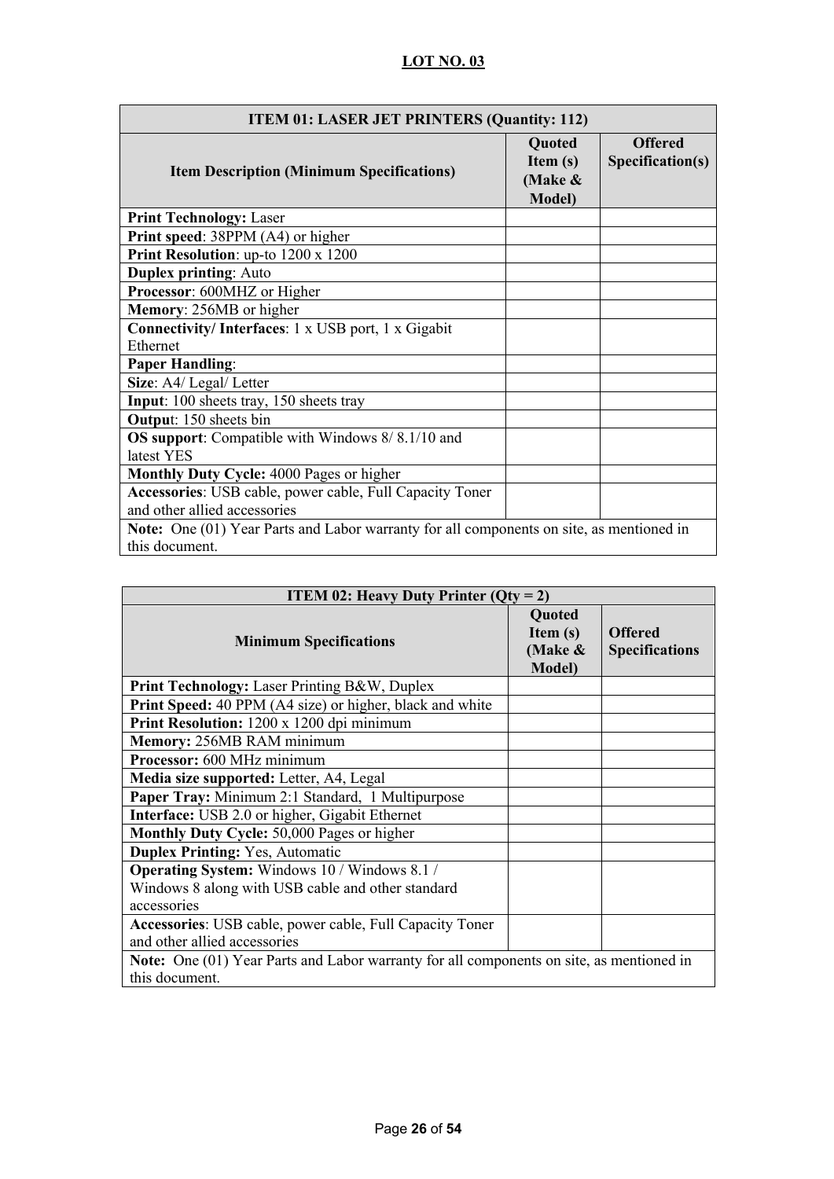## LOT NO. 03

| ITEM 01: LASER JET PRINTERS (Quantity: 112) | | |
|---|---|---|
| **Item Description (Minimum Specifications)** | **Quoted Item (s) (Make & Model)** | **Offered Specification(s)** |
| **Print Technology:** Laser | | |
| **Print speed**: 38PPM (A4) or higher | | |
| **Print Resolution**: up-to 1200 x 1200 | | |
| **Duplex printing**: Auto | | |
| **Processor**: 600MHZ or Higher | | |
| **Memory**: 256MB or higher | | |
| **Connectivity/ Interfaces**: 1 x USB port, 1 x Gigabit Ethernet | | |
| **Paper Handling**: | | |
| **Size**: A4/ Legal/ Letter | | |
| **Input**: 100 sheets tray, 150 sheets tray | | |
| **Output**: 150 sheets bin | | |
| **OS support**: Compatible with Windows 8/ 8.1/10 and latest YES | | |
| **Monthly Duty Cycle:** 4000 Pages or higher | | |
| **Accessories**: USB cable, power cable, Full Capacity Toner and other allied accessories | | |
| **Note:** One (01) Year Parts and Labor warranty for all components on site, as mentioned in this document. | | |

| ITEM 02: Heavy Duty Printer (Qty = 2) | | |
|---|---|---|
| **Minimum Specifications** | **Quoted Item (s) (Make & Model)** | **Offered Specifications** |
| **Print Technology:** Laser Printing B&W, Duplex | | |
| **Print Speed:** 40 PPM (A4 size) or higher, black and white | | |
| **Print Resolution:** 1200 x 1200 dpi minimum | | |
| **Memory:** 256MB RAM minimum | | |
| **Processor:** 600 MHz minimum | | |
| **Media size supported:** Letter, A4, Legal | | |
| **Paper Tray:** Minimum 2:1 Standard, 1 Multipurpose | | |
| **Interface:** USB 2.0 or higher, Gigabit Ethernet | | |
| **Monthly Duty Cycle:** 50,000 Pages or higher | | |
| **Duplex Printing:** Yes, Automatic | | |
| **Operating System:** Windows 10 / Windows 8.1 / Windows 8 along with USB cable and other standard accessories | | |
| **Accessories**: USB cable, power cable, Full Capacity Toner and other allied accessories | | |
| **Note:** One (01) Year Parts and Labor warranty for all components on site, as mentioned in this document. | | |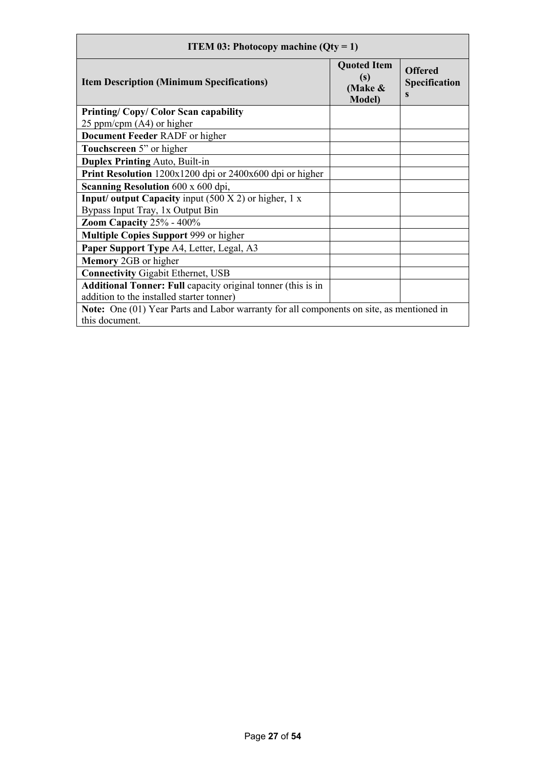| ITEM 03: Photocopy machine (Qty = 1) | | |
|---|---|---|
| **Item Description (Minimum Specifications)** | **Quoted Item (s) (Make & Model)** | **Offered Specifications** |
| **Printing/ Copy/ Color Scan capability** 25 ppm/cpm (A4) or higher | | |
| **Document Feeder** RADF or higher | | |
| **Touchscreen** 5” or higher | | |
| **Duplex Printing** Auto, Built-in | | |
| **Print Resolution** 1200x1200 dpi or 2400x600 dpi or higher | | |
| **Scanning Resolution** 600 x 600 dpi, | | |
| **Input/ output Capacity** input (500 X 2) or higher, 1 x Bypass Input Tray, 1x Output Bin | | |
| **Zoom Capacity** 25% - 400% | | |
| **Multiple Copies Support** 999 or higher | | |
| **Paper Support Type** A4, Letter, Legal, A3 | | |
| **Memory** 2GB or higher | | |
| **Connectivity** Gigabit Ethernet, USB | | |
| **Additional Toner: Full** capacity original tonner (this is in addition to the installed starter tonner) | | |
| **Note:** One (01) Year Parts and Labor warranty for all components on site, as mentioned in this document. | | |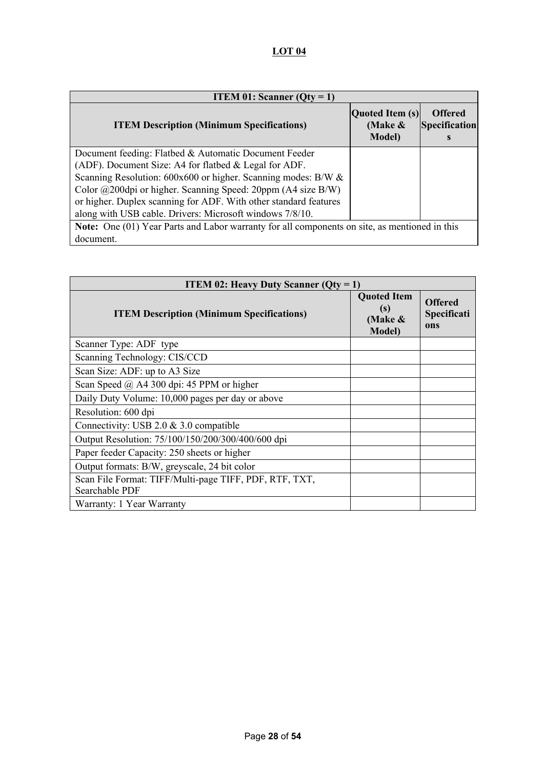## LOT 04

| ITEM 01: Scanner (Qty = 1) | | |
|---|---|---|
| **ITEM Description (Minimum Specifications)** | **Quoted Item (s) (Make & Model)** | **Offered Specifications** |
| Document feeding: Flatbed & Automatic Document Feeder (ADF). Document Size: A4 for flatbed & Legal for ADF. Scanning Resolution: 600x600 or higher. Scanning modes: B/W & Color @200dpi or higher. Scanning Speed: 20ppm (A4 size B/W) or higher. Duplex scanning for ADF. With other standard features along with USB cable. Drivers: Microsoft windows 7/8/10. | | |
| **Note:** One (01) Year Parts and Labor warranty for all components on site, as mentioned in this document. | | |

| ITEM 02: Heavy Duty Scanner (Qty = 1) | | |
|---|---|---|
| **ITEM Description (Minimum Specifications)** | **Quoted Item (s) (Make & Model)** | **Offered Specifications** |
| Scanner Type: ADF type | | |
| Scanning Technology: CIS/CCD | | |
| Scan Size: ADF: up to A3 Size | | |
| Scan Speed @ A4 300 dpi: 45 PPM or higher | | |
| Daily Duty Volume: 10,000 pages per day or above | | |
| Resolution: 600 dpi | | |
| Connectivity: USB 2.0 & 3.0 compatible | | |
| Output Resolution: 75/100/150/200/300/400/600 dpi | | |
| Paper feeder Capacity: 250 sheets or higher | | |
| Output formats: B/W, greyscale, 24 bit color | | |
| Scan File Format: TIFF/Multi-page TIFF, PDF, RTF, TXT, Searchable PDF | | |
| Warranty: 1 Year Warranty | | |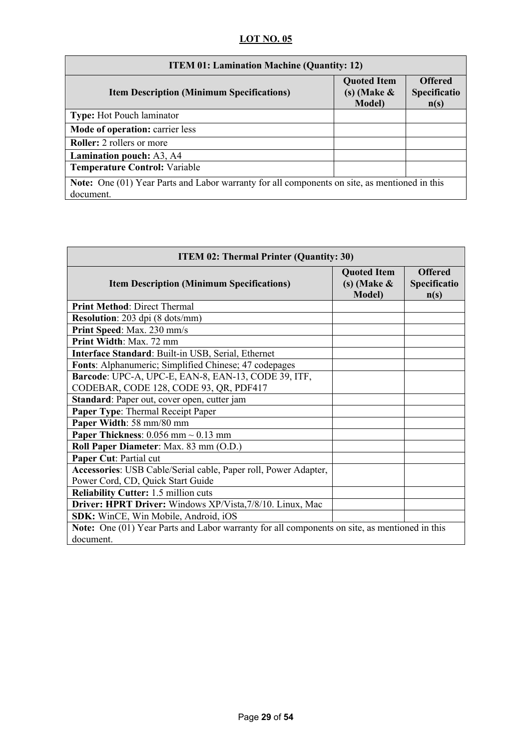## LOT NO. 05

| ITEM 01: Lamination Machine (Quantity: 12) | | |
|---|---|---|
| **Item Description (Minimum Specifications)** | **Quoted Item (s) (Make & Model)** | **Offered Specification(s)** |
| **Type:** Hot Pouch laminator | | |
| **Mode of operation:** carrier less | | |
| **Roller:** 2 rollers or more | | |
| **Lamination pouch:** A3, A4 | | |
| **Temperature Control:** Variable | | |
| **Note:** One (01) Year Parts and Labor warranty for all components on site, as mentioned in this document. | | |

| ITEM 02: Thermal Printer (Quantity: 30) | | |
|---|---|---|
| **Item Description (Minimum Specifications)** | **Quoted Item (s) (Make & Model)** | **Offered Specification(s)** |
| **Print Method**: Direct Thermal | | |
| **Resolution**: 203 dpi (8 dots/mm) | | |
| **Print Speed**: Max. 230 mm/s | | |
| **Print Width**: Max. 72 mm | | |
| **Interface Standard**: Built-in USB, Serial, Ethernet | | |
| **Fonts**: Alphanumeric; Simplified Chinese; 47 codepages | | |
| **Barcode**: UPC-A, UPC-E, EAN-8, EAN-13, CODE 39, ITF, CODEBAR, CODE 128, CODE 93, QR, PDF417 | | |
| **Standard**: Paper out, cover open, cutter jam | | |
| **Paper Type**: Thermal Receipt Paper | | |
| **Paper Width**: 58 mm/80 mm | | |
| **Paper Thickness**: 0.056 mm ~ 0.13 mm | | |
| **Roll Paper Diameter**: Max. 83 mm (O.D.) | | |
| **Paper Cut**: Partial cut | | |
| **Accessories**: USB Cable/Serial cable, Paper roll, Power Adapter, Power Cord, CD, Quick Start Guide | | |
| **Reliability Cutter:** 1.5 million cuts | | |
| **Driver: HPRT Driver:** Windows XP/Vista,7/8/10. Linux, Mac | | |
| **SDK:** WinCE, Win Mobile, Android, iOS | | |
| **Note:** One (01) Year Parts and Labor warranty for all components on site, as mentioned in this document. | | |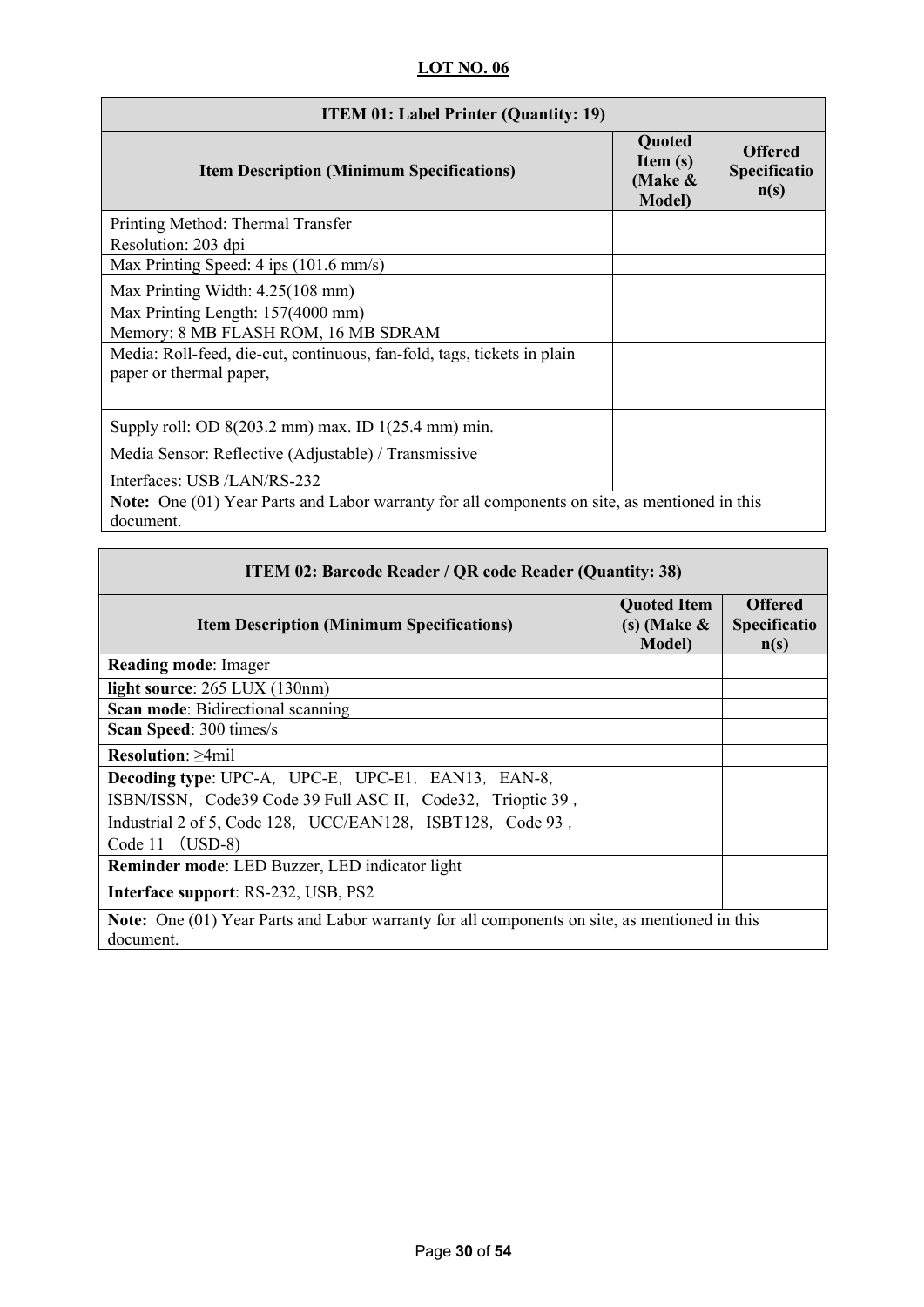**LOT NO. 06**

| ITEM 01: Label Printer (Quantity: 19) | | |
|---|---|---|
| **Item Description (Minimum Specifications)** | **Quoted Item (s) (Make & Model)** | **Offered Specification(s)** |
| Printing Method: Thermal Transfer | | |
| Resolution: 203 dpi | | |
| Max Printing Speed: 4 ips (101.6 mm/s) | | |
| Max Printing Width: 4.25(108 mm) | | |
| Max Printing Length: 157(4000 mm) | | |
| Memory: 8 MB FLASH ROM, 16 MB SDRAM | | |
| Media: Roll-feed, die-cut, continuous, fan-fold, tags, tickets in plain paper or thermal paper, | | |
| Supply roll: OD 8(203.2 mm) max. ID 1(25.4 mm) min. | | |
| Media Sensor: Reflective (Adjustable) / Transmissive | | |
| Interfaces: USB /LAN/RS-232 | | |
| **Note:** One (01) Year Parts and Labor warranty for all components on site, as mentioned in this document. | | |

| ITEM 02: Barcode Reader / QR code Reader (Quantity: 38) | | |
|---|---|---|
| **Item Description (Minimum Specifications)** | **Quoted Item (s) (Make & Model)** | **Offered Specification(s)** |
| **Reading mode**: Imager | | |
| **light source**: 265 LUX (130nm) | | |
| **Scan mode**: Bidirectional scanning | | |
| **Scan Speed**: 300 times/s | | |
| **Resolution**: ≥4mil | | |
| **Decoding type**: UPC-A，UPC-E，UPC-E1，EAN13，EAN-8，ISBN/ISSN，Code39 Code 39 Full ASC II，Code32，Trioptic 39，Industrial 2 of 5, Code 128，UCC/EAN128，ISBT128，Code 93，Code 11 （USD-8) | | |
| **Reminder mode**: LED Buzzer, LED indicator light<br>**Interface support**: RS-232, USB, PS2 | | |
| **Note:** One (01) Year Parts and Labor warranty for all components on site, as mentioned in this document. | | |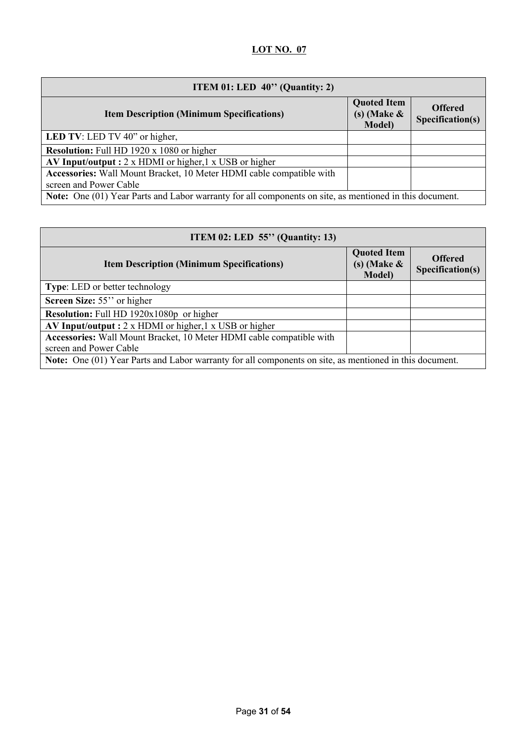**LOT NO. 07**

| ITEM 01: LED 40'' (Quantity: 2) | | |
|---|---|---|
| **Item Description (Minimum Specifications)** | **Quoted Item (s) (Make & Model)** | **Offered Specification(s)** |
| **LED TV**: LED TV 40" or higher, | | |
| **Resolution:** Full HD 1920 x 1080 or higher | | |
| **AV Input/output :** 2 x HDMI or higher,1 x USB or higher | | |
| **Accessories:** Wall Mount Bracket, 10 Meter HDMI cable compatible with screen and Power Cable | | |
| **Note:** One (01) Year Parts and Labor warranty for all components on site, as mentioned in this document. | | |

| ITEM 02: LED 55'' (Quantity: 13) | | |
|---|---|---|
| **Item Description (Minimum Specifications)** | **Quoted Item (s) (Make & Model)** | **Offered Specification(s)** |
| **Type**: LED or better technology | | |
| **Screen Size:** 55'' or higher | | |
| **Resolution:** Full HD 1920x1080p or higher | | |
| **AV Input/output :** 2 x HDMI or higher,1 x USB or higher | | |
| **Accessories:** Wall Mount Bracket, 10 Meter HDMI cable compatible with screen and Power Cable | | |
| **Note:** One (01) Year Parts and Labor warranty for all components on site, as mentioned in this document. | | |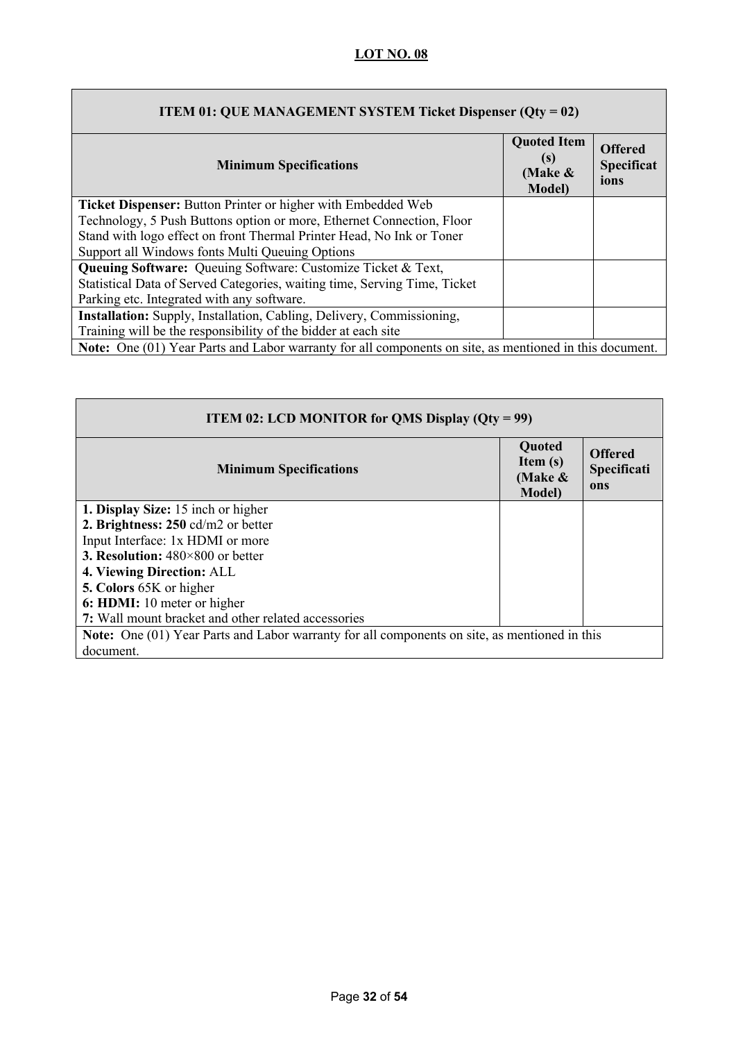**LOT NO. 08**

| ITEM 01: QUE MANAGEMENT SYSTEM Ticket Dispenser (Qty = 02) | | |
|---|---|---|
| **Minimum Specifications** | **Quoted Item (s) (Make & Model)** | **Offered Specifications** |
| **Ticket Dispenser:** Button Printer or higher with Embedded Web Technology, 5 Push Buttons option or more, Ethernet Connection, Floor Stand with logo effect on front Thermal Printer Head, No Ink or Toner Support all Windows fonts Multi Queuing Options | | |
| **Queuing Software:** Queuing Software: Customize Ticket & Text, Statistical Data of Served Categories, waiting time, Serving Time, Ticket Parking etc. Integrated with any software. | | |
| **Installation:** Supply, Installation, Cabling, Delivery, Commissioning, Training will be the responsibility of the bidder at each site | | |
| **Note:** One (01) Year Parts and Labor warranty for all components on site, as mentioned in this document. | | |

| ITEM 02: LCD MONITOR for QMS Display (Qty = 99) | | |
|---|---|---|
| **Minimum Specifications** | **Quoted Item (s) (Make & Model)** | **Offered Specifications** |
| **1. Display Size:** 15 inch or higher<br>**2. Brightness: 250** cd/m2 or better<br>Input Interface: 1x HDMI or more<br>**3. Resolution:** 480×800 or better<br>**4. Viewing Direction:** ALL<br>**5. Colors** 65K or higher<br>**6: HDMI:** 10 meter or higher<br>**7:** Wall mount bracket and other related accessories | | |
| **Note:** One (01) Year Parts and Labor warranty for all components on site, as mentioned in this document. | | |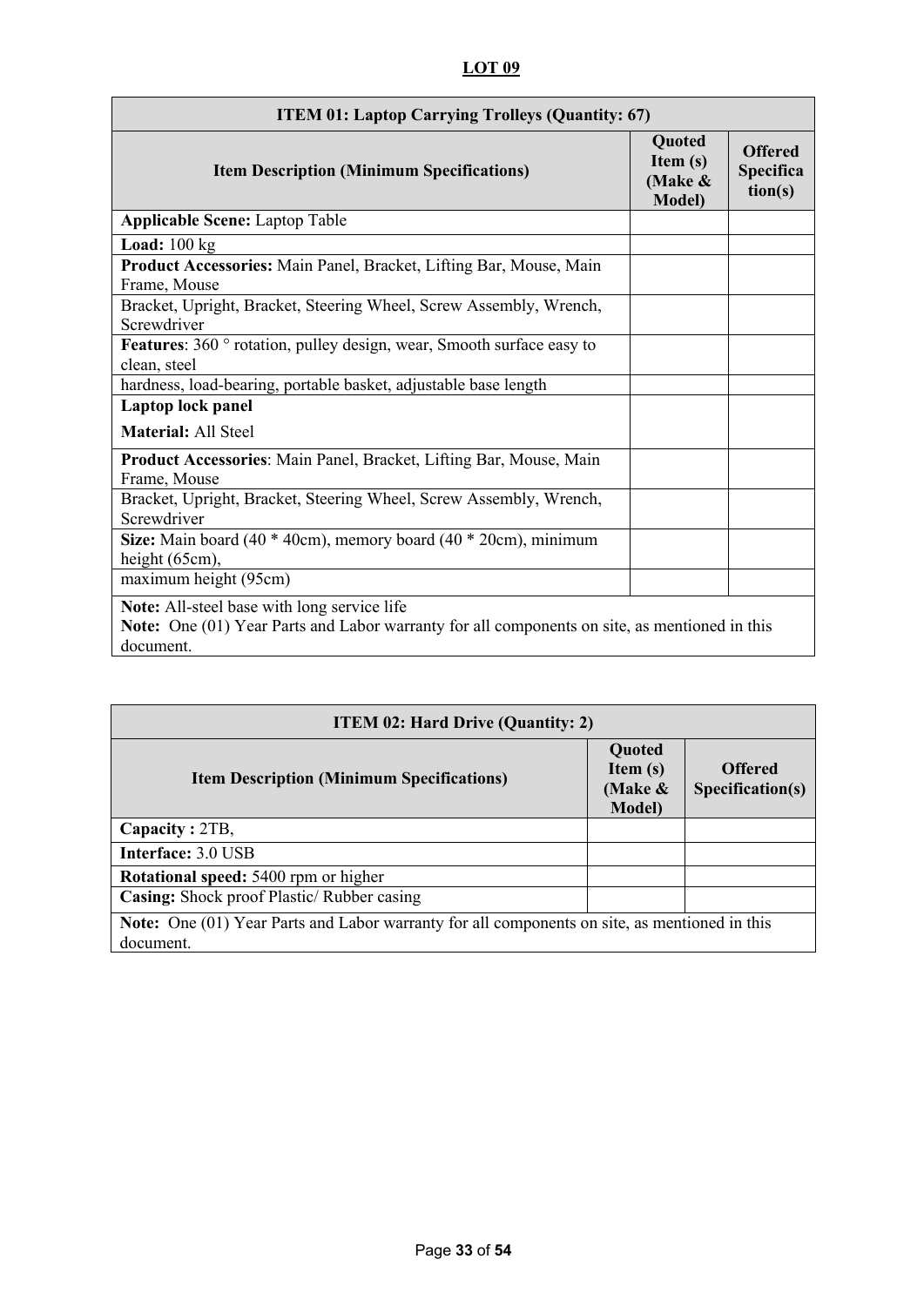## LOT 09

| ITEM 01: Laptop Carrying Trolleys (Quantity: 67) | | |
|---|---|---|
| **Item Description (Minimum Specifications)** | **Quoted Item (s) (Make & Model)** | **Offered Specification(s)** |
| **Applicable Scene:** Laptop Table | | |
| **Load:** 100 kg | | |
| **Product Accessories:** Main Panel, Bracket, Lifting Bar, Mouse, Main Frame, Mouse | | |
| Bracket, Upright, Bracket, Steering Wheel, Screw Assembly, Wrench, Screwdriver | | |
| **Features**: 360 ° rotation, pulley design, wear, Smooth surface easy to clean, steel | | |
| hardness, load-bearing, portable basket, adjustable base length | | |
| **Laptop lock panel**<br>**Material:** All Steel | | |
| **Product Accessories**: Main Panel, Bracket, Lifting Bar, Mouse, Main Frame, Mouse | | |
| Bracket, Upright, Bracket, Steering Wheel, Screw Assembly, Wrench, Screwdriver | | |
| **Size:** Main board (40 * 40cm), memory board (40 * 20cm), minimum height (65cm), | | |
| maximum height (95cm) | | |
| **Note:** All-steel base with long service life<br>**Note:** One (01) Year Parts and Labor warranty for all components on site, as mentioned in this document. | | |

| ITEM 02: Hard Drive (Quantity: 2) | | |
|---|---|---|
| **Item Description (Minimum Specifications)** | **Quoted Item (s) (Make & Model)** | **Offered Specification(s)** |
| **Capacity :** 2TB, | | |
| **Interface:** 3.0 USB | | |
| **Rotational speed:** 5400 rpm or higher | | |
| **Casing:** Shock proof Plastic/ Rubber casing | | |
| **Note:** One (01) Year Parts and Labor warranty for all components on site, as mentioned in this document. | | |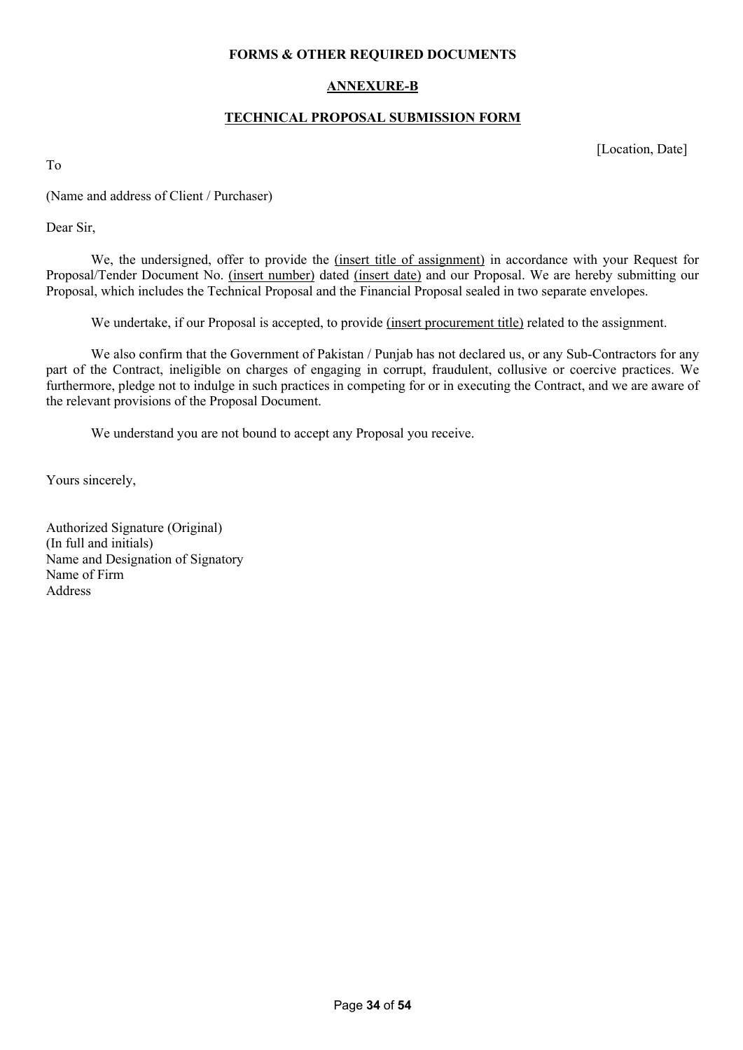**FORMS & OTHER REQUIRED DOCUMENTS**

**ANNEXURE-B**

**TECHNICAL PROPOSAL SUBMISSION FORM**

[Location, Date]

To

(Name and address of Client / Purchaser)

Dear Sir,

We, the undersigned, offer to provide the (insert title of assignment) in accordance with your Request for Proposal/Tender Document No. (insert number) dated (insert date) and our Proposal. We are hereby submitting our Proposal, which includes the Technical Proposal and the Financial Proposal sealed in two separate envelopes.

We undertake, if our Proposal is accepted, to provide (insert procurement title) related to the assignment.

We also confirm that the Government of Pakistan / Punjab has not declared us, or any Sub-Contractors for any part of the Contract, ineligible on charges of engaging in corrupt, fraudulent, collusive or coercive practices. We furthermore, pledge not to indulge in such practices in competing for or in executing the Contract, and we are aware of the relevant provisions of the Proposal Document.

We understand you are not bound to accept any Proposal you receive.

Yours sincerely,

Authorized Signature (Original)
(In full and initials)
Name and Designation of Signatory
Name of Firm
Address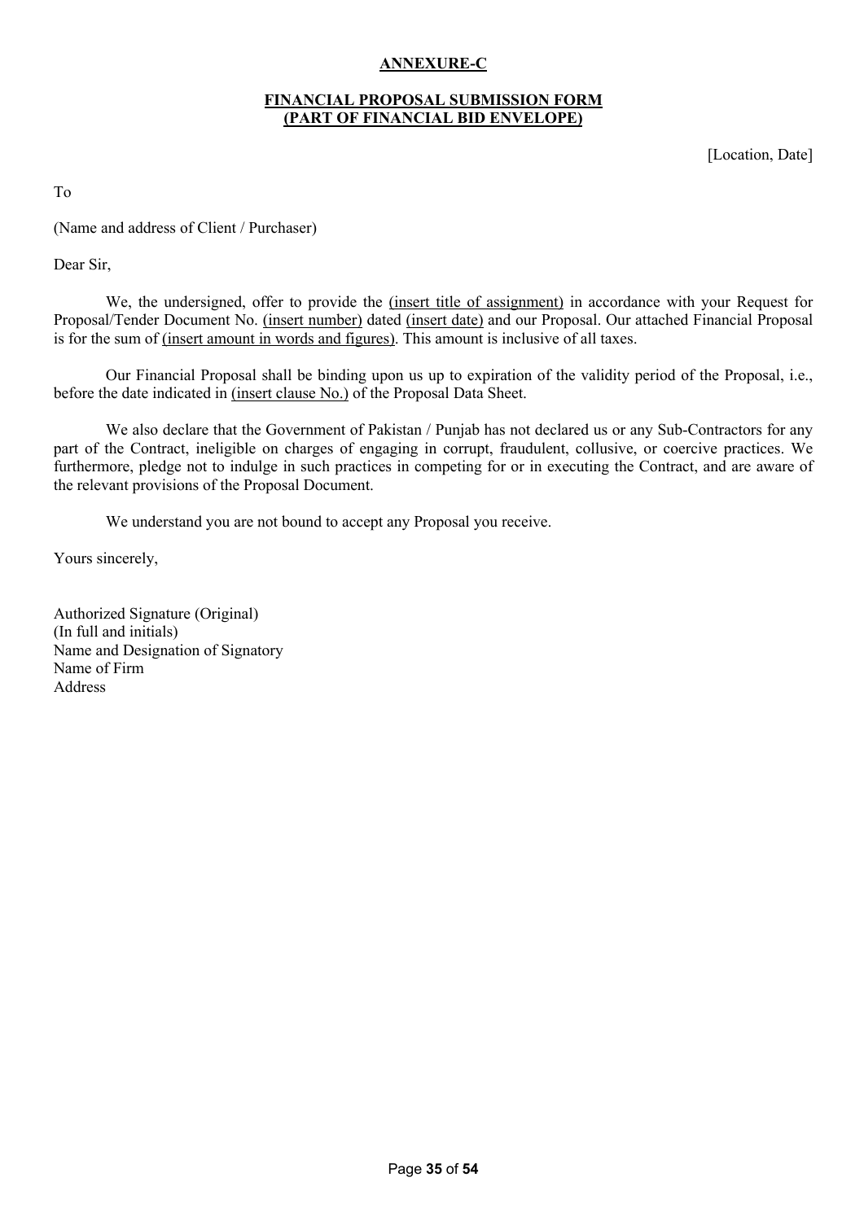**ANNEXURE-C**

**FINANCIAL PROPOSAL SUBMISSION FORM**
**(PART OF FINANCIAL BID ENVELOPE)**

[Location, Date]

To

(Name and address of Client / Purchaser)

Dear Sir,

We, the undersigned, offer to provide the (insert title of assignment) in accordance with your Request for Proposal/Tender Document No. (insert number) dated (insert date) and our Proposal. Our attached Financial Proposal is for the sum of (insert amount in words and figures). This amount is inclusive of all taxes.

Our Financial Proposal shall be binding upon us up to expiration of the validity period of the Proposal, i.e., before the date indicated in (insert clause No.) of the Proposal Data Sheet.

We also declare that the Government of Pakistan / Punjab has not declared us or any Sub-Contractors for any part of the Contract, ineligible on charges of engaging in corrupt, fraudulent, collusive, or coercive practices. We furthermore, pledge not to indulge in such practices in competing for or in executing the Contract, and are aware of the relevant provisions of the Proposal Document.

We understand you are not bound to accept any Proposal you receive.

Yours sincerely,

Authorized Signature (Original)
(In full and initials)
Name and Designation of Signatory
Name of Firm
Address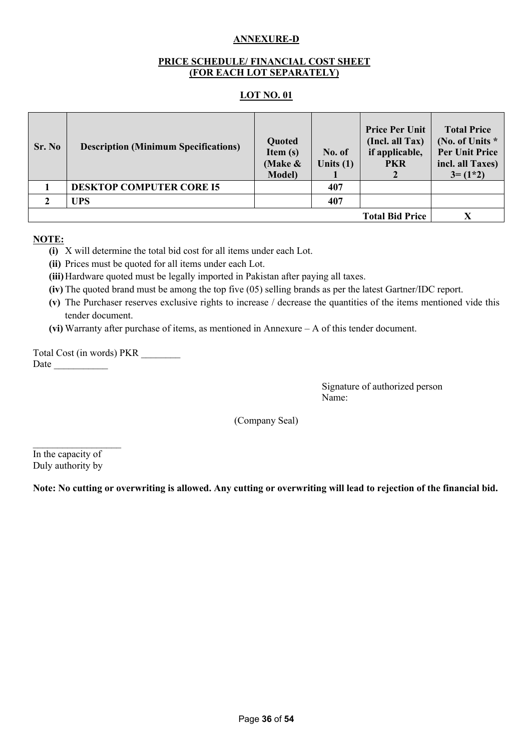**ANNEXURE-D**

**PRICE SCHEDULE/ FINANCIAL COST SHEET (FOR EACH LOT SEPARATELY)**

**LOT NO. 01**

| Sr. No | Description (Minimum Specifications) | Quoted Item (s) (Make & Model) | No. of Units (1) 1 | Price Per Unit (Incl. all Tax) if applicable, PKR 2 | Total Price (No. of Units * Per Unit Price incl. all Taxes) 3= (1*2) |
|---|---|---|---|---|---|
| 1 | DESKTOP COMPUTER CORE I5 | | 407 | | |
| 2 | UPS | | 407 | | |
| | | | | **Total Bid Price** | **X** |

**NOTE:**

- **(i)** X will determine the total bid cost for all items under each Lot.
- **(ii)** Prices must be quoted for all items under each Lot.
- **(iii)** Hardware quoted must be legally imported in Pakistan after paying all taxes.
- **(iv)** The quoted brand must be among the top five (05) selling brands as per the latest Gartner/IDC report.
- **(v)** The Purchaser reserves exclusive rights to increase / decrease the quantities of the items mentioned vide this tender document.
- **(vi)** Warranty after purchase of items, as mentioned in Annexure – A of this tender document.

Total Cost (in words) PKR ________
Date ___________

Signature of authorized person
Name:

(Company Seal)

__________________
In the capacity of
Duly authority by

**Note: No cutting or overwriting is allowed. Any cutting or overwriting will lead to rejection of the financial bid.**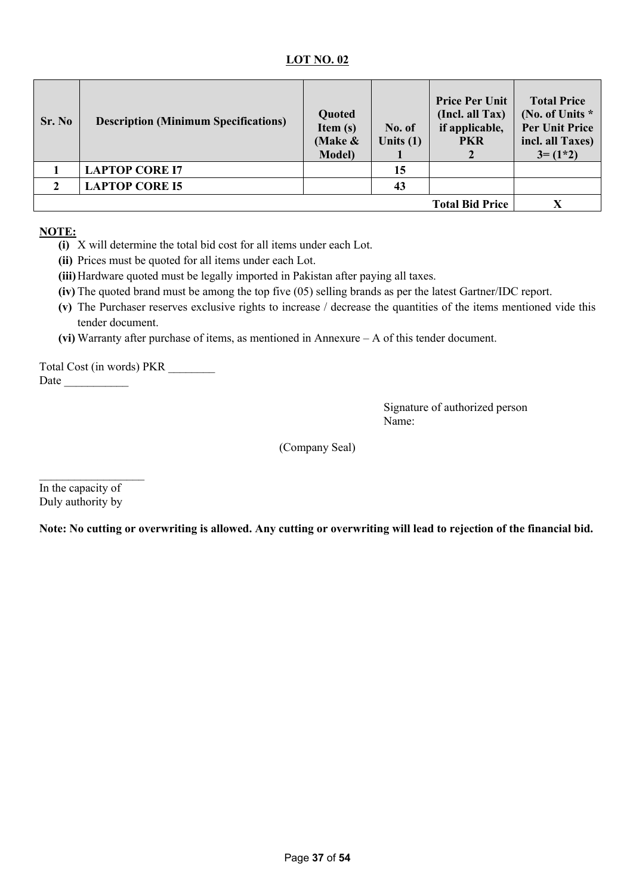## LOT NO. 02

| Sr. No | Description (Minimum Specifications) | Quoted Item (s) (Make & Model) | No. of Units (1) 1 | Price Per Unit (Incl. all Tax) if applicable, PKR 2 | Total Price (No. of Units * Per Unit Price incl. all Taxes) 3= (1*2) |
|---|---|---|---|---|---|
| 1 | **LAPTOP CORE I7** | | 15 | | |
| 2 | **LAPTOP CORE I5** | | 43 | | |
| | | | | **Total Bid Price** | **X** |

**NOTE:**

- **(i)** X will determine the total bid cost for all items under each Lot.
- **(ii)** Prices must be quoted for all items under each Lot.
- **(iii)** Hardware quoted must be legally imported in Pakistan after paying all taxes.
- **(iv)** The quoted brand must be among the top five (05) selling brands as per the latest Gartner/IDC report.
- **(v)** The Purchaser reserves exclusive rights to increase / decrease the quantities of the items mentioned vide this tender document.
- **(vi)** Warranty after purchase of items, as mentioned in Annexure – A of this tender document.

Total Cost (in words) PKR ________
Date ___________

Signature of authorized person
Name:

(Company Seal)

__________________
In the capacity of
Duly authority by

**Note: No cutting or overwriting is allowed. Any cutting or overwriting will lead to rejection of the financial bid.**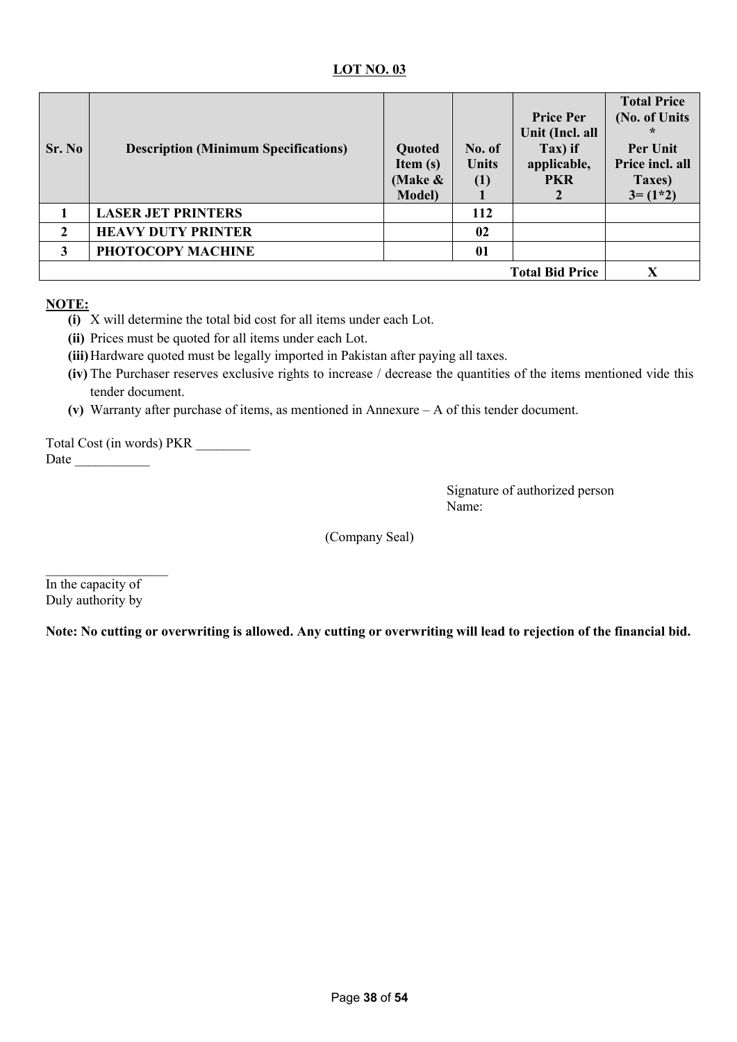**LOT NO. 03**

| Sr. No | Description (Minimum Specifications) | Quoted Item (s) (Make & Model) | No. of Units (1) 1 | Price Per Unit (Incl. all Tax) if applicable, PKR 2 | Total Price (No. of Units * Per Unit Price incl. all Taxes) 3= (1*2) |
|---|---|---|---|---|---|
| 1 | **LASER JET PRINTERS** | | 112 | | |
| 2 | **HEAVY DUTY PRINTER** | | 02 | | |
| 3 | **PHOTOCOPY MACHINE** | | 01 | | |
| | | | | **Total Bid Price** | **X** |

**NOTE:**

- **(i)** X will determine the total bid cost for all items under each Lot.
- **(ii)** Prices must be quoted for all items under each Lot.
- **(iii)** Hardware quoted must be legally imported in Pakistan after paying all taxes.
- **(iv)** The Purchaser reserves exclusive rights to increase / decrease the quantities of the items mentioned vide this tender document.
- **(v)** Warranty after purchase of items, as mentioned in Annexure – A of this tender document.

Total Cost (in words) PKR ________
Date ___________

Signature of authorized person
Name:

(Company Seal)

__________________
In the capacity of
Duly authority by

**Note: No cutting or overwriting is allowed. Any cutting or overwriting will lead to rejection of the financial bid.**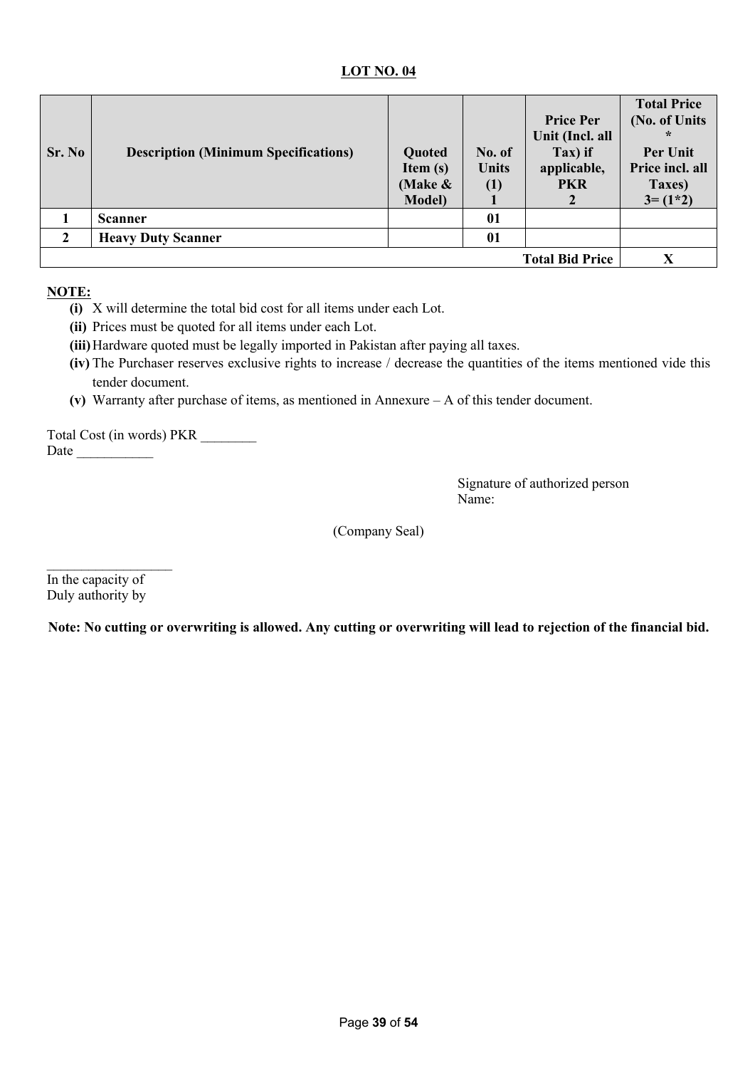**LOT NO. 04**

| Sr. No | Description (Minimum Specifications) | Quoted Item (s) (Make & Model) | No. of Units (1) 1 | Price Per Unit (Incl. all Tax) if applicable, PKR 2 | Total Price (No. of Units * Per Unit Price incl. all Taxes) 3= (1*2) |
|---|---|---|---|---|---|
| 1 | **Scanner** | | 01 | | |
| 2 | **Heavy Duty Scanner** | | 01 | | |
| | | | | **Total Bid Price** | **X** |

**NOTE:**

- **(i)** X will determine the total bid cost for all items under each Lot.
- **(ii)** Prices must be quoted for all items under each Lot.
- **(iii)** Hardware quoted must be legally imported in Pakistan after paying all taxes.
- **(iv)** The Purchaser reserves exclusive rights to increase / decrease the quantities of the items mentioned vide this tender document.
- **(v)** Warranty after purchase of items, as mentioned in Annexure – A of this tender document.

Total Cost (in words) PKR ________
Date ___________

Signature of authorized person
Name:

(Company Seal)

__________________
In the capacity of
Duly authority by

**Note: No cutting or overwriting is allowed. Any cutting or overwriting will lead to rejection of the financial bid.**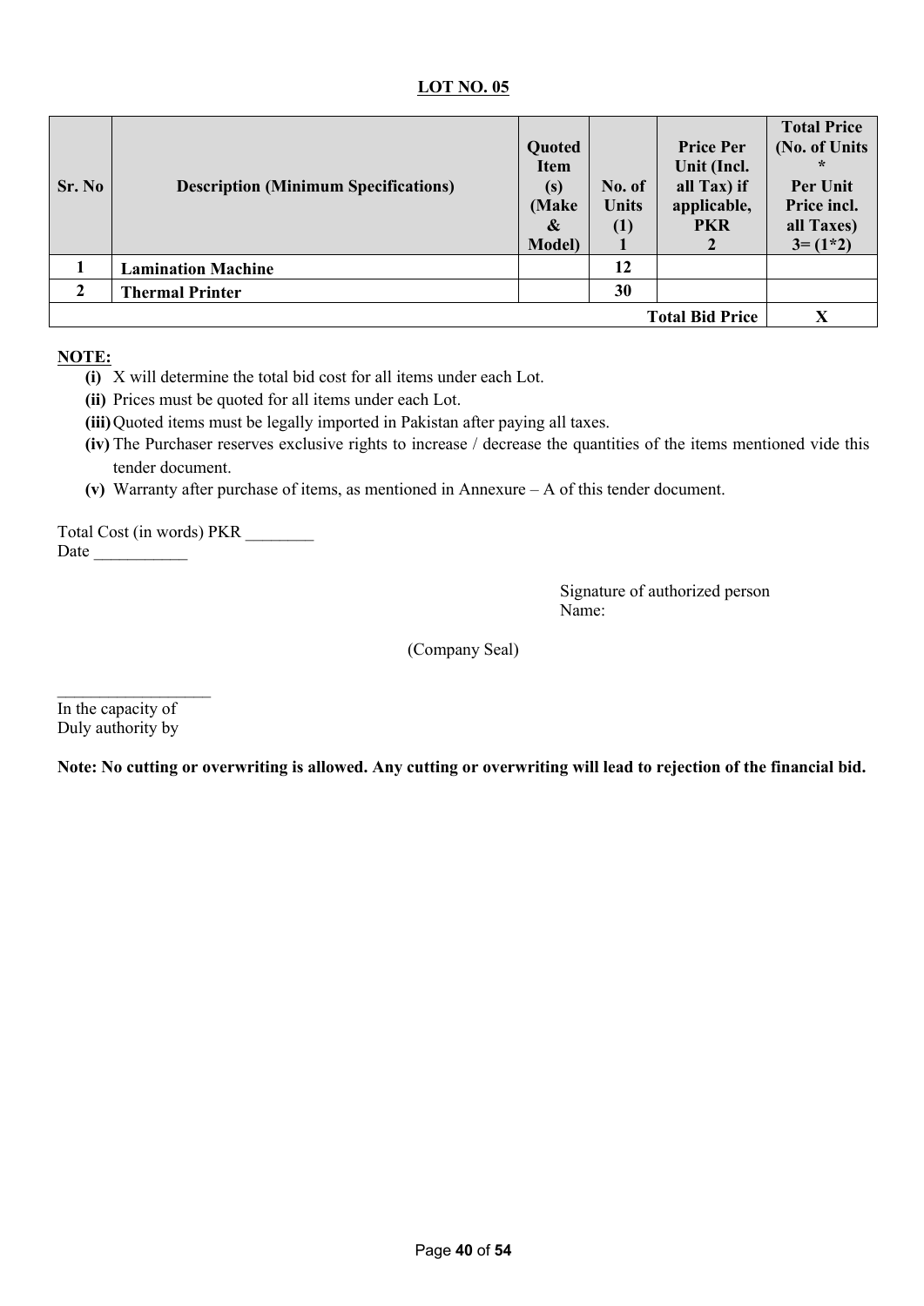**LOT NO. 05**

| Sr. No | Description (Minimum Specifications) | Quoted Item (s) (Make & Model) | No. of Units (1) 1 | Price Per Unit (Incl. all Tax) if applicable, PKR 2 | Total Price (No. of Units * Per Unit Price incl. all Taxes) 3= (1*2) |
|---|---|---|---|---|---|
| 1 | **Lamination Machine** | | 12 | | |
| 2 | **Thermal Printer** | | 30 | | |
| | | | | **Total Bid Price** | **X** |

**NOTE:**

- **(i)** X will determine the total bid cost for all items under each Lot.
- **(ii)** Prices must be quoted for all items under each Lot.
- **(iii)** Quoted items must be legally imported in Pakistan after paying all taxes.
- **(iv)** The Purchaser reserves exclusive rights to increase / decrease the quantities of the items mentioned vide this tender document.
- **(v)** Warranty after purchase of items, as mentioned in Annexure – A of this tender document.

Total Cost (in words) PKR ________
Date ___________

Signature of authorized person
Name:

(Company Seal)

__________________
In the capacity of
Duly authority by

**Note: No cutting or overwriting is allowed. Any cutting or overwriting will lead to rejection of the financial bid.**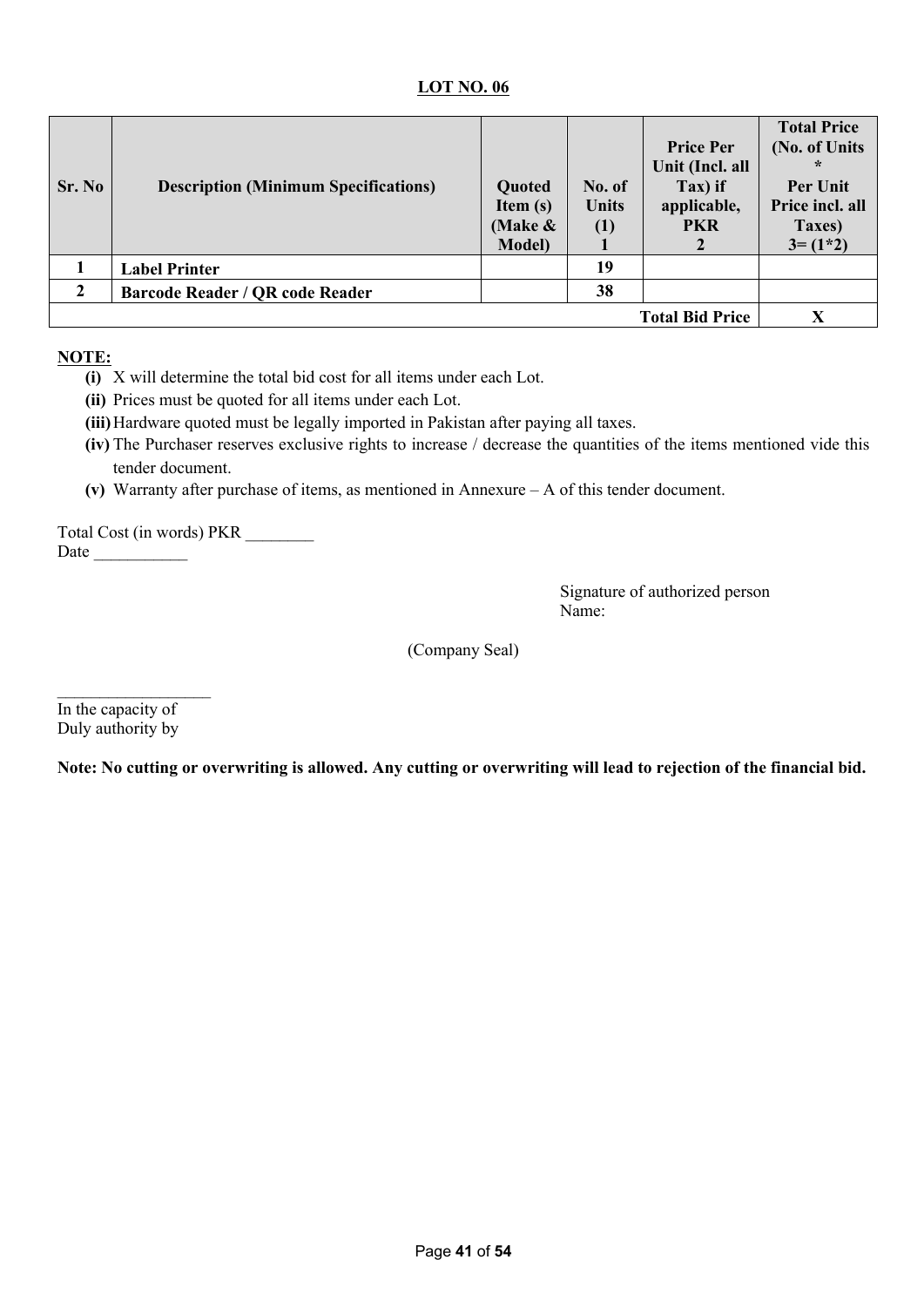**LOT NO. 06**

| Sr. No | Description (Minimum Specifications) | Quoted Item (s) (Make & Model) | No. of Units (1) 1 | Price Per Unit (Incl. all Tax) if applicable, PKR 2 | Total Price (No. of Units * Per Unit Price incl. all Taxes) 3= (1*2) |
|---|---|---|---|---|---|
| **1** | **Label Printer** | | **19** | | |
| **2** | **Barcode Reader / QR code Reader** | | **38** | | |
| | | | | **Total Bid Price** | **X** |

**NOTE:**

- **(i)** X will determine the total bid cost for all items under each Lot.
- **(ii)** Prices must be quoted for all items under each Lot.
- **(iii)** Hardware quoted must be legally imported in Pakistan after paying all taxes.
- **(iv)** The Purchaser reserves exclusive rights to increase / decrease the quantities of the items mentioned vide this tender document.
- **(v)** Warranty after purchase of items, as mentioned in Annexure – A of this tender document.

Total Cost (in words) PKR ________
Date ___________

Signature of authorized person
Name:

(Company Seal)

__________________
In the capacity of
Duly authority by

**Note: No cutting or overwriting is allowed. Any cutting or overwriting will lead to rejection of the financial bid.**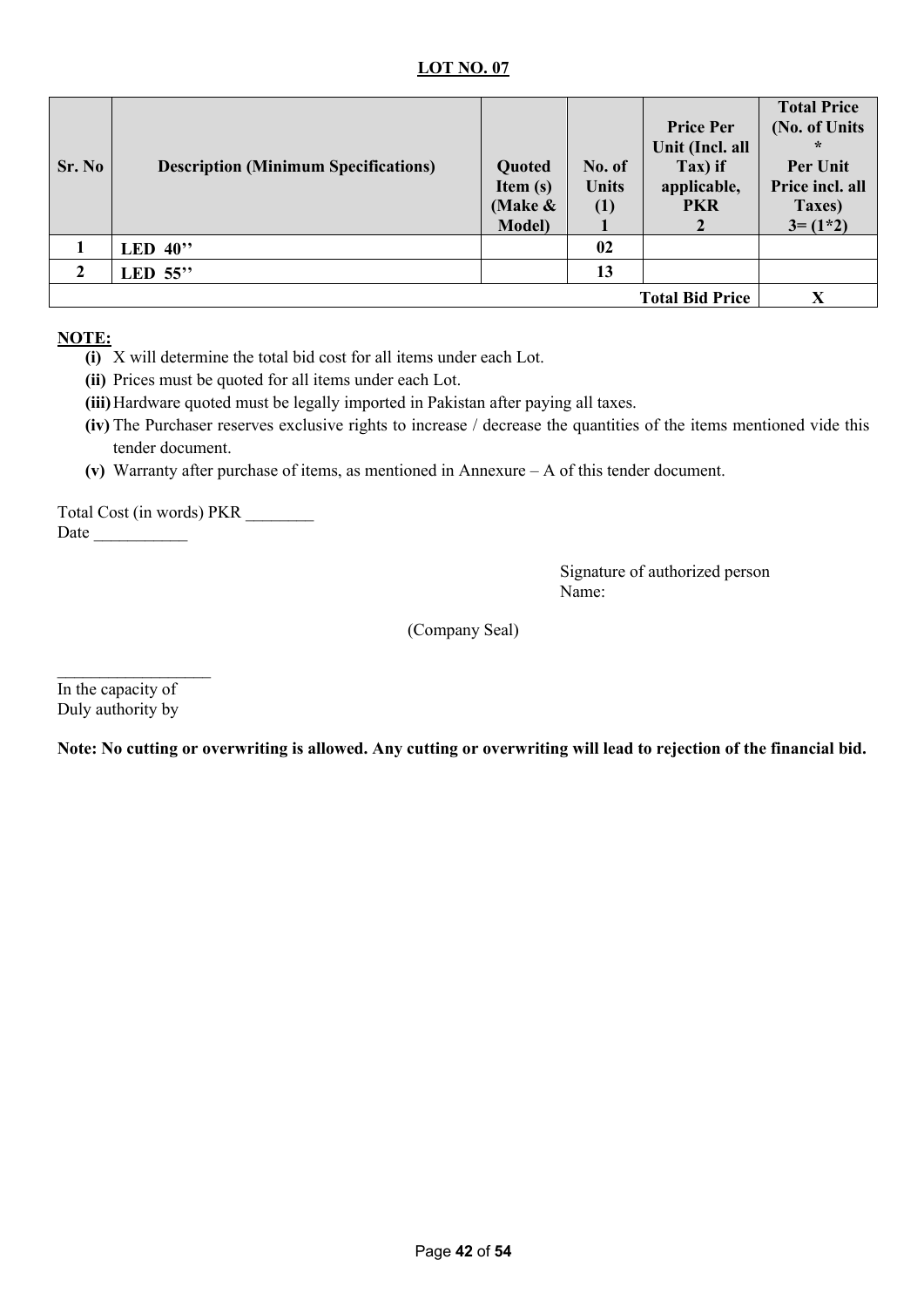## LOT NO. 07

| Sr. No | Description (Minimum Specifications) | Quoted Item (s) (Make & Model) | No. of Units (1) 1 | Price Per Unit (Incl. all Tax) if applicable, PKR 2 | Total Price (No. of Units * Per Unit Price incl. all Taxes) 3= (1*2) |
|---|---|---|---|---|---|
| 1 | LED 40'' | | 02 | | |
| 2 | LED 55'' | | 13 | | |
| | | | | **Total Bid Price** | **X** |

**NOTE:**

- **(i)** X will determine the total bid cost for all items under each Lot.
- **(ii)** Prices must be quoted for all items under each Lot.
- **(iii)** Hardware quoted must be legally imported in Pakistan after paying all taxes.
- **(iv)** The Purchaser reserves exclusive rights to increase / decrease the quantities of the items mentioned vide this tender document.
- **(v)** Warranty after purchase of items, as mentioned in Annexure – A of this tender document.

Total Cost (in words) PKR ________
Date ___________

Signature of authorized person
Name:

(Company Seal)

__________________
In the capacity of
Duly authority by

**Note: No cutting or overwriting is allowed. Any cutting or overwriting will lead to rejection of the financial bid.**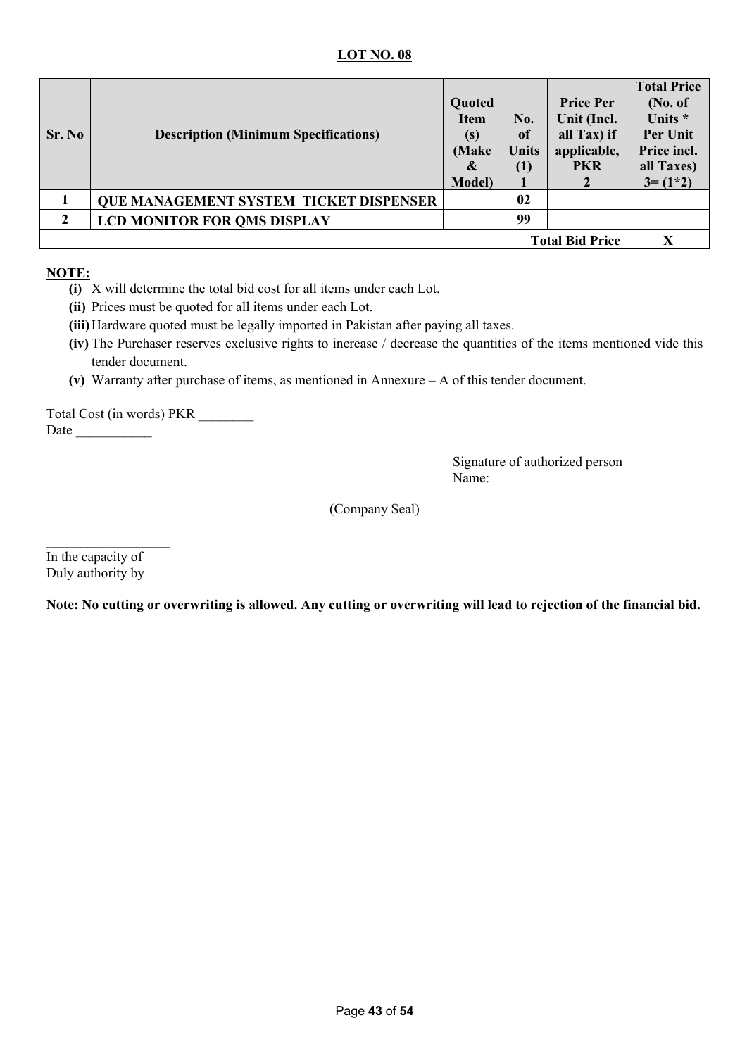**LOT NO. 08**

| Sr. No | Description (Minimum Specifications) | Quoted Item (s) (Make & Model) | No. of Units (1) 1 | Price Per Unit (Incl. all Tax) if applicable, PKR 2 | Total Price (No. of Units * Per Unit Price incl. all Taxes) 3= (1*2) |
|---|---|---|---|---|---|
| 1 | **QUE MANAGEMENT SYSTEM TICKET DISPENSER** | | 02 | | |
| 2 | **LCD MONITOR FOR QMS DISPLAY** | | 99 | | |
| | | | | **Total Bid Price** | **X** |

**NOTE:**

- **(i)** X will determine the total bid cost for all items under each Lot.
- **(ii)** Prices must be quoted for all items under each Lot.
- **(iii)** Hardware quoted must be legally imported in Pakistan after paying all taxes.
- **(iv)** The Purchaser reserves exclusive rights to increase / decrease the quantities of the items mentioned vide this tender document.
- **(v)** Warranty after purchase of items, as mentioned in Annexure – A of this tender document.

Total Cost (in words) PKR ________
Date ___________

Signature of authorized person
Name:

(Company Seal)

__________________
In the capacity of
Duly authority by

**Note: No cutting or overwriting is allowed. Any cutting or overwriting will lead to rejection of the financial bid.**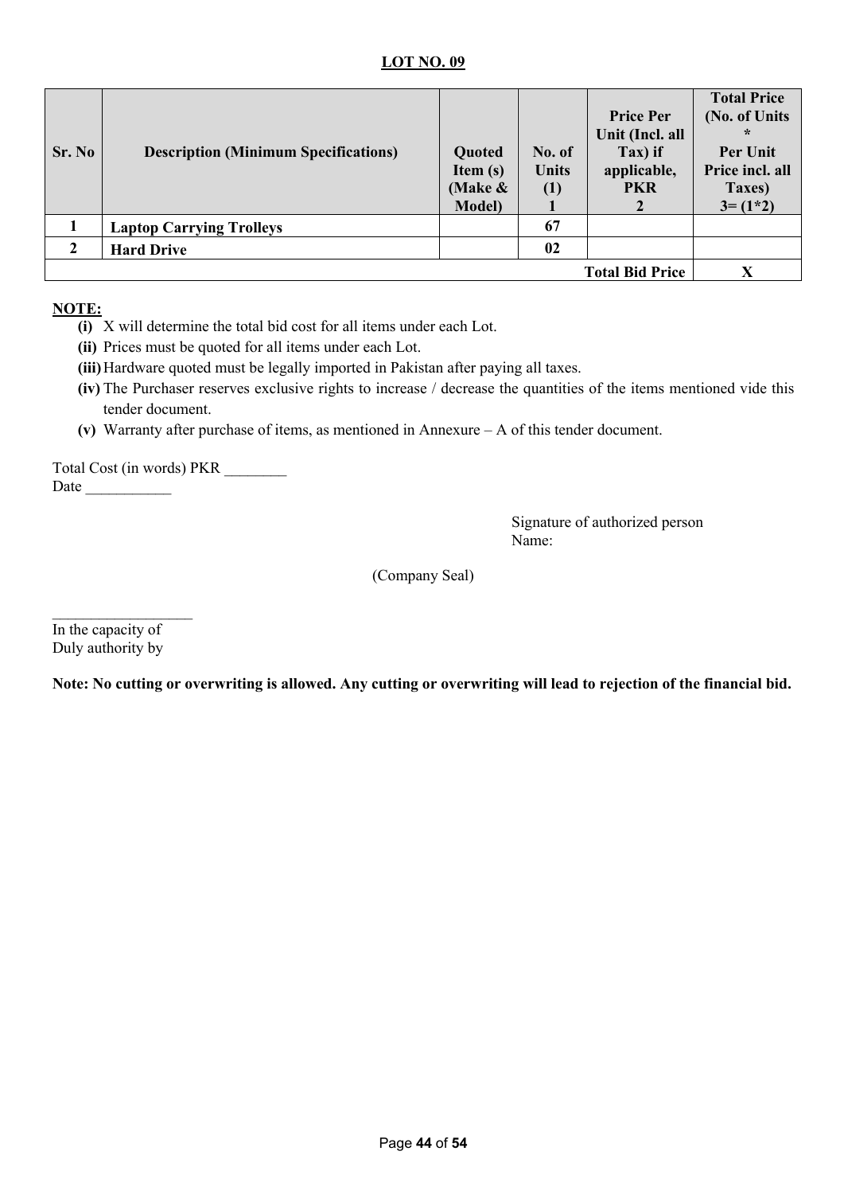**LOT NO. 09**

| Sr. No | Description (Minimum Specifications) | Quoted Item (s) (Make & Model) | No. of Units (1) 1 | Price Per Unit (Incl. all Tax) if applicable, PKR 2 | Total Price (No. of Units * Per Unit Price incl. all Taxes) 3= (1*2) |
|---|---|---|---|---|---|
| 1 | **Laptop Carrying Trolleys** | | 67 | | |
| 2 | **Hard Drive** | | 02 | | |
| | | | | **Total Bid Price** | **X** |

**NOTE:**

- **(i)** X will determine the total bid cost for all items under each Lot.
- **(ii)** Prices must be quoted for all items under each Lot.
- **(iii)** Hardware quoted must be legally imported in Pakistan after paying all taxes.
- **(iv)** The Purchaser reserves exclusive rights to increase / decrease the quantities of the items mentioned vide this tender document.
- **(v)** Warranty after purchase of items, as mentioned in Annexure – A of this tender document.

Total Cost (in words) PKR ________
Date ___________

Signature of authorized person
Name:

(Company Seal)

__________________
In the capacity of
Duly authority by

**Note: No cutting or overwriting is allowed. Any cutting or overwriting will lead to rejection of the financial bid.**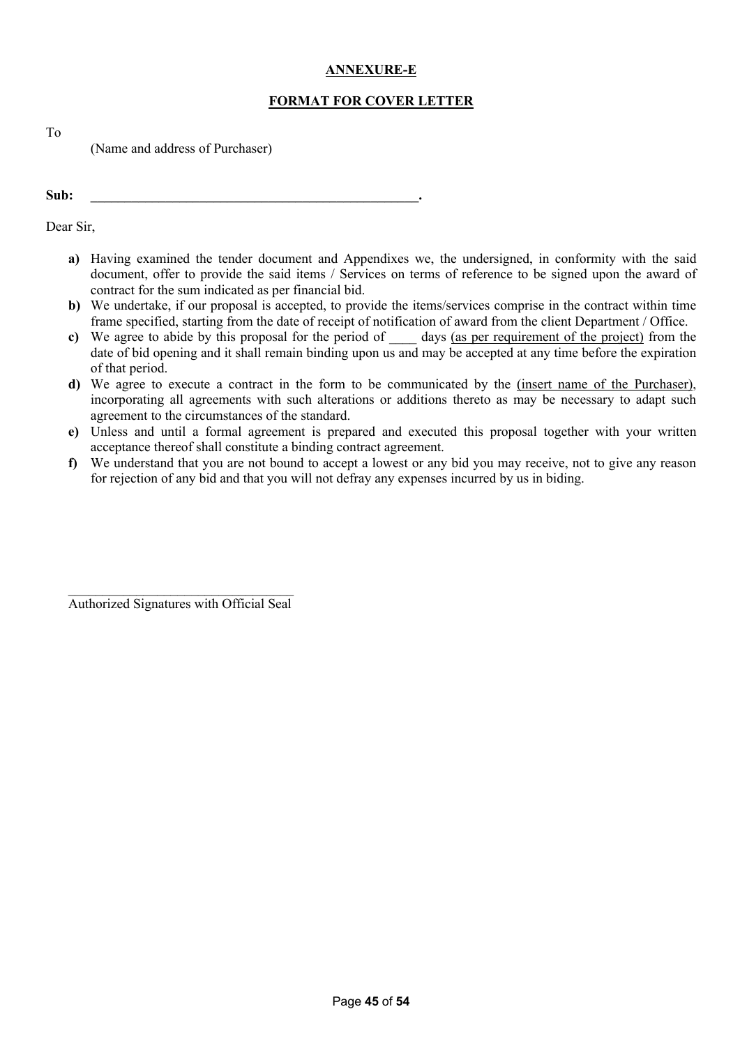**ANNEXURE-E**

**FORMAT FOR COVER LETTER**

To

(Name and address of Purchaser)

**Sub: \_\_\_\_\_\_\_\_\_\_\_\_\_\_\_\_\_\_\_\_\_\_\_\_\_\_\_\_\_\_\_\_\_\_\_\_\_\_\_\_\_\_\_\_\_\_\_\_.**

Dear Sir,

- **a)** Having examined the tender document and Appendixes we, the undersigned, in conformity with the said document, offer to provide the said items / Services on terms of reference to be signed upon the award of contract for the sum indicated as per financial bid.
- **b)** We undertake, if our proposal is accepted, to provide the items/services comprise in the contract within time frame specified, starting from the date of receipt of notification of award from the client Department / Office.
- **c)** We agree to abide by this proposal for the period of \_\_\_\_ days (as per requirement of the project) from the date of bid opening and it shall remain binding upon us and may be accepted at any time before the expiration of that period.
- **d)** We agree to execute a contract in the form to be communicated by the (insert name of the Purchaser), incorporating all agreements with such alterations or additions thereto as may be necessary to adapt such agreement to the circumstances of the standard.
- **e)** Unless and until a formal agreement is prepared and executed this proposal together with your written acceptance thereof shall constitute a binding contract agreement.
- **f)** We understand that you are not bound to accept a lowest or any bid you may receive, not to give any reason for rejection of any bid and that you will not defray any expenses incurred by us in biding.

\_\_\_\_\_\_\_\_\_\_\_\_\_\_\_\_\_\_\_\_\_\_\_\_\_\_\_\_\_\_\_\_\_\_

Authorized Signatures with Official Seal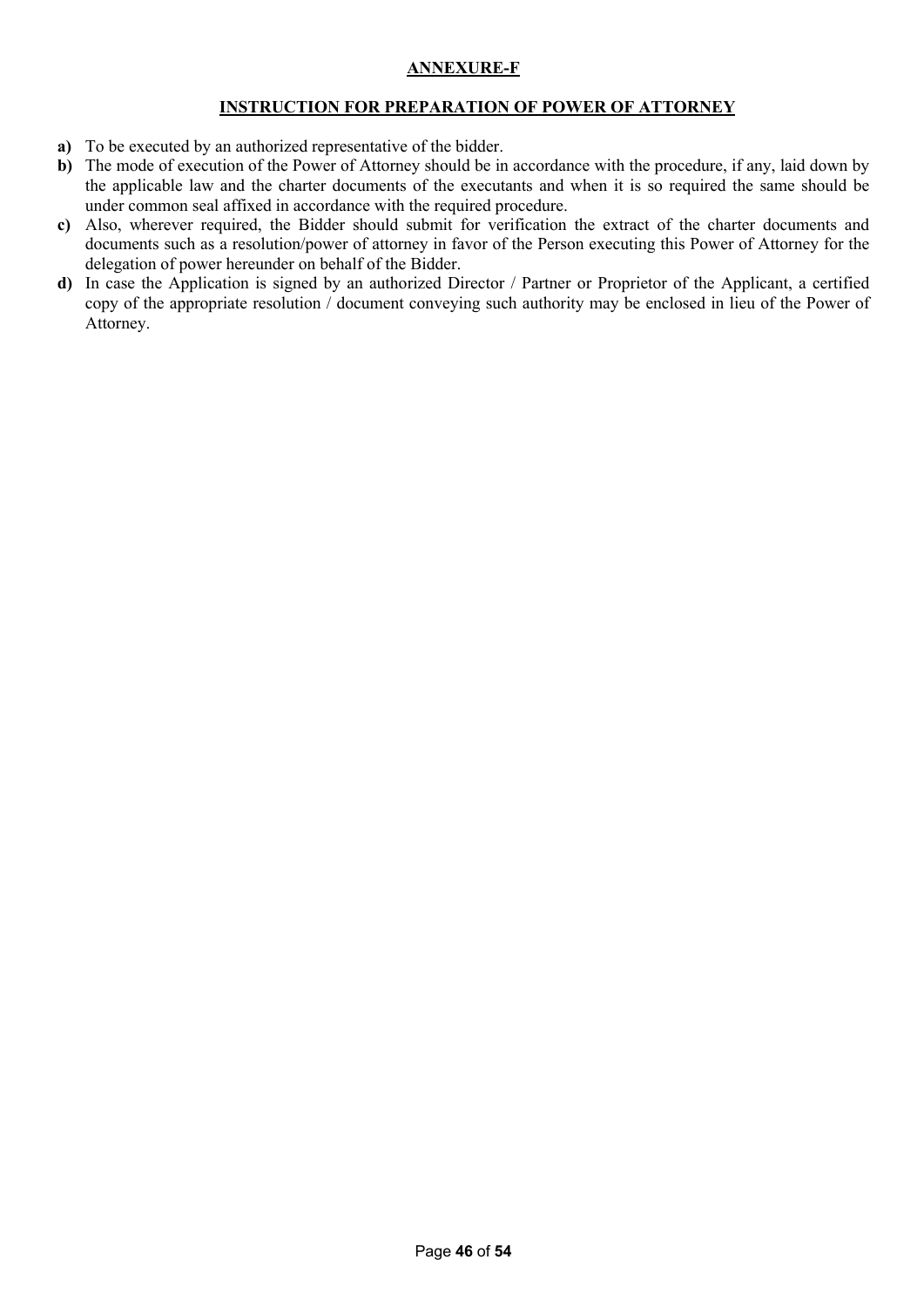**ANNEXURE-F**

**INSTRUCTION FOR PREPARATION OF POWER OF ATTORNEY**

**a)** To be executed by an authorized representative of the bidder.

**b)** The mode of execution of the Power of Attorney should be in accordance with the procedure, if any, laid down by the applicable law and the charter documents of the executants and when it is so required the same should be under common seal affixed in accordance with the required procedure.

**c)** Also, wherever required, the Bidder should submit for verification the extract of the charter documents and documents such as a resolution/power of attorney in favor of the Person executing this Power of Attorney for the delegation of power hereunder on behalf of the Bidder.

**d)** In case the Application is signed by an authorized Director / Partner or Proprietor of the Applicant, a certified copy of the appropriate resolution / document conveying such authority may be enclosed in lieu of the Power of Attorney.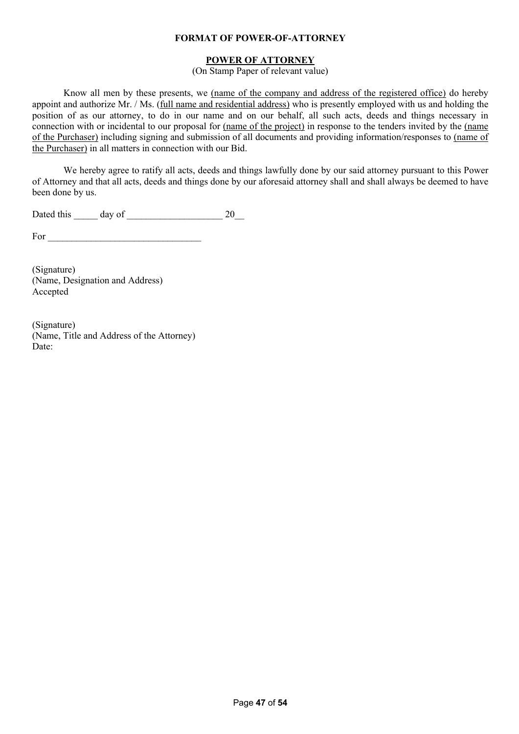**FORMAT OF POWER-OF-ATTORNEY**

**POWER OF ATTORNEY**

(On Stamp Paper of relevant value)

Know all men by these presents, we (name of the company and address of the registered office) do hereby appoint and authorize Mr. / Ms. (full name and residential address) who is presently employed with us and holding the position of as our attorney, to do in our name and on our behalf, all such acts, deeds and things necessary in connection with or incidental to our proposal for (name of the project) in response to the tenders invited by the (name of the Purchaser) including signing and submission of all documents and providing information/responses to (name of the Purchaser) in all matters in connection with our Bid.

We hereby agree to ratify all acts, deeds and things lawfully done by our said attorney pursuant to this Power of Attorney and that all acts, deeds and things done by our aforesaid attorney shall and shall always be deemed to have been done by us.

Dated this _____ day of ____________________ 20__

For ________________________________

(Signature)
(Name, Designation and Address)
Accepted

(Signature)
(Name, Title and Address of the Attorney)
Date: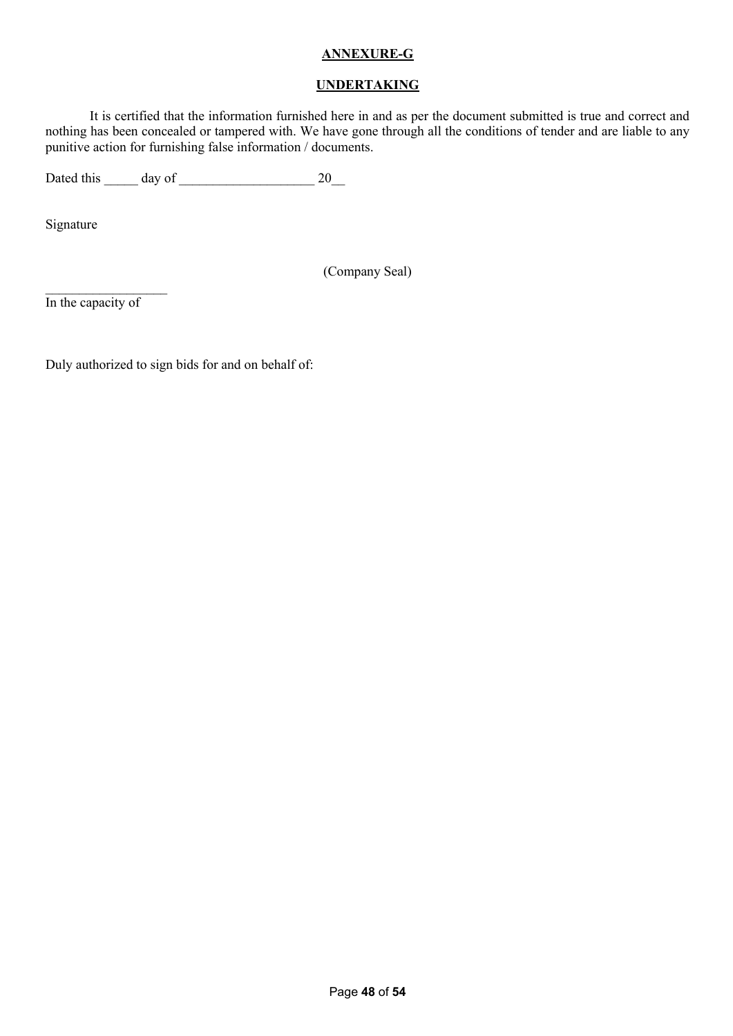**ANNEXURE-G**

**UNDERTAKING**

It is certified that the information furnished here in and as per the document submitted is true and correct and nothing has been concealed or tampered with. We have gone through all the conditions of tender and are liable to any punitive action for furnishing false information / documents.

Dated this _____ day of ____________________ 20__

Signature

(Company Seal)

__________________
In the capacity of

Duly authorized to sign bids for and on behalf of: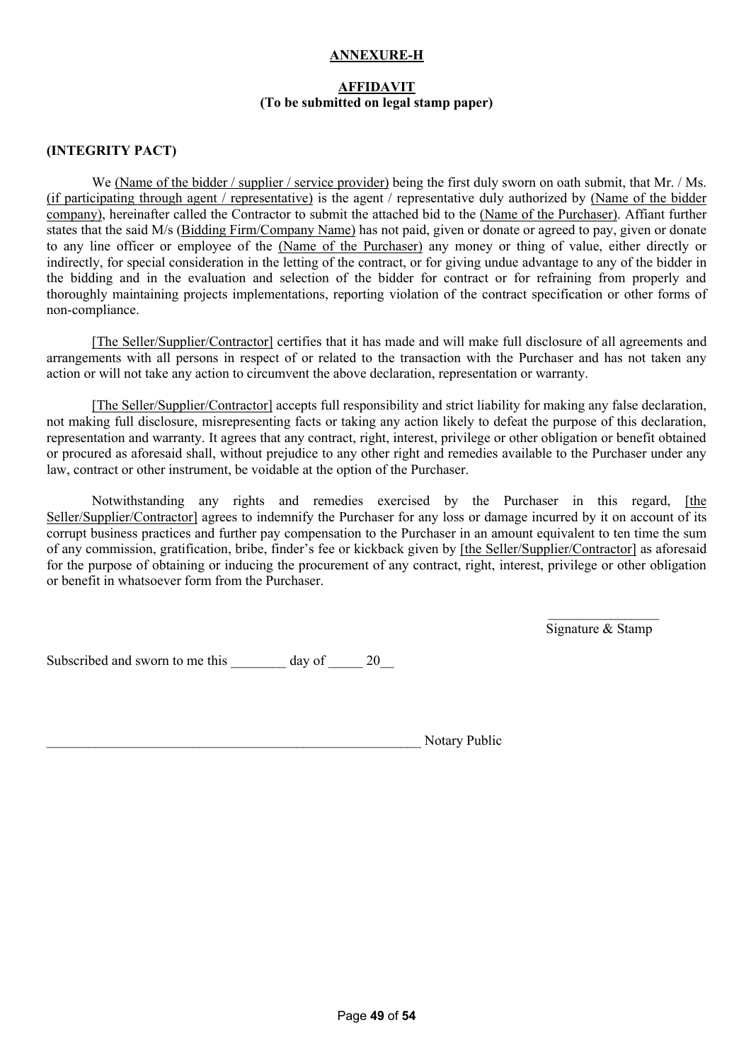**ANNEXURE-H**

**AFFIDAVIT**
**(To be submitted on legal stamp paper)**

**(INTEGRITY PACT)**

We (Name of the bidder / supplier / service provider) being the first duly sworn on oath submit, that Mr. / Ms. (if participating through agent / representative) is the agent / representative duly authorized by (Name of the bidder company), hereinafter called the Contractor to submit the attached bid to the (Name of the Purchaser). Affiant further states that the said M/s (Bidding Firm/Company Name) has not paid, given or donate or agreed to pay, given or donate to any line officer or employee of the (Name of the Purchaser) any money or thing of value, either directly or indirectly, for special consideration in the letting of the contract, or for giving undue advantage to any of the bidder in the bidding and in the evaluation and selection of the bidder for contract or for refraining from properly and thoroughly maintaining projects implementations, reporting violation of the contract specification or other forms of non-compliance.

[The Seller/Supplier/Contractor] certifies that it has made and will make full disclosure of all agreements and arrangements with all persons in respect of or related to the transaction with the Purchaser and has not taken any action or will not take any action to circumvent the above declaration, representation or warranty.

[The Seller/Supplier/Contractor] accepts full responsibility and strict liability for making any false declaration, not making full disclosure, misrepresenting facts or taking any action likely to defeat the purpose of this declaration, representation and warranty. It agrees that any contract, right, interest, privilege or other obligation or benefit obtained or procured as aforesaid shall, without prejudice to any other right and remedies available to the Purchaser under any law, contract or other instrument, be voidable at the option of the Purchaser.

Notwithstanding any rights and remedies exercised by the Purchaser in this regard, [the Seller/Supplier/Contractor] agrees to indemnify the Purchaser for any loss or damage incurred by it on account of its corrupt business practices and further pay compensation to the Purchaser in an amount equivalent to ten time the sum of any commission, gratification, bribe, finder's fee or kickback given by [the Seller/Supplier/Contractor] as aforesaid for the purpose of obtaining or inducing the procurement of any contract, right, interest, privilege or other obligation or benefit in whatsoever form from the Purchaser.

________________
Signature & Stamp

Subscribed and sworn to me this ________ day of _____ 20__

________________________________________________________ Notary Public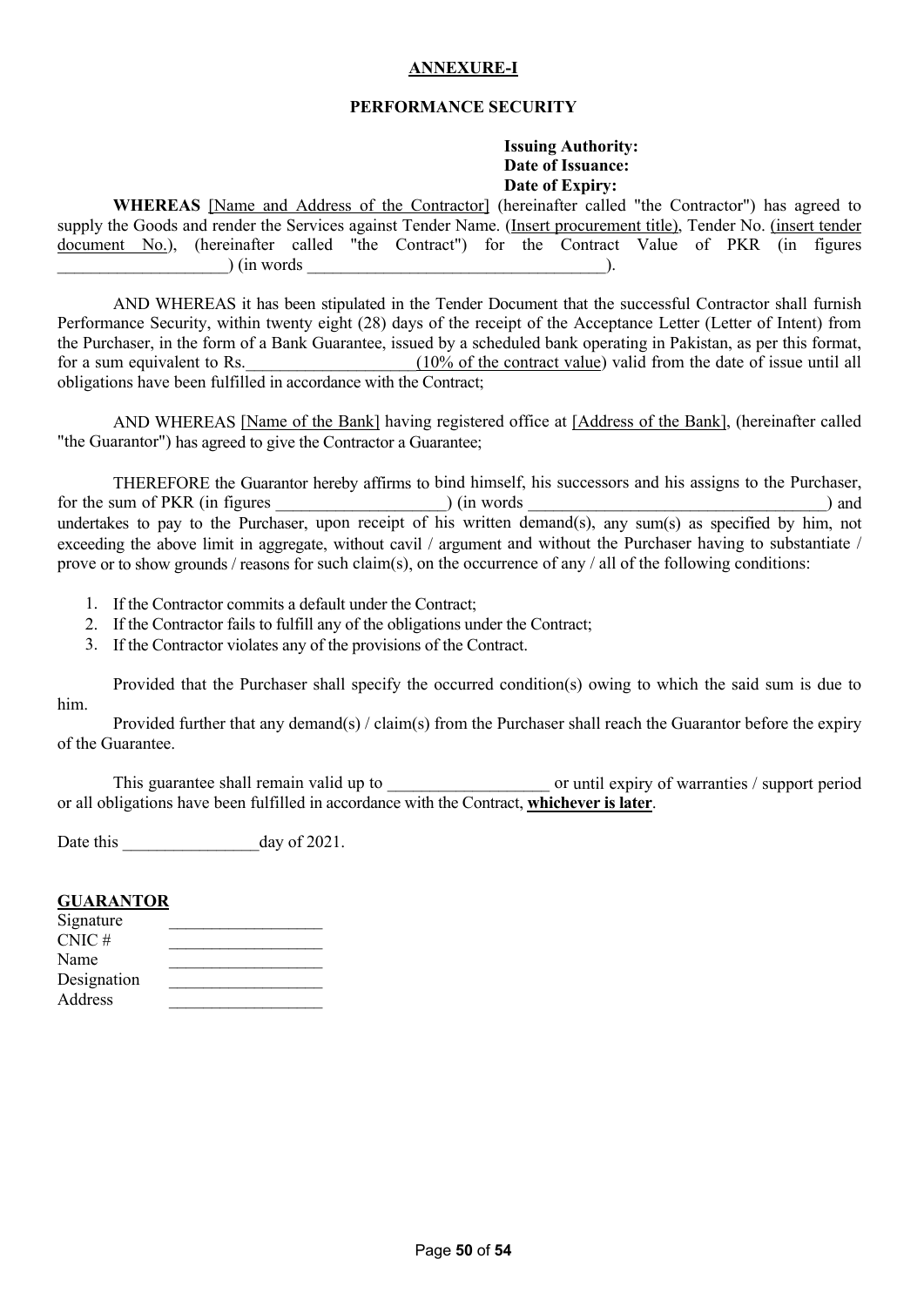**ANNEXURE-I**

**PERFORMANCE SECURITY**

**Issuing Authority:**
**Date of Issuance:**
**Date of Expiry:**

**WHEREAS** [Name and Address of the Contractor] (hereinafter called "the Contractor") has agreed to supply the Goods and render the Services against Tender Name. (Insert procurement title), Tender No. (insert tender document No.), (hereinafter called "the Contract") for the Contract Value of PKR (in figures ____________________) (in words ____________________________________).

AND WHEREAS it has been stipulated in the Tender Document that the successful Contractor shall furnish Performance Security, within twenty eight (28) days of the receipt of the Acceptance Letter (Letter of Intent) from the Purchaser, in the form of a Bank Guarantee, issued by a scheduled bank operating in Pakistan, as per this format, for a sum equivalent to Rs.____________________(10% of the contract value) valid from the date of issue until all obligations have been fulfilled in accordance with the Contract;

AND WHEREAS [Name of the Bank] having registered office at [Address of the Bank], (hereinafter called "the Guarantor") has agreed to give the Contractor a Guarantee;

THEREFORE the Guarantor hereby affirms to bind himself, his successors and his assigns to the Purchaser, for the sum of PKR (in figures ____________________) (in words ____________________________________) and undertakes to pay to the Purchaser, upon receipt of his written demand(s), any sum(s) as specified by him, not exceeding the above limit in aggregate, without cavil / argument and without the Purchaser having to substantiate / prove or to show grounds / reasons for such claim(s), on the occurrence of any / all of the following conditions:

1. If the Contractor commits a default under the Contract;
2. If the Contractor fails to fulfill any of the obligations under the Contract;
3. If the Contractor violates any of the provisions of the Contract.

Provided that the Purchaser shall specify the occurred condition(s) owing to which the said sum is due to him.

Provided further that any demand(s) / claim(s) from the Purchaser shall reach the Guarantor before the expiry of the Guarantee.

This guarantee shall remain valid up to ___________________ or until expiry of warranties / support period or all obligations have been fulfilled in accordance with the Contract, **whichever is later**.

Date this ________________day of 2021.

**GUARANTOR**

Signature __________________
CNIC # __________________
Name __________________
Designation __________________
Address __________________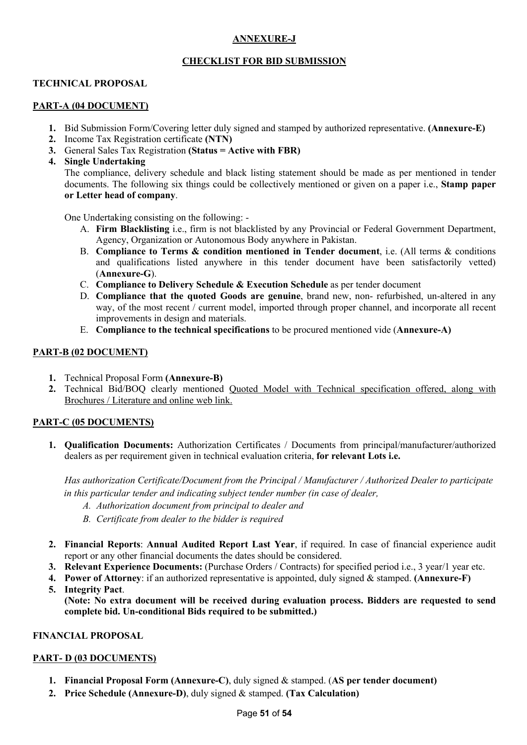**ANNEXURE-J**

**CHECKLIST FOR BID SUBMISSION**

**TECHNICAL PROPOSAL**

**PART-A (04 DOCUMENT)**

1. Bid Submission Form/Covering letter duly signed and stamped by authorized representative. **(Annexure-E)**
2. Income Tax Registration certificate **(NTN)**
3. General Sales Tax Registration **(Status = Active with FBR)**
4. **Single Undertaking**

   The compliance, delivery schedule and black listing statement should be made as per mentioned in tender documents. The following six things could be collectively mentioned or given on a paper i.e., **Stamp paper or Letter head of company**.

   One Undertaking consisting on the following: -

   A. **Firm Blacklisting** i.e., firm is not blacklisted by any Provincial or Federal Government Department, Agency, Organization or Autonomous Body anywhere in Pakistan.
   B. **Compliance to Terms & condition mentioned in Tender document**, i.e. (All terms & conditions and qualifications listed anywhere in this tender document have been satisfactorily vetted) (**Annexure-G**).
   C. **Compliance to Delivery Schedule & Execution Schedule** as per tender document
   D. **Compliance that the quoted Goods are genuine**, brand new, non- refurbished, un-altered in any way, of the most recent / current model, imported through proper channel, and incorporate all recent improvements in design and materials.
   E. **Compliance to the technical specifications** to be procured mentioned vide (**Annexure-A)**

**PART-B (02 DOCUMENT)**

1. Technical Proposal Form **(Annexure-B)**
2. Technical Bid/BOQ clearly mentioned Quoted Model with Technical specification offered, along with Brochures / Literature and online web link.

**PART-C (05 DOCUMENTS)**

1. **Qualification Documents:** Authorization Certificates / Documents from principal/manufacturer/authorized dealers as per requirement given in technical evaluation criteria, **for relevant Lots i.e.**

   *Has authorization Certificate/Document from the Principal / Manufacturer / Authorized Dealer to participate in this particular tender and indicating subject tender number (in case of dealer,*

   *A. Authorization document from principal to dealer and*
   *B. Certificate from dealer to the bidder is required*

2. **Financial Reports**: **Annual Audited Report Last Year**, if required. In case of financial experience audit report or any other financial documents the dates should be considered.
3. **Relevant Experience Documents:** (Purchase Orders / Contracts) for specified period i.e., 3 year/1 year etc.
4. **Power of Attorney**: if an authorized representative is appointed, duly signed & stamped. **(Annexure-F)**
5. **Integrity Pact**.
   **(Note: No extra document will be received during evaluation process. Bidders are requested to send complete bid. Un-conditional Bids required to be submitted.)**

**FINANCIAL PROPOSAL**

**PART- D (03 DOCUMENTS)**

1. **Financial Proposal Form (Annexure-C)**, duly signed & stamped. (**AS per tender document)**
2. **Price Schedule (Annexure-D)**, duly signed & stamped. **(Tax Calculation)**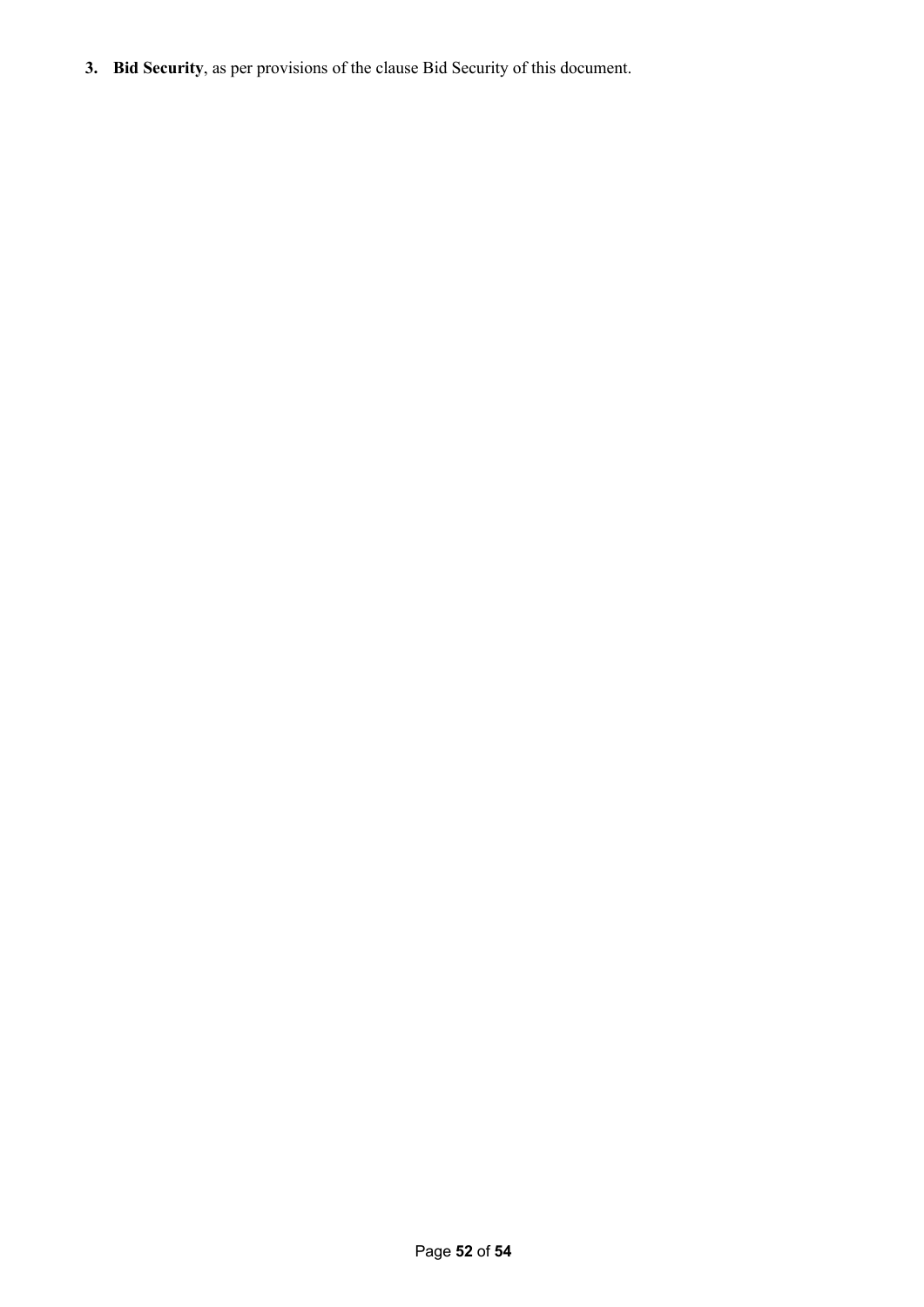3. **Bid Security**, as per provisions of the clause Bid Security of this document.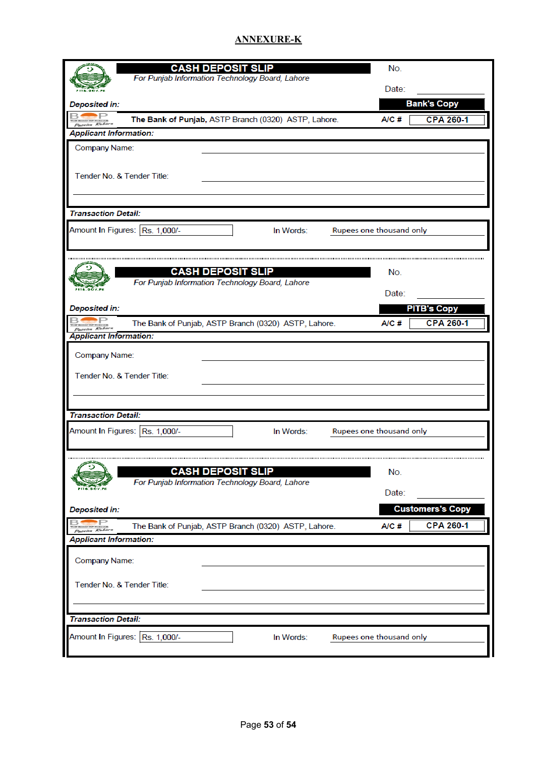## ANNEXURE-K

### CASH DEPOSIT SLIP

*For Punjab Information Technology Board, Lahore*

No.

Date: ____________

***Deposited in:***

**Bank's Copy**

**The Bank of Punjab,** ASTP Branch (0320) ASTP, Lahore. **A/C #** **CPA 260-1**

***Applicant Information:***

Company Name: ____________________

Tender No. & Tender Title: ____________________

***Transaction Detail:***

Amount In Figures: Rs. 1,000/-    In Words: Rupees one thousand only

---

### CASH DEPOSIT SLIP

*For Punjab Information Technology Board, Lahore*

No.

Date: ____________

***Deposited in:***

**PITB's Copy**

The Bank of Punjab, ASTP Branch (0320) ASTP, Lahore. **A/C #** **CPA 260-1**

***Applicant Information:***

Company Name: ____________________

Tender No. & Tender Title: ____________________

***Transaction Detail:***

Amount In Figures: Rs. 1,000/-    In Words: Rupees one thousand only

---

### CASH DEPOSIT SLIP

*For Punjab Information Technology Board, Lahore*

No.

Date: ____________

***Deposited in:***

**Customers's Copy**

The Bank of Punjab, ASTP Branch (0320) ASTP, Lahore. **A/C #** **CPA 260-1**

***Applicant Information:***

Company Name: ____________________

Tender No. & Tender Title: ____________________

***Transaction Detail:***

Amount In Figures: Rs. 1,000/-    In Words: Rupees one thousand only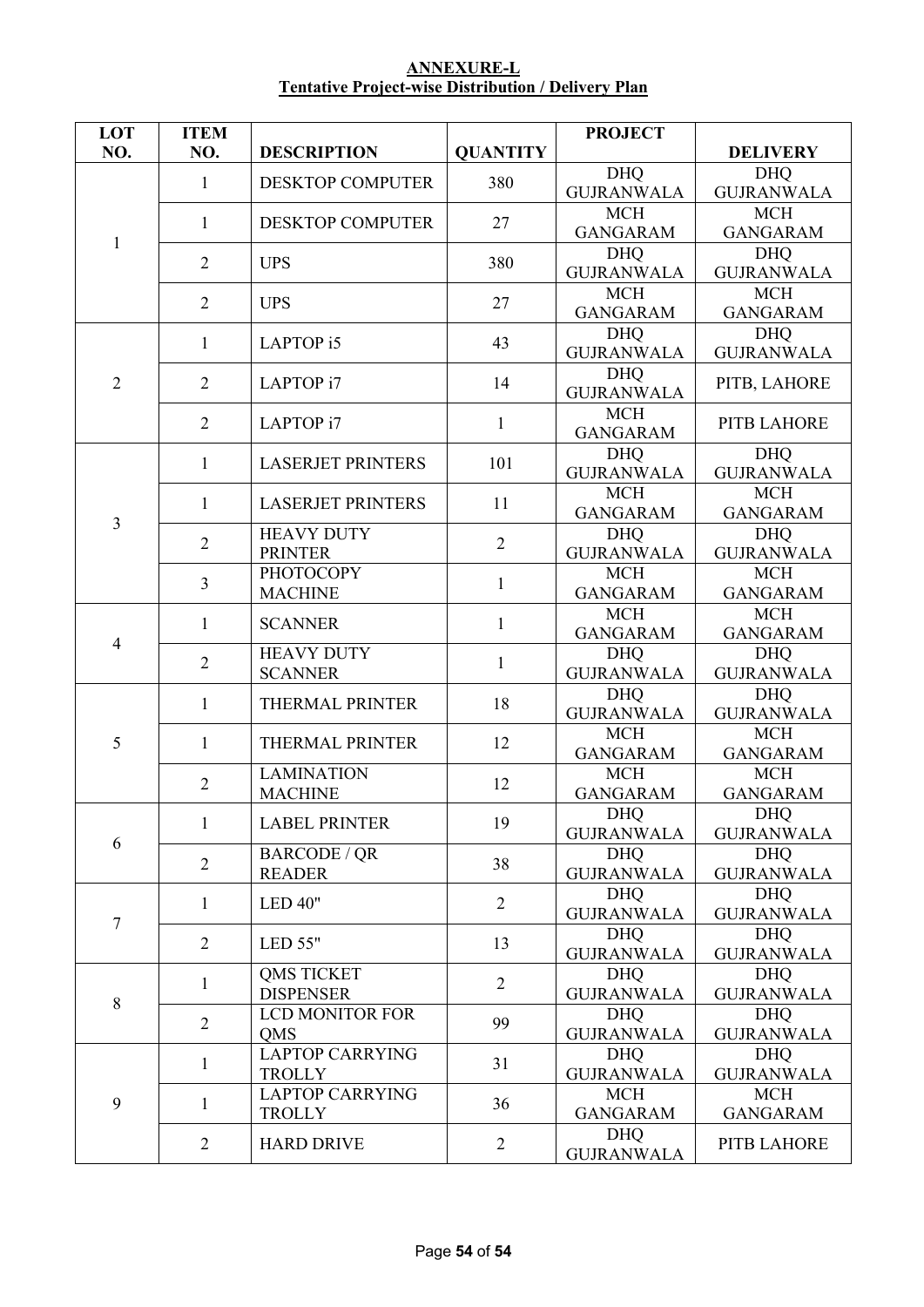**ANNEXURE-L**
**Tentative Project-wise Distribution / Delivery Plan**

| LOT NO. | ITEM NO. | DESCRIPTION | QUANTITY | PROJECT | DELIVERY |
|---|---|---|---|---|---|
| 1 | 1 | DESKTOP COMPUTER | 380 | DHQ GUJRANWALA | DHQ GUJRANWALA |
| | 1 | DESKTOP COMPUTER | 27 | MCH GANGARAM | MCH GANGARAM |
| | 2 | UPS | 380 | DHQ GUJRANWALA | DHQ GUJRANWALA |
| | 2 | UPS | 27 | MCH GANGARAM | MCH GANGARAM |
| 2 | 1 | LAPTOP i5 | 43 | DHQ GUJRANWALA | DHQ GUJRANWALA |
| | 2 | LAPTOP i7 | 14 | DHQ GUJRANWALA | PITB, LAHORE |
| | 2 | LAPTOP i7 | 1 | MCH GANGARAM | PITB LAHORE |
| 3 | 1 | LASERJET PRINTERS | 101 | DHQ GUJRANWALA | DHQ GUJRANWALA |
| | 1 | LASERJET PRINTERS | 11 | MCH GANGARAM | MCH GANGARAM |
| | 2 | HEAVY DUTY PRINTER | 2 | DHQ GUJRANWALA | DHQ GUJRANWALA |
| | 3 | PHOTOCOPY MACHINE | 1 | MCH GANGARAM | MCH GANGARAM |
| 4 | 1 | SCANNER | 1 | MCH GANGARAM | MCH GANGARAM |
| | 2 | HEAVY DUTY SCANNER | 1 | DHQ GUJRANWALA | DHQ GUJRANWALA |
| 5 | 1 | THERMAL PRINTER | 18 | DHQ GUJRANWALA | DHQ GUJRANWALA |
| | 1 | THERMAL PRINTER | 12 | MCH GANGARAM | MCH GANGARAM |
| | 2 | LAMINATION MACHINE | 12 | MCH GANGARAM | MCH GANGARAM |
| 6 | 1 | LABEL PRINTER | 19 | DHQ GUJRANWALA | DHQ GUJRANWALA |
| | 2 | BARCODE / QR READER | 38 | DHQ GUJRANWALA | DHQ GUJRANWALA |
| 7 | 1 | LED 40" | 2 | DHQ GUJRANWALA | DHQ GUJRANWALA |
| | 2 | LED 55" | 13 | DHQ GUJRANWALA | DHQ GUJRANWALA |
| 8 | 1 | QMS TICKET DISPENSER | 2 | DHQ GUJRANWALA | DHQ GUJRANWALA |
| | 2 | LCD MONITOR FOR QMS | 99 | DHQ GUJRANWALA | DHQ GUJRANWALA |
| 9 | 1 | LAPTOP CARRYING TROLLY | 31 | DHQ GUJRANWALA | DHQ GUJRANWALA |
| | 1 | LAPTOP CARRYING TROLLY | 36 | MCH GANGARAM | MCH GANGARAM |
| | 2 | HARD DRIVE | 2 | DHQ GUJRANWALA | PITB LAHORE |